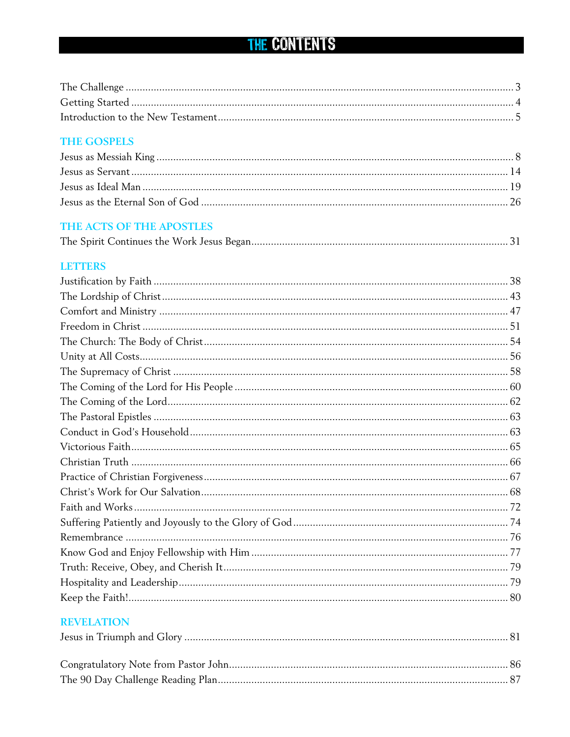# THE CONTENTS

The Challenge ........ 3
Getting Started ........ 4
Introduction to the New Testament ........ 5

## THE GOSPELS

Jesus as Messiah King ........ 8
Jesus as Servant ........ 14
Jesus as Ideal Man ........ 19
Jesus as the Eternal Son of God ........ 26

## THE ACTS OF THE APOSTLES

The Spirit Continues the Work Jesus Began ........ 31

## LETTERS

Justification by Faith ........ 38
The Lordship of Christ ........ 43
Comfort and Ministry ........ 47
Freedom in Christ ........ 51
The Church: The Body of Christ ........ 54
Unity at All Costs ........ 56
The Supremacy of Christ ........ 58
The Coming of the Lord for His People ........ 60
The Coming of the Lord ........ 62
The Pastoral Epistles ........ 63
Conduct in God's Household ........ 63
Victorious Faith ........ 65
Christian Truth ........ 66
Practice of Christian Forgiveness ........ 67
Christ's Work for Our Salvation ........ 68
Faith and Works ........ 72
Suffering Patiently and Joyously to the Glory of God ........ 74
Remembrance ........ 76
Know God and Enjoy Fellowship with Him ........ 77
Truth: Receive, Obey, and Cherish It ........ 79
Hospitality and Leadership ........ 79
Keep the Faith! ........ 80

## REVELATION

Jesus in Triumph and Glory ........ 81

Congratulatory Note from Pastor John ........ 86
The 90 Day Challenge Reading Plan ........ 87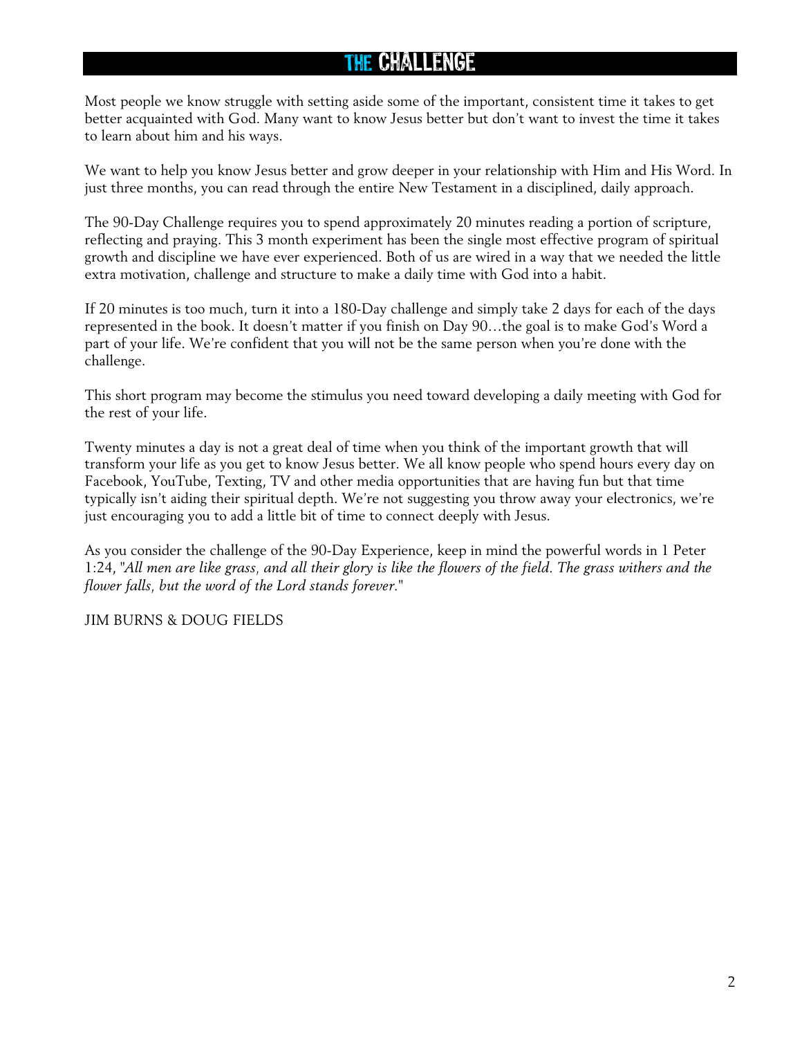# THE CHALLENGE

Most people we know struggle with setting aside some of the important, consistent time it takes to get better acquainted with God. Many want to know Jesus better but don't want to invest the time it takes to learn about him and his ways.

We want to help you know Jesus better and grow deeper in your relationship with Him and His Word. In just three months, you can read through the entire New Testament in a disciplined, daily approach.

The 90-Day Challenge requires you to spend approximately 20 minutes reading a portion of scripture, reflecting and praying. This 3 month experiment has been the single most effective program of spiritual growth and discipline we have ever experienced. Both of us are wired in a way that we needed the little extra motivation, challenge and structure to make a daily time with God into a habit.

If 20 minutes is too much, turn it into a 180-Day challenge and simply take 2 days for each of the days represented in the book. It doesn't matter if you finish on Day 90…the goal is to make God's Word a part of your life. We're confident that you will not be the same person when you're done with the challenge.

This short program may become the stimulus you need toward developing a daily meeting with God for the rest of your life.

Twenty minutes a day is not a great deal of time when you think of the important growth that will transform your life as you get to know Jesus better. We all know people who spend hours every day on Facebook, YouTube, Texting, TV and other media opportunities that are having fun but that time typically isn't aiding their spiritual depth. We're not suggesting you throw away your electronics, we're just encouraging you to add a little bit of time to connect deeply with Jesus.

As you consider the challenge of the 90-Day Experience, keep in mind the powerful words in 1 Peter 1:24, "*All men are like grass, and all their glory is like the flowers of the field. The grass withers and the flower falls, but the word of the Lord stands forever.*"

JIM BURNS & DOUG FIELDS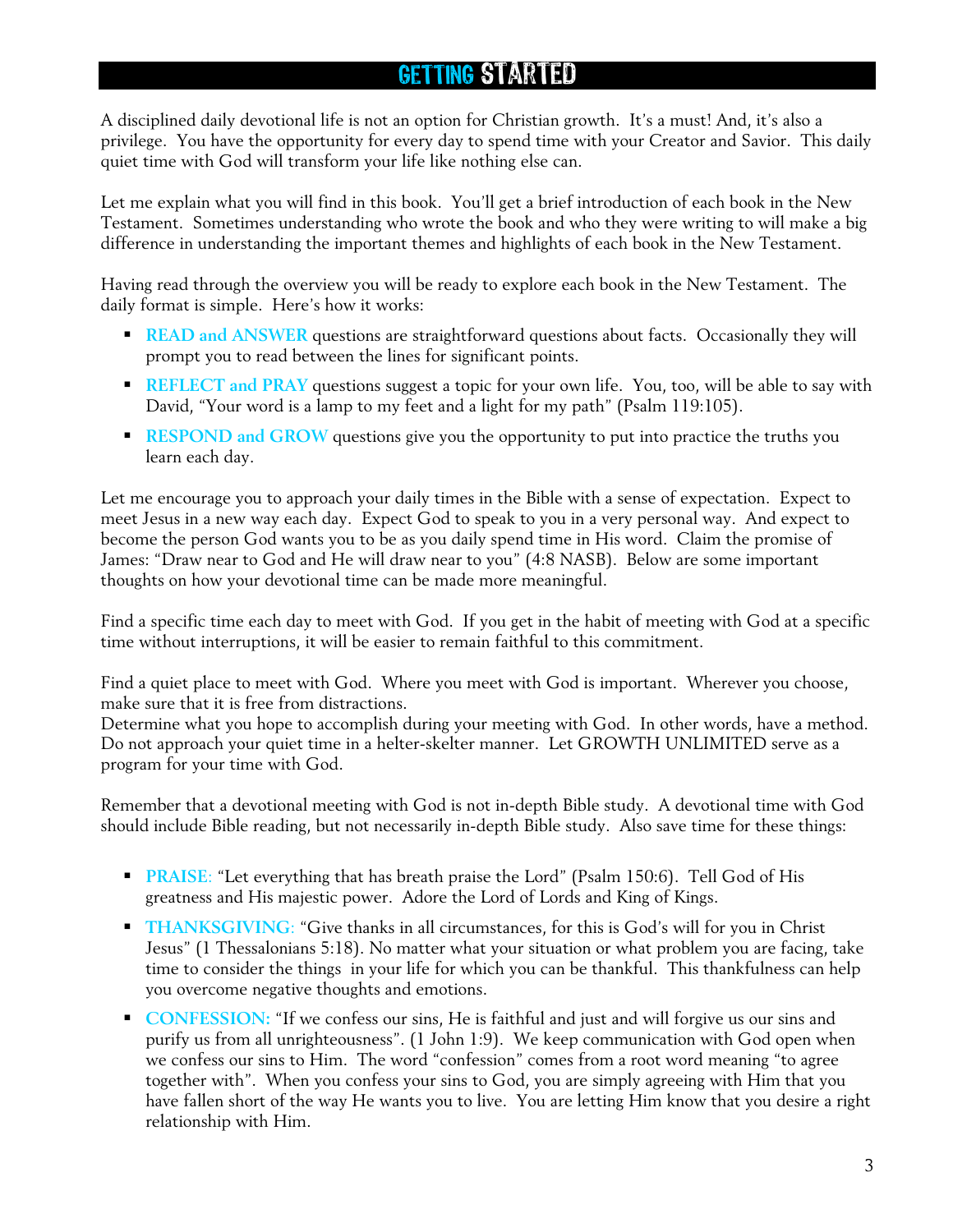# GETTING STARTED

A disciplined daily devotional life is not an option for Christian growth. It's a must! And, it's also a privilege. You have the opportunity for every day to spend time with your Creator and Savior. This daily quiet time with God will transform your life like nothing else can.

Let me explain what you will find in this book. You'll get a brief introduction of each book in the New Testament. Sometimes understanding who wrote the book and who they were writing to will make a big difference in understanding the important themes and highlights of each book in the New Testament.

Having read through the overview you will be ready to explore each book in the New Testament. The daily format is simple. Here's how it works:

- **READ and ANSWER** questions are straightforward questions about facts. Occasionally they will prompt you to read between the lines for significant points.
- **REFLECT and PRAY** questions suggest a topic for your own life. You, too, will be able to say with David, "Your word is a lamp to my feet and a light for my path" (Psalm 119:105).
- **RESPOND and GROW** questions give you the opportunity to put into practice the truths you learn each day.

Let me encourage you to approach your daily times in the Bible with a sense of expectation. Expect to meet Jesus in a new way each day. Expect God to speak to you in a very personal way. And expect to become the person God wants you to be as you daily spend time in His word. Claim the promise of James: "Draw near to God and He will draw near to you" (4:8 NASB). Below are some important thoughts on how your devotional time can be made more meaningful.

Find a specific time each day to meet with God. If you get in the habit of meeting with God at a specific time without interruptions, it will be easier to remain faithful to this commitment.

Find a quiet place to meet with God. Where you meet with God is important. Wherever you choose, make sure that it is free from distractions.
Determine what you hope to accomplish during your meeting with God. In other words, have a method. Do not approach your quiet time in a helter-skelter manner. Let GROWTH UNLIMITED serve as a program for your time with God.

Remember that a devotional meeting with God is not in-depth Bible study. A devotional time with God should include Bible reading, but not necessarily in-depth Bible study. Also save time for these things:

- **PRAISE**: "Let everything that has breath praise the Lord" (Psalm 150:6). Tell God of His greatness and His majestic power. Adore the Lord of Lords and King of Kings.
- **THANKSGIVING**: "Give thanks in all circumstances, for this is God's will for you in Christ Jesus" (1 Thessalonians 5:18). No matter what your situation or what problem you are facing, take time to consider the things in your life for which you can be thankful. This thankfulness can help you overcome negative thoughts and emotions.
- **CONFESSION:** "If we confess our sins, He is faithful and just and will forgive us our sins and purify us from all unrighteousness". (1 John 1:9). We keep communication with God open when we confess our sins to Him. The word "confession" comes from a root word meaning "to agree together with". When you confess your sins to God, you are simply agreeing with Him that you have fallen short of the way He wants you to live. You are letting Him know that you desire a right relationship with Him.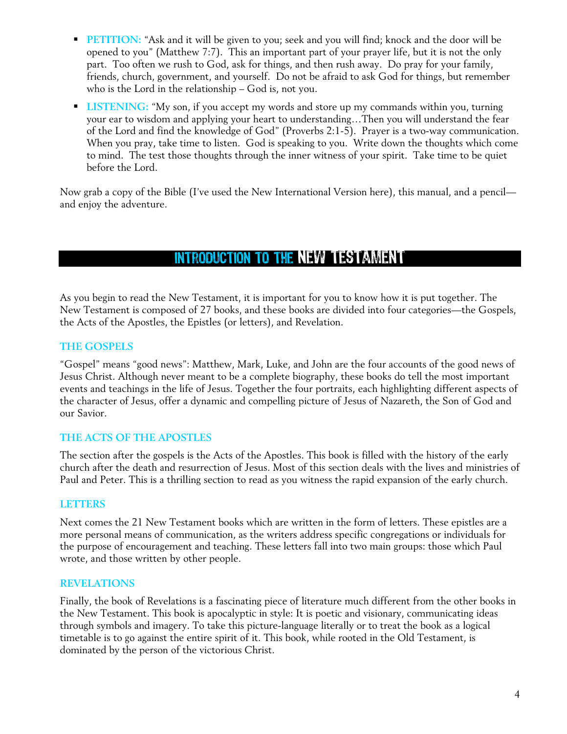- **PETITION:** "Ask and it will be given to you; seek and you will find; knock and the door will be opened to you" (Matthew 7:7). This an important part of your prayer life, but it is not the only part. Too often we rush to God, ask for things, and then rush away. Do pray for your family, friends, church, government, and yourself. Do not be afraid to ask God for things, but remember who is the Lord in the relationship – God is, not you.
- **LISTENING:** "My son, if you accept my words and store up my commands within you, turning your ear to wisdom and applying your heart to understanding…Then you will understand the fear of the Lord and find the knowledge of God" (Proverbs 2:1-5). Prayer is a two-way communication. When you pray, take time to listen. God is speaking to you. Write down the thoughts which come to mind. The test those thoughts through the inner witness of your spirit. Take time to be quiet before the Lord.

Now grab a copy of the Bible (I've used the New International Version here), this manual, and a pencil—and enjoy the adventure.

# INTRODUCTION TO THE NEW TESTAMENT

As you begin to read the New Testament, it is important for you to know how it is put together. The New Testament is composed of 27 books, and these books are divided into four categories—the Gospels, the Acts of the Apostles, the Epistles (or letters), and Revelation.

## THE GOSPELS

"Gospel" means "good news": Matthew, Mark, Luke, and John are the four accounts of the good news of Jesus Christ. Although never meant to be a complete biography, these books do tell the most important events and teachings in the life of Jesus. Together the four portraits, each highlighting different aspects of the character of Jesus, offer a dynamic and compelling picture of Jesus of Nazareth, the Son of God and our Savior.

## THE ACTS OF THE APOSTLES

The section after the gospels is the Acts of the Apostles. This book is filled with the history of the early church after the death and resurrection of Jesus. Most of this section deals with the lives and ministries of Paul and Peter. This is a thrilling section to read as you witness the rapid expansion of the early church.

## LETTERS

Next comes the 21 New Testament books which are written in the form of letters. These epistles are a more personal means of communication, as the writers address specific congregations or individuals for the purpose of encouragement and teaching. These letters fall into two main groups: those which Paul wrote, and those written by other people.

## REVELATIONS

Finally, the book of Revelations is a fascinating piece of literature much different from the other books in the New Testament. This book is apocalyptic in style: It is poetic and visionary, communicating ideas through symbols and imagery. To take this picture-language literally or to treat the book as a logical timetable is to go against the entire spirit of it. This book, while rooted in the Old Testament, is dominated by the person of the victorious Christ.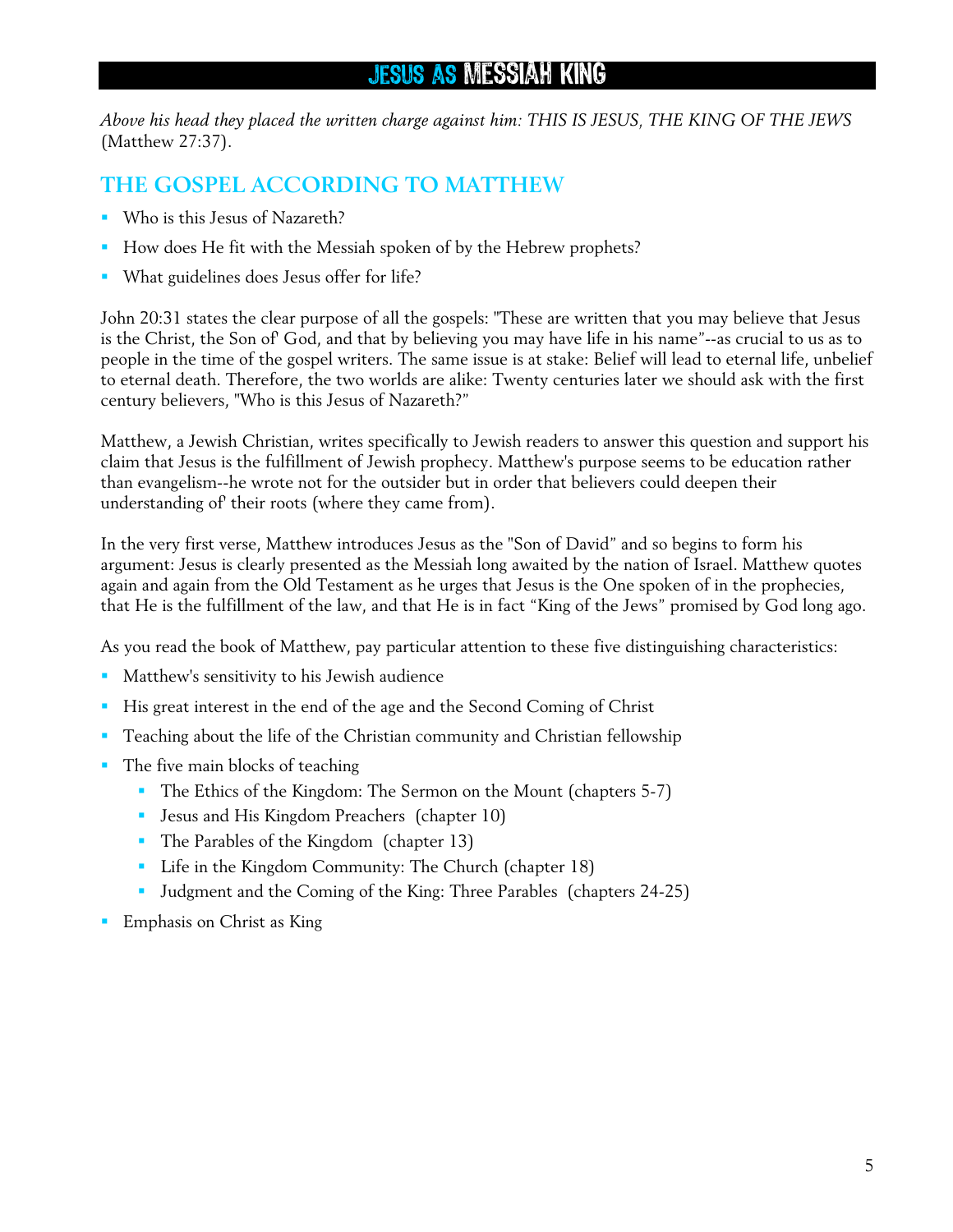# JESUS AS MESSIAH KING

*Above his head they placed the written charge against him: THIS IS JESUS, THE KING OF THE JEWS* (Matthew 27:37).

## THE GOSPEL ACCORDING TO MATTHEW

- Who is this Jesus of Nazareth?
- How does He fit with the Messiah spoken of by the Hebrew prophets?
- What guidelines does Jesus offer for life?

John 20:31 states the clear purpose of all the gospels: "These are written that you may believe that Jesus is the Christ, the Son of' God, and that by believing you may have life in his name"--as crucial to us as to people in the time of the gospel writers. The same issue is at stake: Belief will lead to eternal life, unbelief to eternal death. Therefore, the two worlds are alike: Twenty centuries later we should ask with the first century believers, "Who is this Jesus of Nazareth?"

Matthew, a Jewish Christian, writes specifically to Jewish readers to answer this question and support his claim that Jesus is the fulfillment of Jewish prophecy. Matthew's purpose seems to be education rather than evangelism--he wrote not for the outsider but in order that believers could deepen their understanding of' their roots (where they came from).

In the very first verse, Matthew introduces Jesus as the "Son of David" and so begins to form his argument: Jesus is clearly presented as the Messiah long awaited by the nation of Israel. Matthew quotes again and again from the Old Testament as he urges that Jesus is the One spoken of in the prophecies, that He is the fulfillment of the law, and that He is in fact "King of the Jews" promised by God long ago.

As you read the book of Matthew, pay particular attention to these five distinguishing characteristics:

- Matthew's sensitivity to his Jewish audience
- His great interest in the end of the age and the Second Coming of Christ
- Teaching about the life of the Christian community and Christian fellowship
- The five main blocks of teaching
  - The Ethics of the Kingdom: The Sermon on the Mount (chapters 5-7)
  - Jesus and His Kingdom Preachers (chapter 10)
  - The Parables of the Kingdom (chapter 13)
  - Life in the Kingdom Community: The Church (chapter 18)
  - Judgment and the Coming of the King: Three Parables (chapters 24-25)
- Emphasis on Christ as King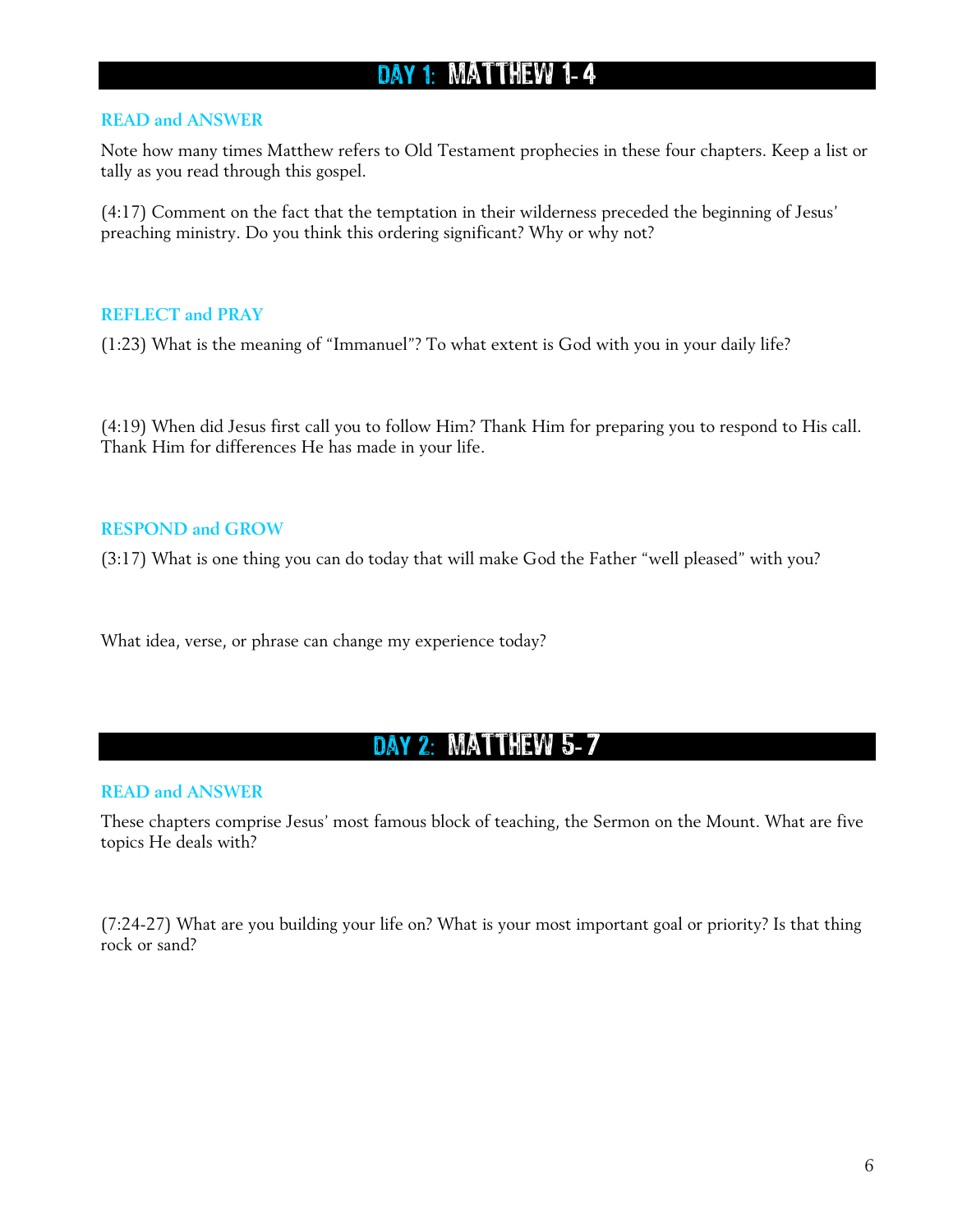## DAY 1: MATTHEW 1-4

### READ and ANSWER

Note how many times Matthew refers to Old Testament prophecies in these four chapters. Keep a list or tally as you read through this gospel.

(4:17) Comment on the fact that the temptation in their wilderness preceded the beginning of Jesus' preaching ministry. Do you think this ordering significant? Why or why not?

### REFLECT and PRAY

(1:23) What is the meaning of "Immanuel"? To what extent is God with you in your daily life?

(4:19) When did Jesus first call you to follow Him? Thank Him for preparing you to respond to His call. Thank Him for differences He has made in your life.

### RESPOND and GROW

(3:17) What is one thing you can do today that will make God the Father "well pleased" with you?

What idea, verse, or phrase can change my experience today?

## DAY 2: MATTHEW 5-7

### READ and ANSWER

These chapters comprise Jesus' most famous block of teaching, the Sermon on the Mount. What are five topics He deals with?

(7:24-27) What are you building your life on? What is your most important goal or priority? Is that thing rock or sand?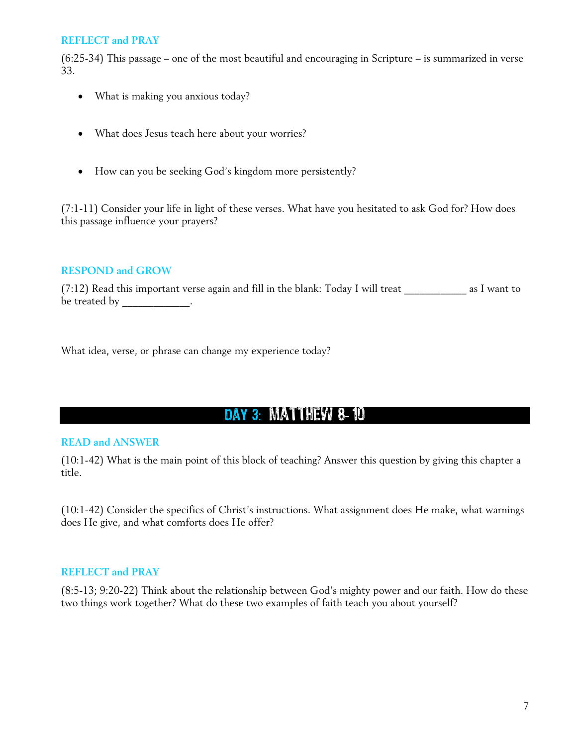### REFLECT and PRAY

(6:25-34) This passage – one of the most beautiful and encouraging in Scripture – is summarized in verse 33.

- What is making you anxious today?
- What does Jesus teach here about your worries?
- How can you be seeking God's kingdom more persistently?

(7:1-11) Consider your life in light of these verses. What have you hesitated to ask God for? How does this passage influence your prayers?

### RESPOND and GROW

(7:12) Read this important verse again and fill in the blank: Today I will treat ___________ as I want to be treated by ____________.

What idea, verse, or phrase can change my experience today?

## DAY 3: MATTHEW 8-10

### READ and ANSWER

(10:1-42) What is the main point of this block of teaching? Answer this question by giving this chapter a title.

(10:1-42) Consider the specifics of Christ's instructions. What assignment does He make, what warnings does He give, and what comforts does He offer?

### REFLECT and PRAY

(8:5-13; 9:20-22) Think about the relationship between God's mighty power and our faith. How do these two things work together? What do these two examples of faith teach you about yourself?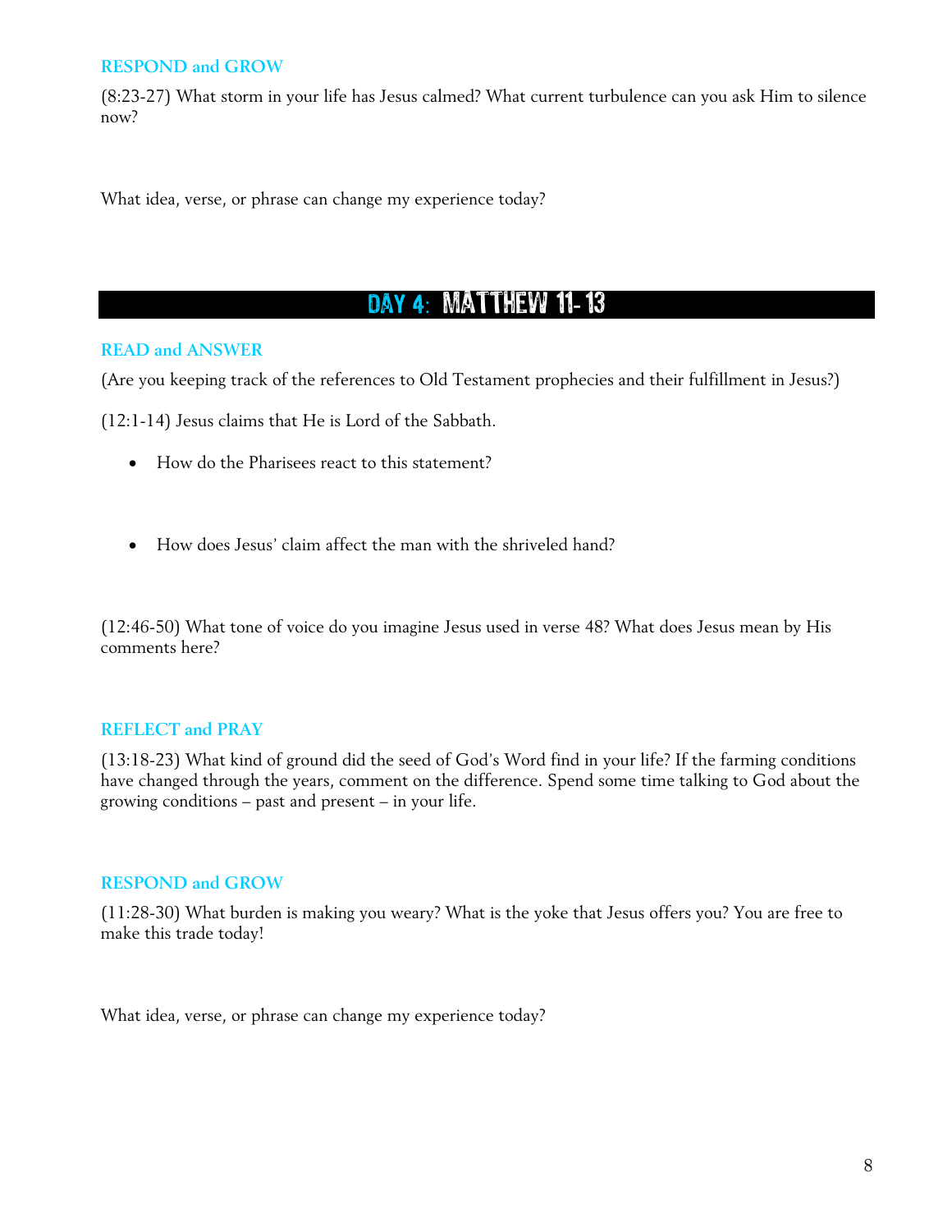### RESPOND and GROW

(8:23-27) What storm in your life has Jesus calmed? What current turbulence can you ask Him to silence now?

What idea, verse, or phrase can change my experience today?

## DAY 4: MATTHEW 11- 13

### READ and ANSWER

(Are you keeping track of the references to Old Testament prophecies and their fulfillment in Jesus?)

(12:1-14) Jesus claims that He is Lord of the Sabbath.

- How do the Pharisees react to this statement?

- How does Jesus' claim affect the man with the shriveled hand?

(12:46-50) What tone of voice do you imagine Jesus used in verse 48? What does Jesus mean by His comments here?

### REFLECT and PRAY

(13:18-23) What kind of ground did the seed of God's Word find in your life? If the farming conditions have changed through the years, comment on the difference. Spend some time talking to God about the growing conditions – past and present – in your life.

### RESPOND and GROW

(11:28-30) What burden is making you weary? What is the yoke that Jesus offers you? You are free to make this trade today!

What idea, verse, or phrase can change my experience today?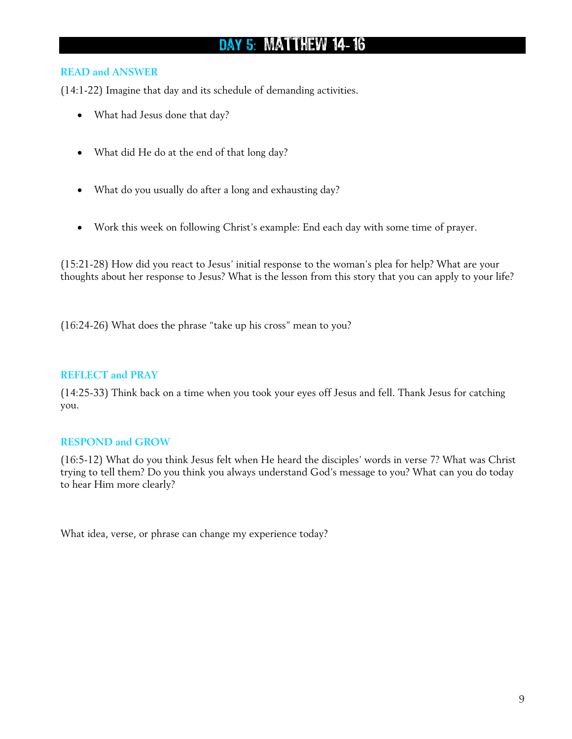# DAY 5: MATTHEW 14- 16

### READ and ANSWER

(14:1-22) Imagine that day and its schedule of demanding activities.

- What had Jesus done that day?
- What did He do at the end of that long day?
- What do you usually do after a long and exhausting day?
- Work this week on following Christ's example: End each day with some time of prayer.

(15:21-28) How did you react to Jesus' initial response to the woman's plea for help? What are your thoughts about her response to Jesus? What is the lesson from this story that you can apply to your life?

(16:24-26) What does the phrase "take up his cross" mean to you?

### REFLECT and PRAY

(14:25-33) Think back on a time when you took your eyes off Jesus and fell. Thank Jesus for catching you.

### RESPOND and GROW

(16:5-12) What do you think Jesus felt when He heard the disciples' words in verse 7? What was Christ trying to tell them? Do you think you always understand God's message to you? What can you do today to hear Him more clearly?

What idea, verse, or phrase can change my experience today?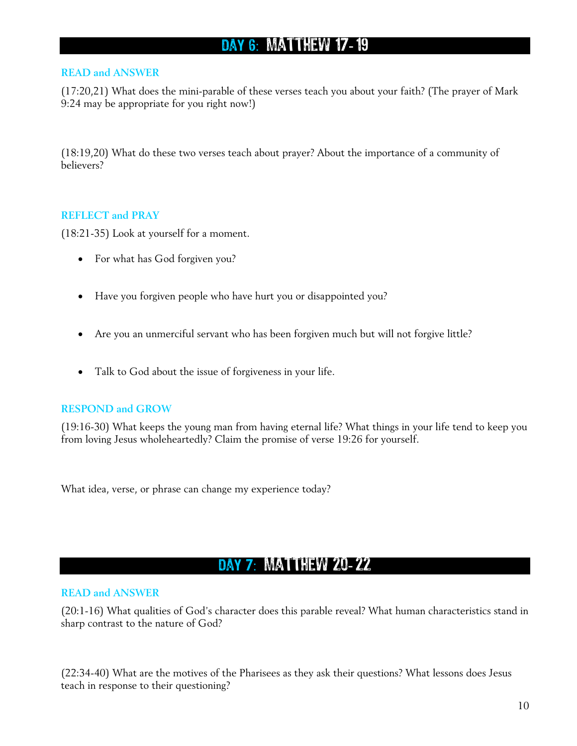## DAY 6: MATTHEW 17- 19

### READ and ANSWER

(17:20,21) What does the mini-parable of these verses teach you about your faith? (The prayer of Mark 9:24 may be appropriate for you right now!)

(18:19,20) What do these two verses teach about prayer? About the importance of a community of believers?

### REFLECT and PRAY

(18:21-35) Look at yourself for a moment.

- For what has God forgiven you?
- Have you forgiven people who have hurt you or disappointed you?
- Are you an unmerciful servant who has been forgiven much but will not forgive little?
- Talk to God about the issue of forgiveness in your life.

### RESPOND and GROW

(19:16-30) What keeps the young man from having eternal life? What things in your life tend to keep you from loving Jesus wholeheartedly? Claim the promise of verse 19:26 for yourself.

What idea, verse, or phrase can change my experience today?

## DAY 7: MATTHEW 20- 22

### READ and ANSWER

(20:1-16) What qualities of God's character does this parable reveal? What human characteristics stand in sharp contrast to the nature of God?

(22:34-40) What are the motives of the Pharisees as they ask their questions? What lessons does Jesus teach in response to their questioning?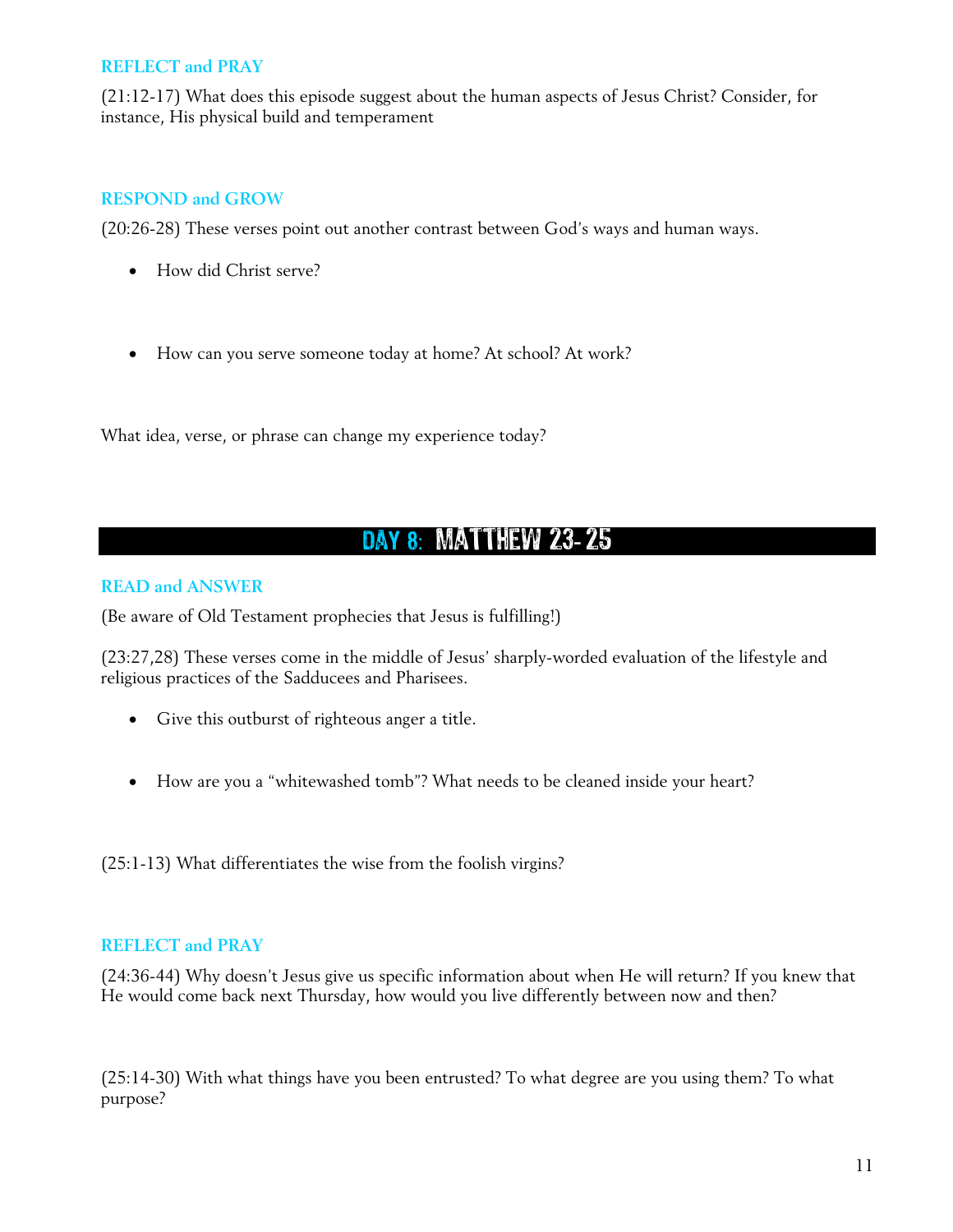### REFLECT and PRAY

(21:12-17) What does this episode suggest about the human aspects of Jesus Christ? Consider, for instance, His physical build and temperament

### RESPOND and GROW

(20:26-28) These verses point out another contrast between God's ways and human ways.

- How did Christ serve?
- How can you serve someone today at home? At school? At work?

What idea, verse, or phrase can change my experience today?

## DAY 8: MATTHEW 23- 25

### READ and ANSWER

(Be aware of Old Testament prophecies that Jesus is fulfilling!)

(23:27,28) These verses come in the middle of Jesus' sharply-worded evaluation of the lifestyle and religious practices of the Sadducees and Pharisees.

- Give this outburst of righteous anger a title.
- How are you a "whitewashed tomb"? What needs to be cleaned inside your heart?

(25:1-13) What differentiates the wise from the foolish virgins?

### REFLECT and PRAY

(24:36-44) Why doesn't Jesus give us specific information about when He will return? If you knew that He would come back next Thursday, how would you live differently between now and then?

(25:14-30) With what things have you been entrusted? To what degree are you using them? To what purpose?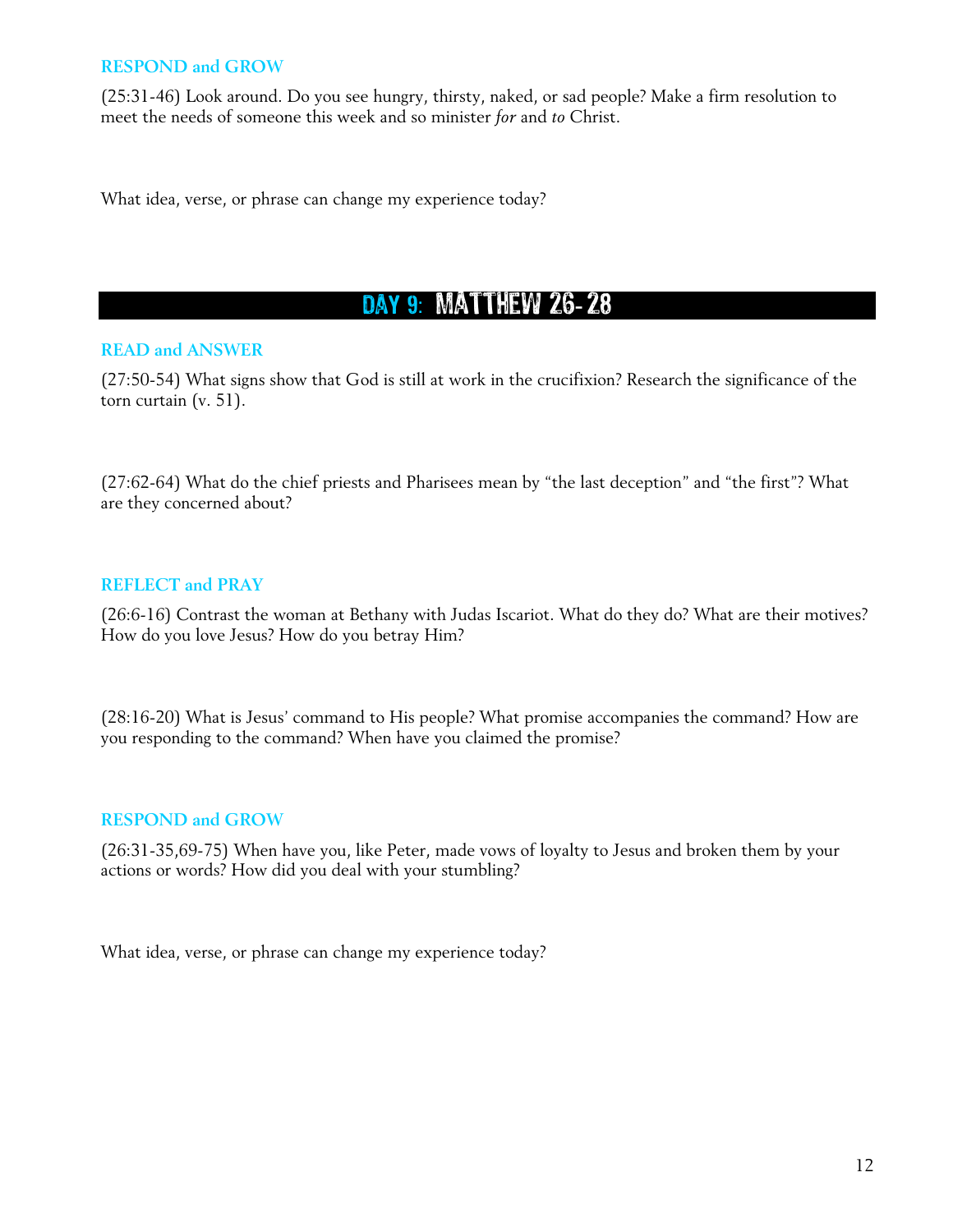### RESPOND and GROW

(25:31-46) Look around. Do you see hungry, thirsty, naked, or sad people? Make a firm resolution to meet the needs of someone this week and so minister *for* and *to* Christ.

What idea, verse, or phrase can change my experience today?

## DAY 9: MATTHEW 26- 28

### READ and ANSWER

(27:50-54) What signs show that God is still at work in the crucifixion? Research the significance of the torn curtain (v. 51).

(27:62-64) What do the chief priests and Pharisees mean by "the last deception" and "the first"? What are they concerned about?

### REFLECT and PRAY

(26:6-16) Contrast the woman at Bethany with Judas Iscariot. What do they do? What are their motives? How do you love Jesus? How do you betray Him?

(28:16-20) What is Jesus' command to His people? What promise accompanies the command? How are you responding to the command? When have you claimed the promise?

### RESPOND and GROW

(26:31-35,69-75) When have you, like Peter, made vows of loyalty to Jesus and broken them by your actions or words? How did you deal with your stumbling?

What idea, verse, or phrase can change my experience today?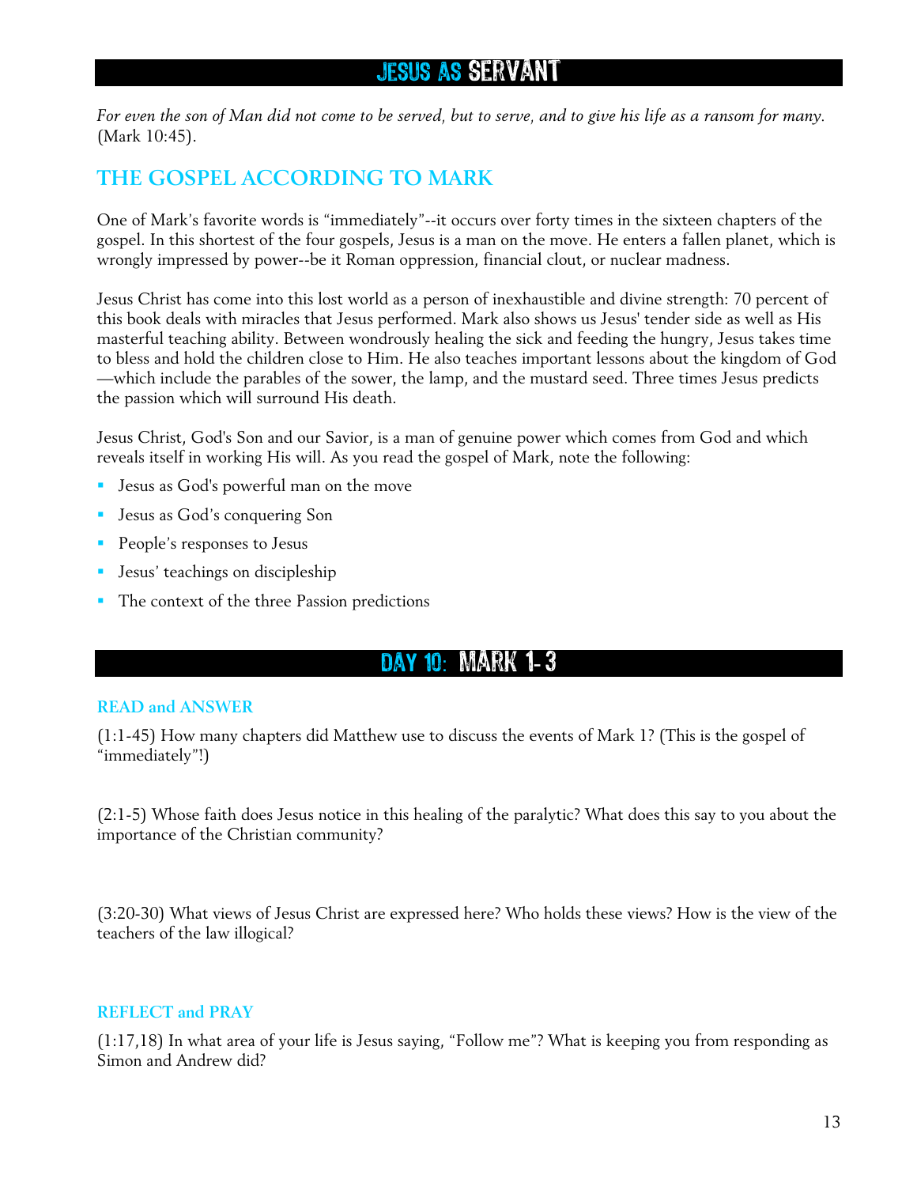# JESUS AS SERVANT

*For even the son of Man did not come to be served, but to serve, and to give his life as a ransom for many.* (Mark 10:45).

## THE GOSPEL ACCORDING TO MARK

One of Mark's favorite words is "immediately"--it occurs over forty times in the sixteen chapters of the gospel. In this shortest of the four gospels, Jesus is a man on the move. He enters a fallen planet, which is wrongly impressed by power--be it Roman oppression, financial clout, or nuclear madness.

Jesus Christ has come into this lost world as a person of inexhaustible and divine strength: 70 percent of this book deals with miracles that Jesus performed. Mark also shows us Jesus' tender side as well as His masterful teaching ability. Between wondrously healing the sick and feeding the hungry, Jesus takes time to bless and hold the children close to Him. He also teaches important lessons about the kingdom of God—which include the parables of the sower, the lamp, and the mustard seed. Three times Jesus predicts the passion which will surround His death.

Jesus Christ, God's Son and our Savior, is a man of genuine power which comes from God and which reveals itself in working His will. As you read the gospel of Mark, note the following:

- Jesus as God's powerful man on the move
- Jesus as God's conquering Son
- People's responses to Jesus
- Jesus' teachings on discipleship
- The context of the three Passion predictions

# DAY 10: MARK 1-3

### READ and ANSWER

(1:1-45) How many chapters did Matthew use to discuss the events of Mark 1? (This is the gospel of "immediately"!)

(2:1-5) Whose faith does Jesus notice in this healing of the paralytic? What does this say to you about the importance of the Christian community?

(3:20-30) What views of Jesus Christ are expressed here? Who holds these views? How is the view of the teachers of the law illogical?

### REFLECT and PRAY

(1:17,18) In what area of your life is Jesus saying, "Follow me"? What is keeping you from responding as Simon and Andrew did?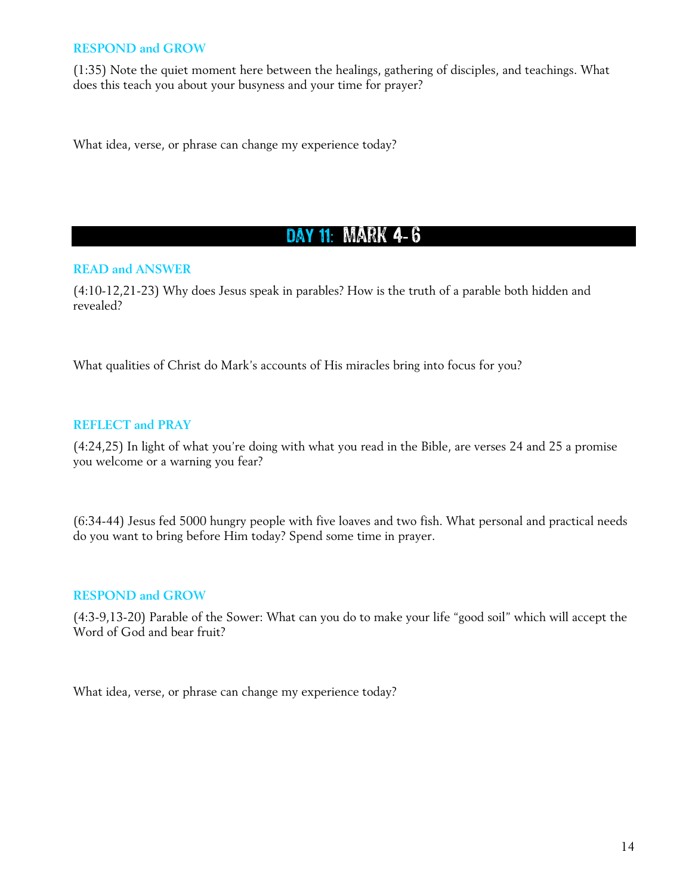### RESPOND and GROW

(1:35) Note the quiet moment here between the healings, gathering of disciples, and teachings. What does this teach you about your busyness and your time for prayer?

What idea, verse, or phrase can change my experience today?

## DAY 11: MARK 4-6

### READ and ANSWER

(4:10-12,21-23) Why does Jesus speak in parables? How is the truth of a parable both hidden and revealed?

What qualities of Christ do Mark's accounts of His miracles bring into focus for you?

### REFLECT and PRAY

(4:24,25) In light of what you're doing with what you read in the Bible, are verses 24 and 25 a promise you welcome or a warning you fear?

(6:34-44) Jesus fed 5000 hungry people with five loaves and two fish. What personal and practical needs do you want to bring before Him today? Spend some time in prayer.

### RESPOND and GROW

(4:3-9,13-20) Parable of the Sower: What can you do to make your life "good soil" which will accept the Word of God and bear fruit?

What idea, verse, or phrase can change my experience today?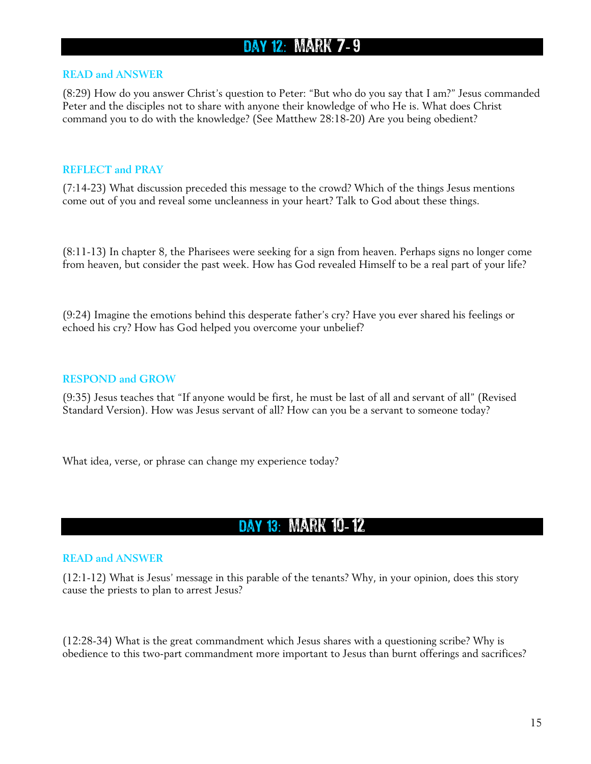## DAY 12: MARK 7-9

### READ and ANSWER

(8:29) How do you answer Christ's question to Peter: "But who do you say that I am?" Jesus commanded Peter and the disciples not to share with anyone their knowledge of who He is. What does Christ command you to do with the knowledge? (See Matthew 28:18-20) Are you being obedient?

### REFLECT and PRAY

(7:14-23) What discussion preceded this message to the crowd? Which of the things Jesus mentions come out of you and reveal some uncleanness in your heart? Talk to God about these things.

(8:11-13) In chapter 8, the Pharisees were seeking for a sign from heaven. Perhaps signs no longer come from heaven, but consider the past week. How has God revealed Himself to be a real part of your life?

(9:24) Imagine the emotions behind this desperate father's cry? Have you ever shared his feelings or echoed his cry? How has God helped you overcome your unbelief?

### RESPOND and GROW

(9:35) Jesus teaches that "If anyone would be first, he must be last of all and servant of all" (Revised Standard Version). How was Jesus servant of all? How can you be a servant to someone today?

What idea, verse, or phrase can change my experience today?

## DAY 13: MARK 10-12

### READ and ANSWER

(12:1-12) What is Jesus' message in this parable of the tenants? Why, in your opinion, does this story cause the priests to plan to arrest Jesus?

(12:28-34) What is the great commandment which Jesus shares with a questioning scribe? Why is obedience to this two-part commandment more important to Jesus than burnt offerings and sacrifices?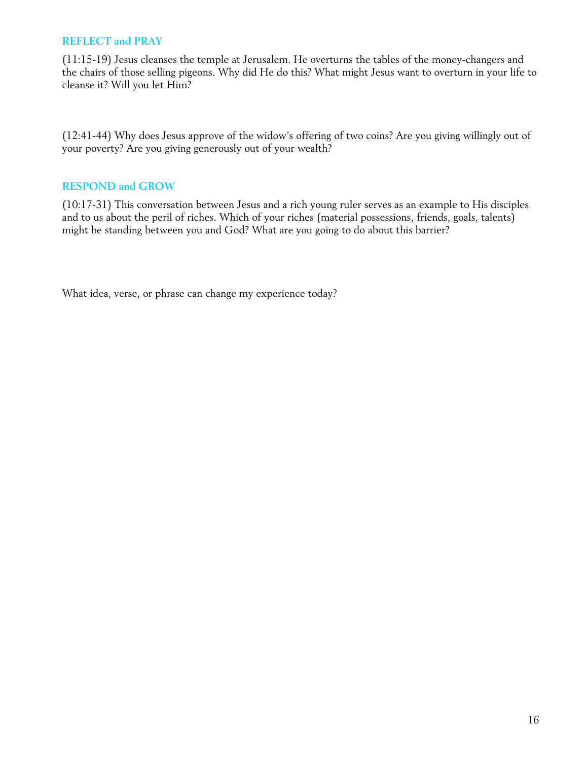## REFLECT and PRAY

(11:15-19) Jesus cleanses the temple at Jerusalem. He overturns the tables of the money-changers and the chairs of those selling pigeons. Why did He do this? What might Jesus want to overturn in your life to cleanse it? Will you let Him?

(12:41-44) Why does Jesus approve of the widow's offering of two coins? Are you giving willingly out of your poverty? Are you giving generously out of your wealth?

## RESPOND and GROW

(10:17-31) This conversation between Jesus and a rich young ruler serves as an example to His disciples and to us about the peril of riches. Which of your riches (material possessions, friends, goals, talents) might be standing between you and God? What are you going to do about this barrier?

What idea, verse, or phrase can change my experience today?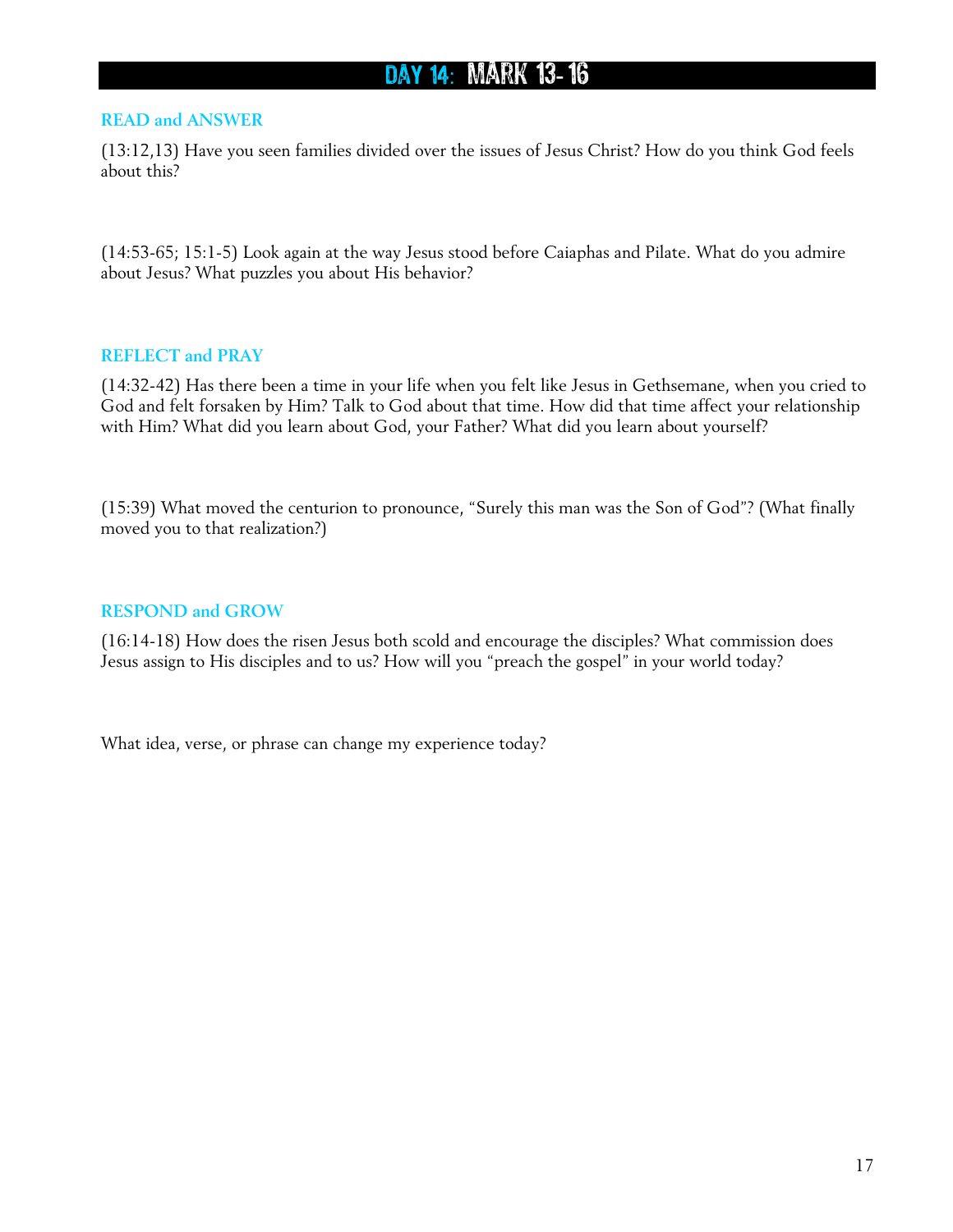# DAY 14: MARK 13-16

## READ and ANSWER

(13:12,13) Have you seen families divided over the issues of Jesus Christ? How do you think God feels about this?

(14:53-65; 15:1-5) Look again at the way Jesus stood before Caiaphas and Pilate. What do you admire about Jesus? What puzzles you about His behavior?

## REFLECT and PRAY

(14:32-42) Has there been a time in your life when you felt like Jesus in Gethsemane, when you cried to God and felt forsaken by Him? Talk to God about that time. How did that time affect your relationship with Him? What did you learn about God, your Father? What did you learn about yourself?

(15:39) What moved the centurion to pronounce, "Surely this man was the Son of God"? (What finally moved you to that realization?)

## RESPOND and GROW

(16:14-18) How does the risen Jesus both scold and encourage the disciples? What commission does Jesus assign to His disciples and to us? How will you "preach the gospel" in your world today?

What idea, verse, or phrase can change my experience today?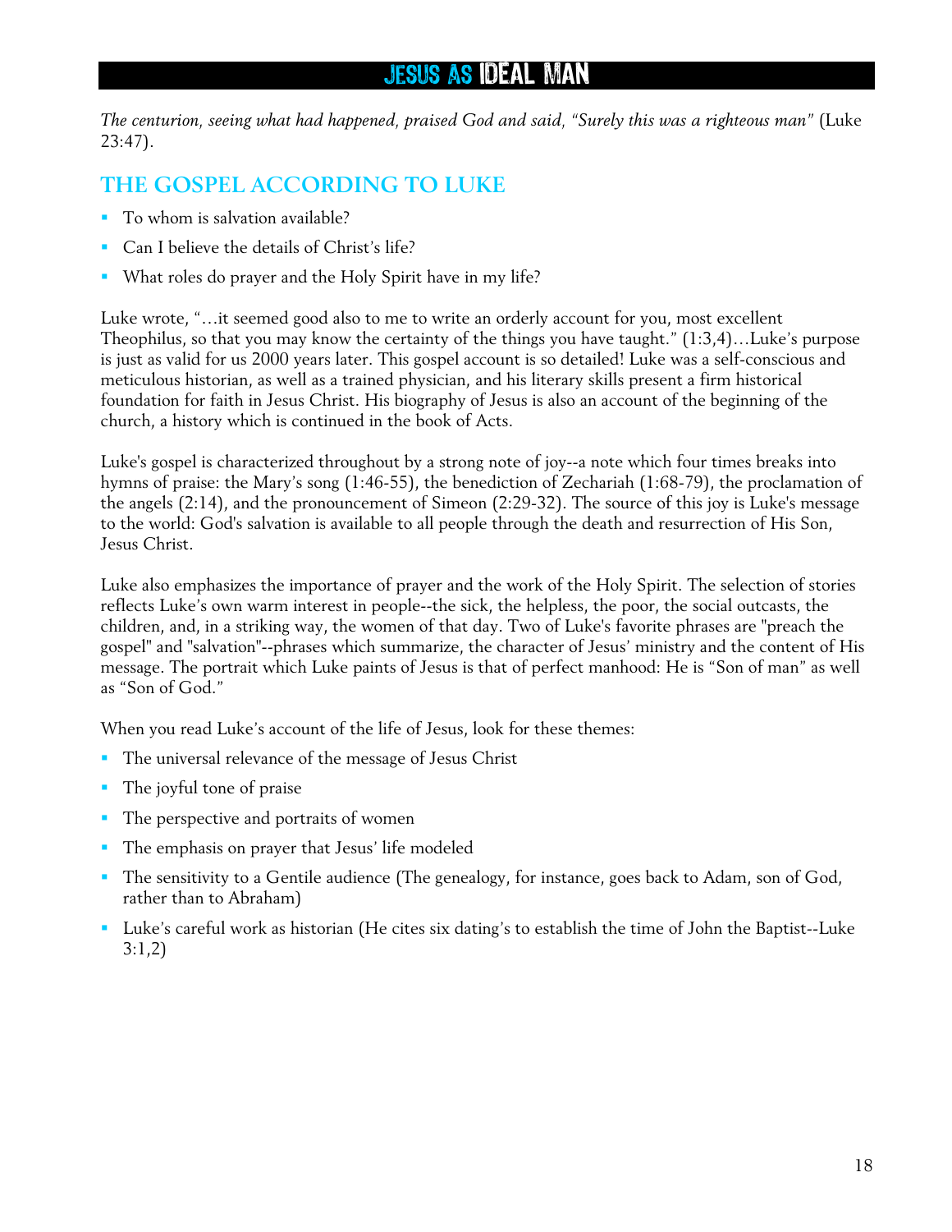# JESUS AS IDEAL MAN

*The centurion, seeing what had happened, praised God and said, "Surely this was a righteous man"* (Luke 23:47).

## THE GOSPEL ACCORDING TO LUKE

- To whom is salvation available?
- Can I believe the details of Christ's life?
- What roles do prayer and the Holy Spirit have in my life?

Luke wrote, "…it seemed good also to me to write an orderly account for you, most excellent Theophilus, so that you may know the certainty of the things you have taught." (1:3,4)…Luke's purpose is just as valid for us 2000 years later. This gospel account is so detailed! Luke was a self-conscious and meticulous historian, as well as a trained physician, and his literary skills present a firm historical foundation for faith in Jesus Christ. His biography of Jesus is also an account of the beginning of the church, a history which is continued in the book of Acts.

Luke's gospel is characterized throughout by a strong note of joy--a note which four times breaks into hymns of praise: the Mary's song (1:46-55), the benediction of Zechariah (1:68-79), the proclamation of the angels (2:14), and the pronouncement of Simeon (2:29-32). The source of this joy is Luke's message to the world: God's salvation is available to all people through the death and resurrection of His Son, Jesus Christ.

Luke also emphasizes the importance of prayer and the work of the Holy Spirit. The selection of stories reflects Luke's own warm interest in people--the sick, the helpless, the poor, the social outcasts, the children, and, in a striking way, the women of that day. Two of Luke's favorite phrases are "preach the gospel" and "salvation"--phrases which summarize, the character of Jesus' ministry and the content of His message. The portrait which Luke paints of Jesus is that of perfect manhood: He is "Son of man" as well as "Son of God."

When you read Luke's account of the life of Jesus, look for these themes:

- The universal relevance of the message of Jesus Christ
- The joyful tone of praise
- The perspective and portraits of women
- The emphasis on prayer that Jesus' life modeled
- The sensitivity to a Gentile audience (The genealogy, for instance, goes back to Adam, son of God, rather than to Abraham)
- Luke's careful work as historian (He cites six dating's to establish the time of John the Baptist--Luke 3:1,2)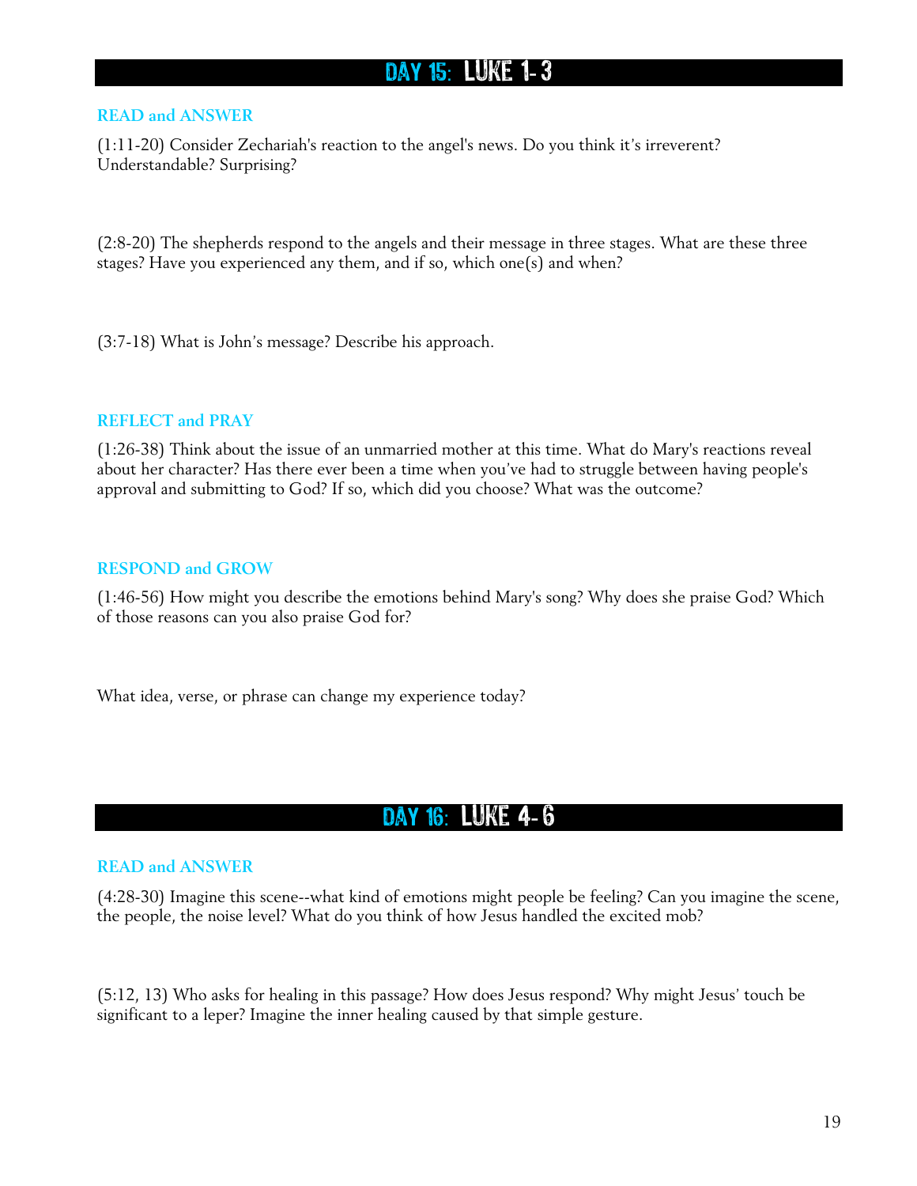## DAY 15: LUKE 1-3

### READ and ANSWER

(1:11-20) Consider Zechariah's reaction to the angel's news. Do you think it's irreverent? Understandable? Surprising?

(2:8-20) The shepherds respond to the angels and their message in three stages. What are these three stages? Have you experienced any them, and if so, which one(s) and when?

(3:7-18) What is John's message? Describe his approach.

### REFLECT and PRAY

(1:26-38) Think about the issue of an unmarried mother at this time. What do Mary's reactions reveal about her character? Has there ever been a time when you've had to struggle between having people's approval and submitting to God? If so, which did you choose? What was the outcome?

### RESPOND and GROW

(1:46-56) How might you describe the emotions behind Mary's song? Why does she praise God? Which of those reasons can you also praise God for?

What idea, verse, or phrase can change my experience today?

## DAY 16: LUKE 4-6

### READ and ANSWER

(4:28-30) Imagine this scene--what kind of emotions might people be feeling? Can you imagine the scene, the people, the noise level? What do you think of how Jesus handled the excited mob?

(5:12, 13) Who asks for healing in this passage? How does Jesus respond? Why might Jesus' touch be significant to a leper? Imagine the inner healing caused by that simple gesture.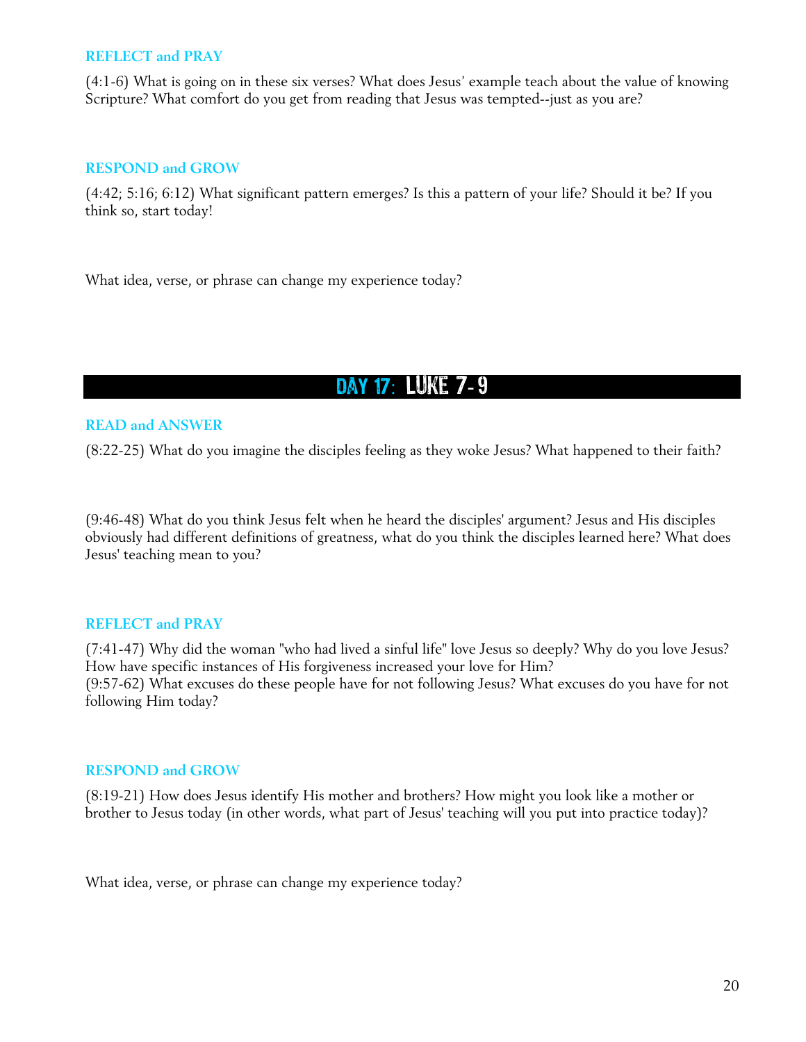### REFLECT and PRAY

(4:1-6) What is going on in these six verses? What does Jesus' example teach about the value of knowing Scripture? What comfort do you get from reading that Jesus was tempted--just as you are?

### RESPOND and GROW

(4:42; 5:16; 6:12) What significant pattern emerges? Is this a pattern of your life? Should it be? If you think so, start today!

What idea, verse, or phrase can change my experience today?

## DAY 17: LUKE 7-9

### READ and ANSWER

(8:22-25) What do you imagine the disciples feeling as they woke Jesus? What happened to their faith?

(9:46-48) What do you think Jesus felt when he heard the disciples' argument? Jesus and His disciples obviously had different definitions of greatness, what do you think the disciples learned here? What does Jesus' teaching mean to you?

### REFLECT and PRAY

(7:41-47) Why did the woman "who had lived a sinful life" love Jesus so deeply? Why do you love Jesus? How have specific instances of His forgiveness increased your love for Him?
(9:57-62) What excuses do these people have for not following Jesus? What excuses do you have for not following Him today?

### RESPOND and GROW

(8:19-21) How does Jesus identify His mother and brothers? How might you look like a mother or brother to Jesus today (in other words, what part of Jesus' teaching will you put into practice today)?

What idea, verse, or phrase can change my experience today?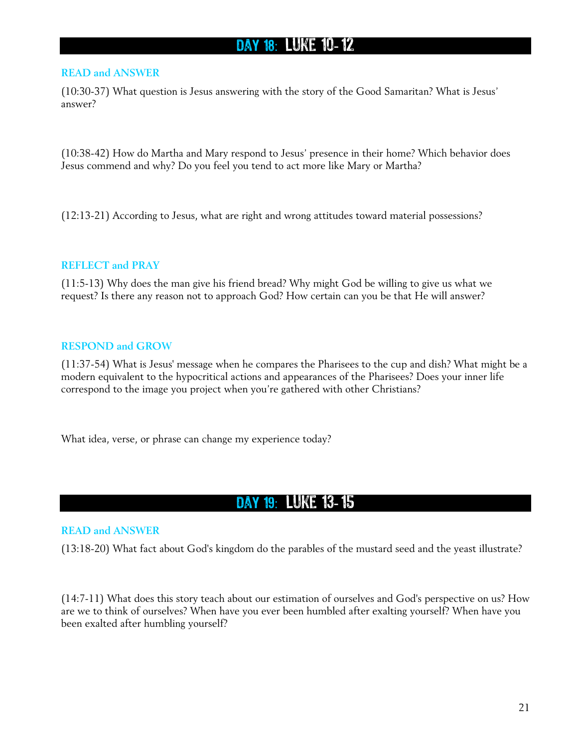## DAY 18: LUKE 10-12

### READ and ANSWER

(10:30-37) What question is Jesus answering with the story of the Good Samaritan? What is Jesus' answer?

(10:38-42) How do Martha and Mary respond to Jesus' presence in their home? Which behavior does Jesus commend and why? Do you feel you tend to act more like Mary or Martha?

(12:13-21) According to Jesus, what are right and wrong attitudes toward material possessions?

### REFLECT and PRAY

(11:5-13) Why does the man give his friend bread? Why might God be willing to give us what we request? Is there any reason not to approach God? How certain can you be that He will answer?

### RESPOND and GROW

(11:37-54) What is Jesus' message when he compares the Pharisees to the cup and dish? What might be a modern equivalent to the hypocritical actions and appearances of the Pharisees? Does your inner life correspond to the image you project when you're gathered with other Christians?

What idea, verse, or phrase can change my experience today?

## DAY 19: LUKE 13-15

### READ and ANSWER

(13:18-20) What fact about God's kingdom do the parables of the mustard seed and the yeast illustrate?

(14:7-11) What does this story teach about our estimation of ourselves and God's perspective on us? How are we to think of ourselves? When have you ever been humbled after exalting yourself? When have you been exalted after humbling yourself?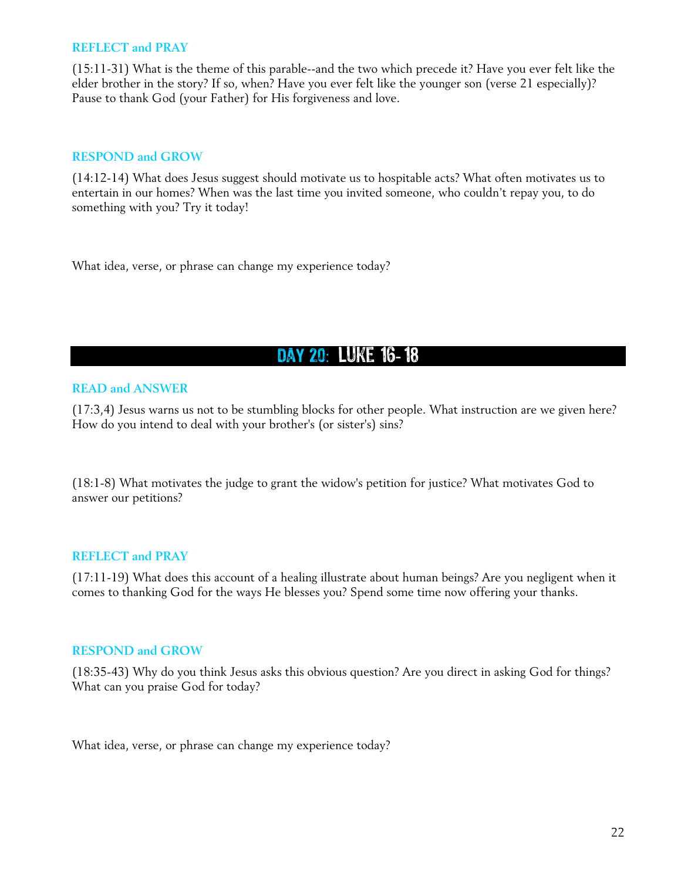### REFLECT and PRAY

(15:11-31) What is the theme of this parable--and the two which precede it? Have you ever felt like the elder brother in the story? If so, when? Have you ever felt like the younger son (verse 21 especially)? Pause to thank God (your Father) for His forgiveness and love.

### RESPOND and GROW

(14:12-14) What does Jesus suggest should motivate us to hospitable acts? What often motivates us to entertain in our homes? When was the last time you invited someone, who couldn't repay you, to do something with you? Try it today!

What idea, verse, or phrase can change my experience today?

## DAY 20: LUKE 16- 18

### READ and ANSWER

(17:3,4) Jesus warns us not to be stumbling blocks for other people. What instruction are we given here? How do you intend to deal with your brother's (or sister's) sins?

(18:1-8) What motivates the judge to grant the widow's petition for justice? What motivates God to answer our petitions?

### REFLECT and PRAY

(17:11-19) What does this account of a healing illustrate about human beings? Are you negligent when it comes to thanking God for the ways He blesses you? Spend some time now offering your thanks.

### RESPOND and GROW

(18:35-43) Why do you think Jesus asks this obvious question? Are you direct in asking God for things? What can you praise God for today?

What idea, verse, or phrase can change my experience today?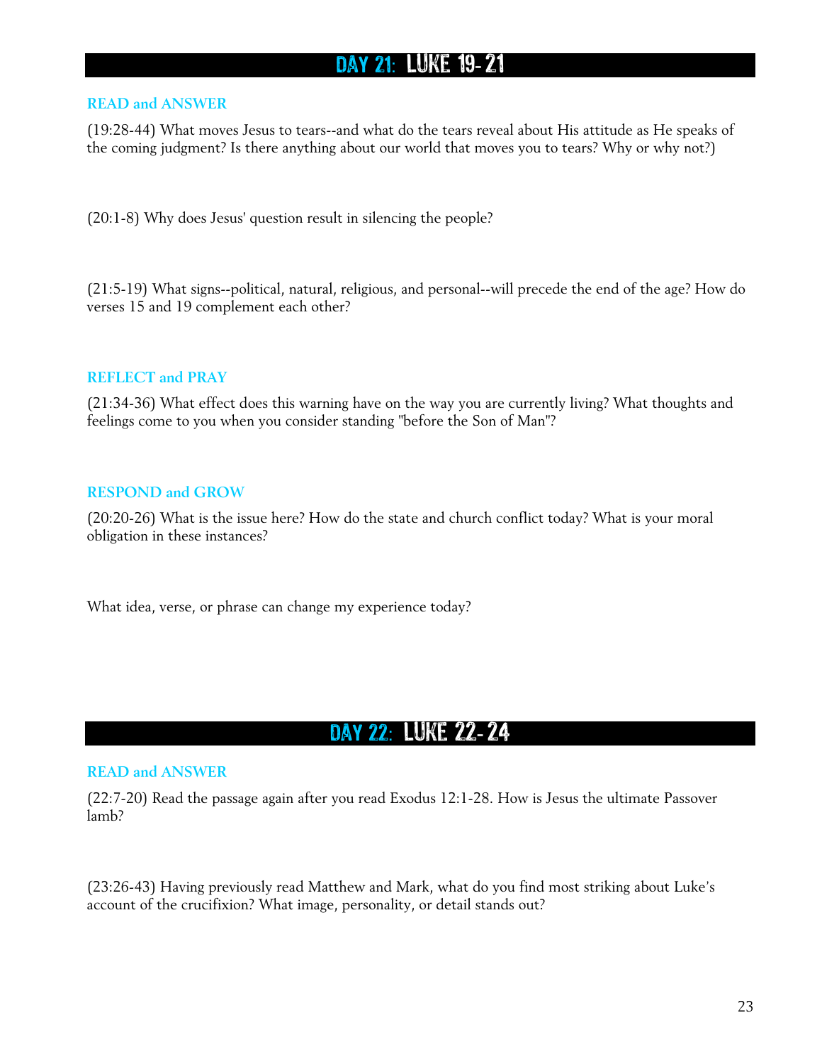## DAY 21: LUKE 19- 21

### READ and ANSWER

(19:28-44) What moves Jesus to tears--and what do the tears reveal about His attitude as He speaks of the coming judgment? Is there anything about our world that moves you to tears? Why or why not?)

(20:1-8) Why does Jesus' question result in silencing the people?

(21:5-19) What signs--political, natural, religious, and personal--will precede the end of the age? How do verses 15 and 19 complement each other?

### REFLECT and PRAY

(21:34-36) What effect does this warning have on the way you are currently living? What thoughts and feelings come to you when you consider standing "before the Son of Man"?

### RESPOND and GROW

(20:20-26) What is the issue here? How do the state and church conflict today? What is your moral obligation in these instances?

What idea, verse, or phrase can change my experience today?

## DAY 22: LUKE 22- 24

### READ and ANSWER

(22:7-20) Read the passage again after you read Exodus 12:1-28. How is Jesus the ultimate Passover lamb?

(23:26-43) Having previously read Matthew and Mark, what do you find most striking about Luke's account of the crucifixion? What image, personality, or detail stands out?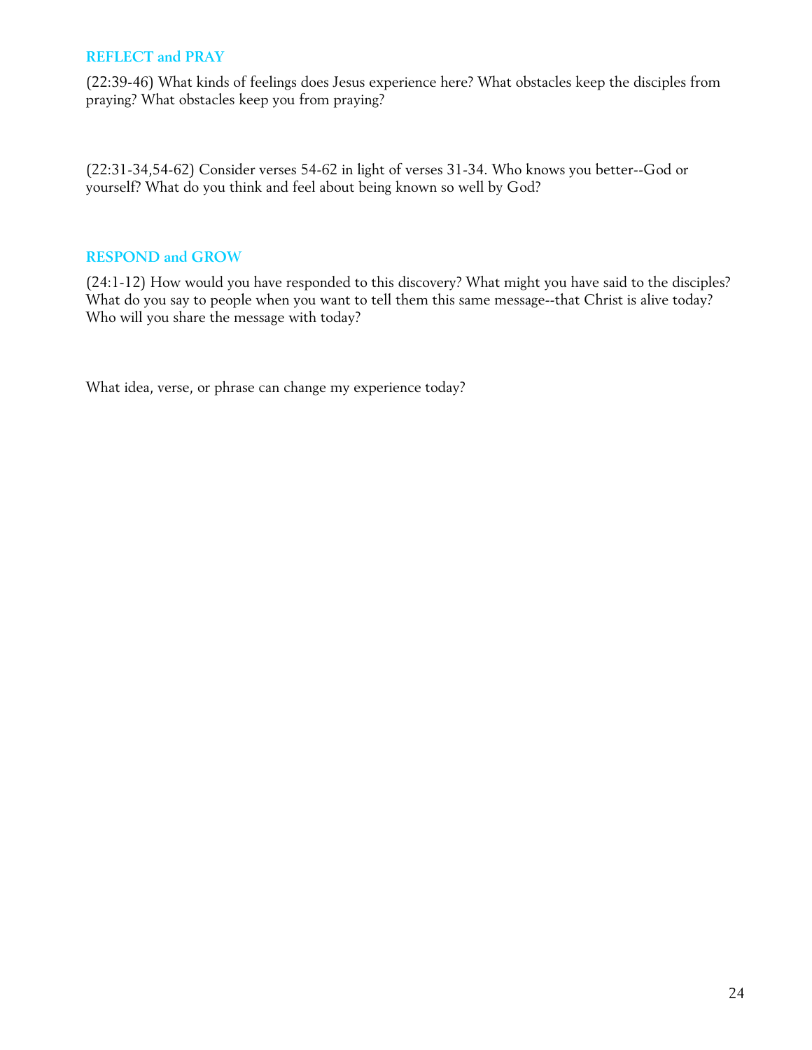## REFLECT and PRAY

(22:39-46) What kinds of feelings does Jesus experience here? What obstacles keep the disciples from praying? What obstacles keep you from praying?

(22:31-34,54-62) Consider verses 54-62 in light of verses 31-34. Who knows you better--God or yourself? What do you think and feel about being known so well by God?

## RESPOND and GROW

(24:1-12) How would you have responded to this discovery? What might you have said to the disciples? What do you say to people when you want to tell them this same message--that Christ is alive today? Who will you share the message with today?

What idea, verse, or phrase can change my experience today?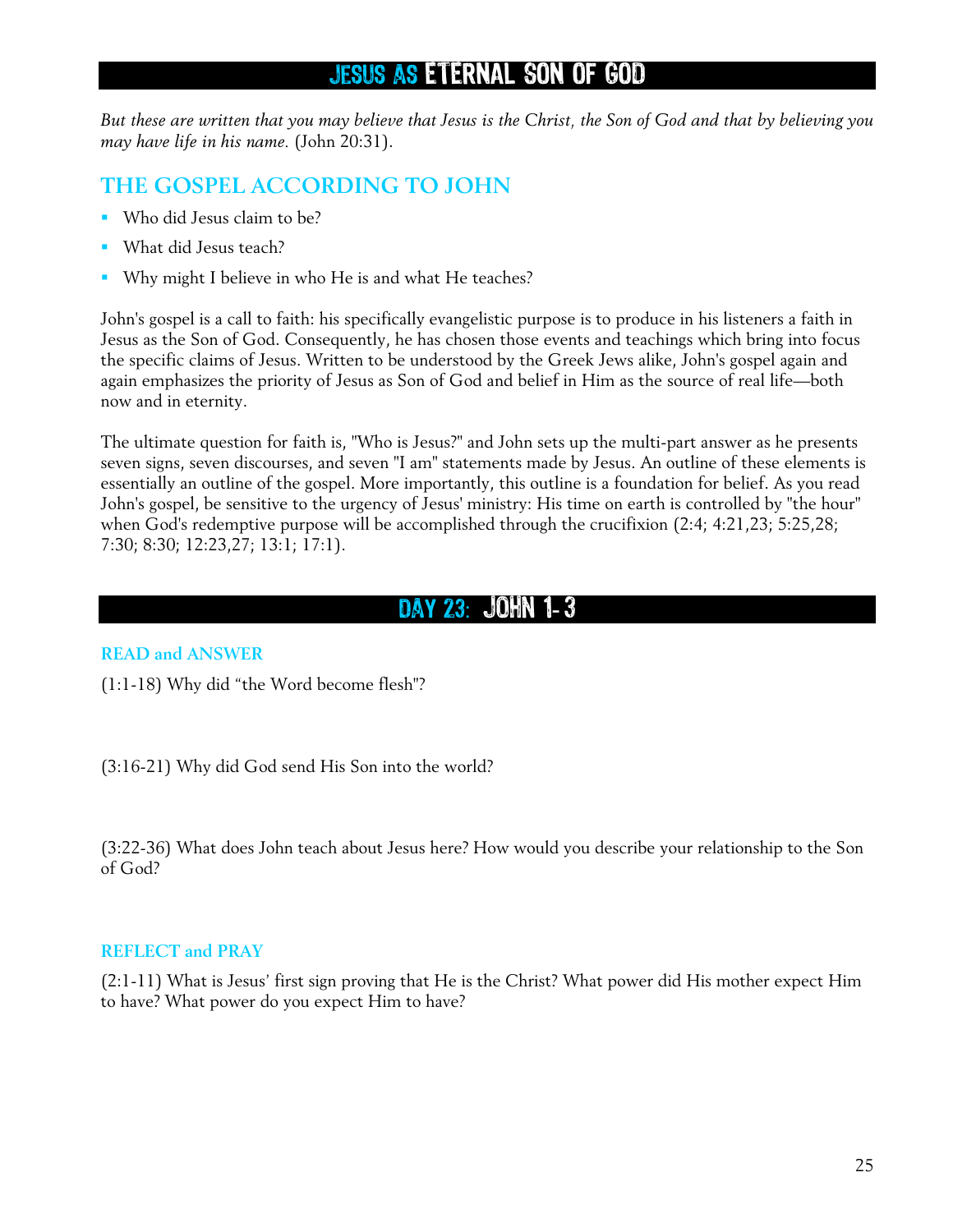# JESUS AS ETERNAL SON OF GOD

*But these are written that you may believe that Jesus is the Christ, the Son of God and that by believing you may have life in his name.* (John 20:31).

## THE GOSPEL ACCORDING TO JOHN

- Who did Jesus claim to be?
- What did Jesus teach?
- Why might I believe in who He is and what He teaches?

John's gospel is a call to faith: his specifically evangelistic purpose is to produce in his listeners a faith in Jesus as the Son of God. Consequently, he has chosen those events and teachings which bring into focus the specific claims of Jesus. Written to be understood by the Greek Jews alike, John's gospel again and again emphasizes the priority of Jesus as Son of God and belief in Him as the source of real life—both now and in eternity.

The ultimate question for faith is, "Who is Jesus?" and John sets up the multi-part answer as he presents seven signs, seven discourses, and seven "I am" statements made by Jesus. An outline of these elements is essentially an outline of the gospel. More importantly, this outline is a foundation for belief. As you read John's gospel, be sensitive to the urgency of Jesus' ministry: His time on earth is controlled by "the hour" when God's redemptive purpose will be accomplished through the crucifixion (2:4; 4:21,23; 5:25,28; 7:30; 8:30; 12:23,27; 13:1; 17:1).

# DAY 23: JOHN 1-3

### READ and ANSWER

(1:1-18) Why did "the Word become flesh"?

(3:16-21) Why did God send His Son into the world?

(3:22-36) What does John teach about Jesus here? How would you describe your relationship to the Son of God?

### REFLECT and PRAY

(2:1-11) What is Jesus' first sign proving that He is the Christ? What power did His mother expect Him to have? What power do you expect Him to have?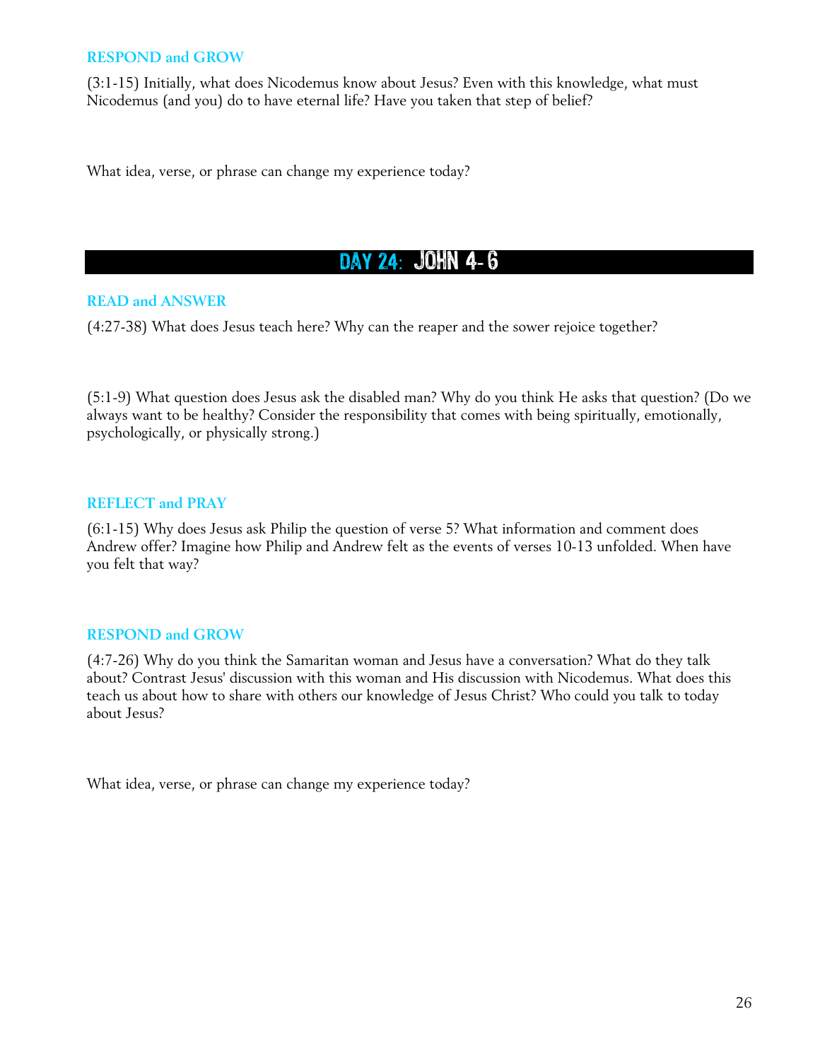### RESPOND and GROW

(3:1-15) Initially, what does Nicodemus know about Jesus? Even with this knowledge, what must Nicodemus (and you) do to have eternal life? Have you taken that step of belief?

What idea, verse, or phrase can change my experience today?

## DAY 24: JOHN 4-6

### READ and ANSWER

(4:27-38) What does Jesus teach here? Why can the reaper and the sower rejoice together?

(5:1-9) What question does Jesus ask the disabled man? Why do you think He asks that question? (Do we always want to be healthy? Consider the responsibility that comes with being spiritually, emotionally, psychologically, or physically strong.)

### REFLECT and PRAY

(6:1-15) Why does Jesus ask Philip the question of verse 5? What information and comment does Andrew offer? Imagine how Philip and Andrew felt as the events of verses 10-13 unfolded. When have you felt that way?

### RESPOND and GROW

(4:7-26) Why do you think the Samaritan woman and Jesus have a conversation? What do they talk about? Contrast Jesus' discussion with this woman and His discussion with Nicodemus. What does this teach us about how to share with others our knowledge of Jesus Christ? Who could you talk to today about Jesus?

What idea, verse, or phrase can change my experience today?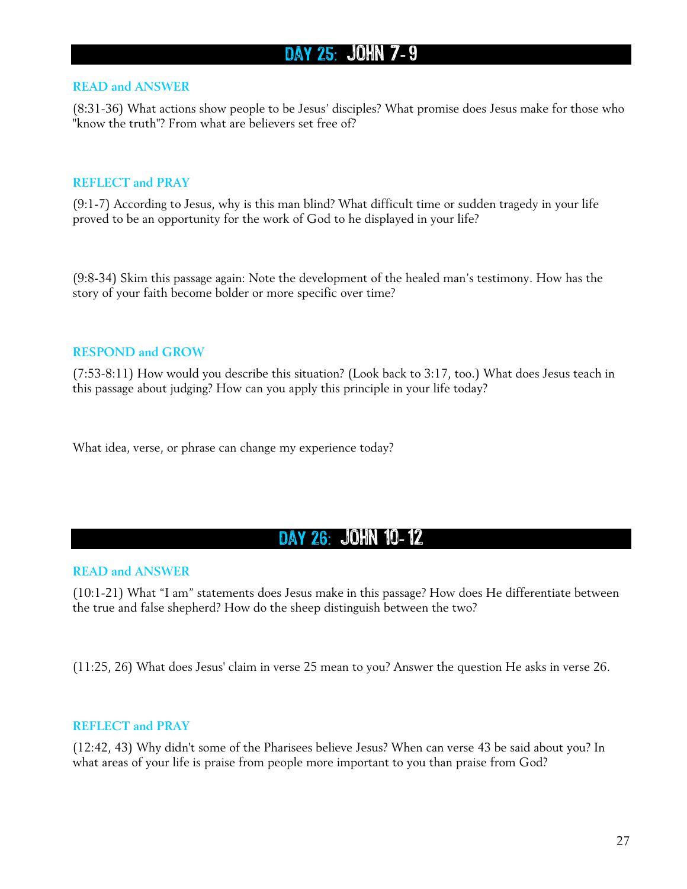## DAY 25: JOHN 7- 9

### READ and ANSWER

(8:31-36) What actions show people to be Jesus' disciples? What promise does Jesus make for those who "know the truth"? From what are believers set free of?

### REFLECT and PRAY

(9:1-7) According to Jesus, why is this man blind? What difficult time or sudden tragedy in your life proved to be an opportunity for the work of God to he displayed in your life?

(9:8-34) Skim this passage again: Note the development of the healed man's testimony. How has the story of your faith become bolder or more specific over time?

### RESPOND and GROW

(7:53-8:11) How would you describe this situation? (Look back to 3:17, too.) What does Jesus teach in this passage about judging? How can you apply this principle in your life today?

What idea, verse, or phrase can change my experience today?

## DAY 26: JOHN 10- 12

### READ and ANSWER

(10:1-21) What "I am" statements does Jesus make in this passage? How does He differentiate between the true and false shepherd? How do the sheep distinguish between the two?

(11:25, 26) What does Jesus' claim in verse 25 mean to you? Answer the question He asks in verse 26.

### REFLECT and PRAY

(12:42, 43) Why didn't some of the Pharisees believe Jesus? When can verse 43 be said about you? In what areas of your life is praise from people more important to you than praise from God?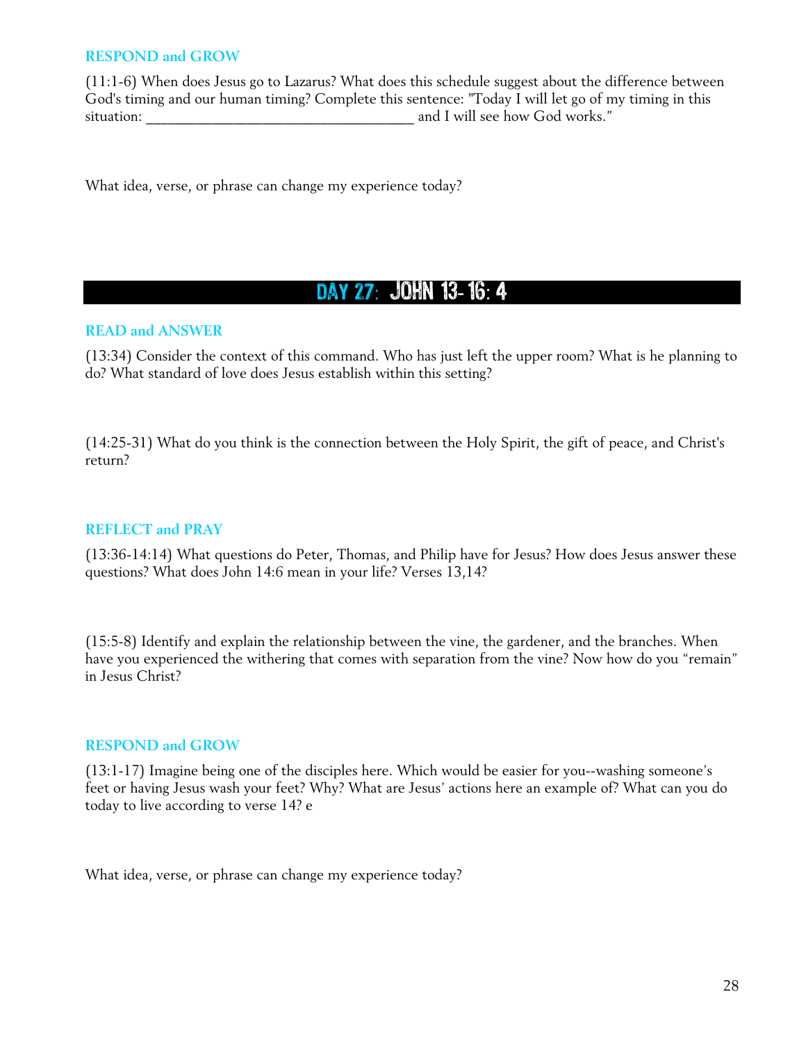### RESPOND and GROW

(11:1-6) When does Jesus go to Lazarus? What does this schedule suggest about the difference between God's timing and our human timing? Complete this sentence: "Today I will let go of my timing in this situation: ___________________________________ and I will see how God works."

What idea, verse, or phrase can change my experience today?

## DAY 27: JOHN 13- 16: 4

### READ and ANSWER

(13:34) Consider the context of this command. Who has just left the upper room? What is he planning to do? What standard of love does Jesus establish within this setting?

(14:25-31) What do you think is the connection between the Holy Spirit, the gift of peace, and Christ's return?

### REFLECT and PRAY

(13:36-14:14) What questions do Peter, Thomas, and Philip have for Jesus? How does Jesus answer these questions? What does John 14:6 mean in your life? Verses 13,14?

(15:5-8) Identify and explain the relationship between the vine, the gardener, and the branches. When have you experienced the withering that comes with separation from the vine? Now how do you "remain" in Jesus Christ?

### RESPOND and GROW

(13:1-17) Imagine being one of the disciples here. Which would be easier for you--washing someone's feet or having Jesus wash your feet? Why? What are Jesus' actions here an example of? What can you do today to live according to verse 14? e

What idea, verse, or phrase can change my experience today?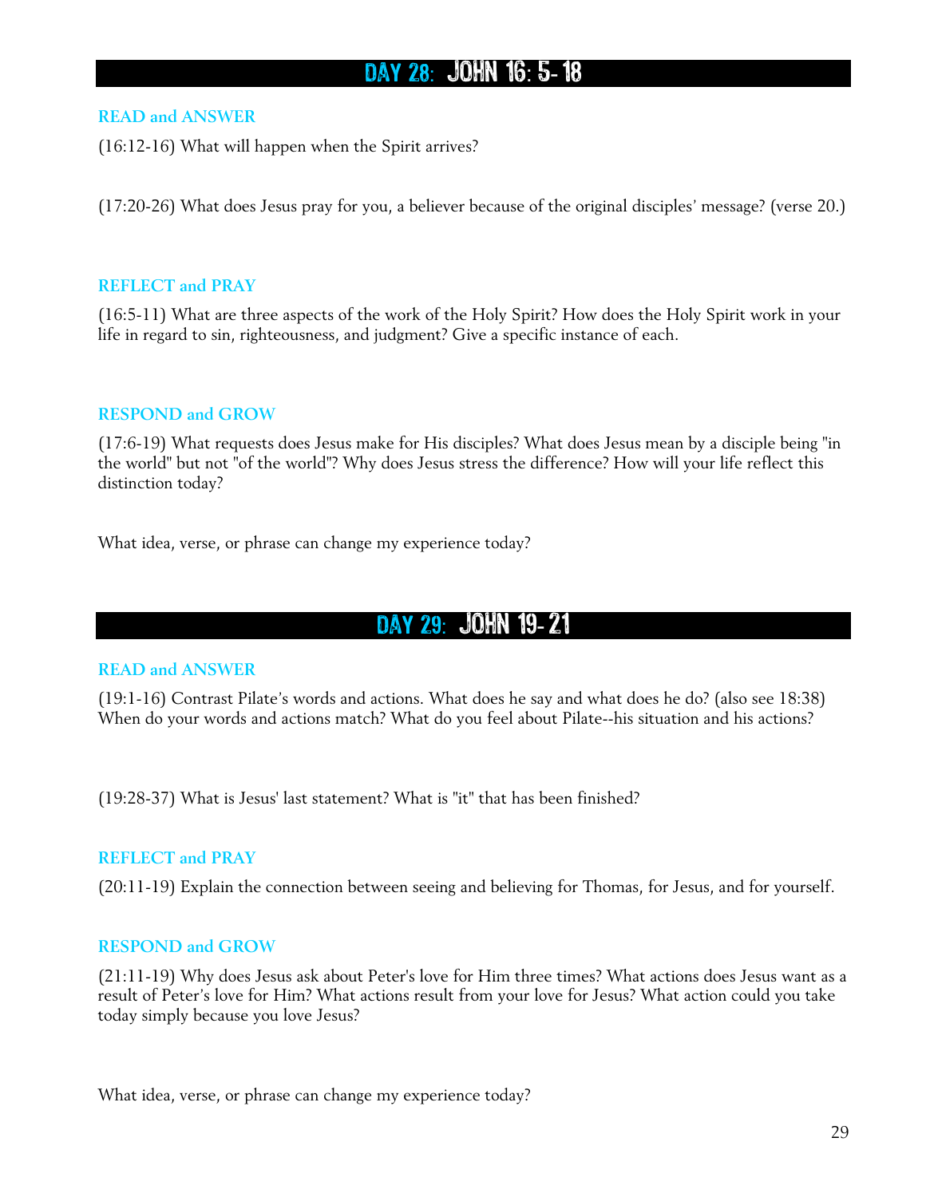# DAY 28: JOHN 16: 5- 18

### READ and ANSWER

(16:12-16) What will happen when the Spirit arrives?

(17:20-26) What does Jesus pray for you, a believer because of the original disciples' message? (verse 20.)

### REFLECT and PRAY

(16:5-11) What are three aspects of the work of the Holy Spirit? How does the Holy Spirit work in your life in regard to sin, righteousness, and judgment? Give a specific instance of each.

### RESPOND and GROW

(17:6-19) What requests does Jesus make for His disciples? What does Jesus mean by a disciple being "in the world" but not "of the world"? Why does Jesus stress the difference? How will your life reflect this distinction today?

What idea, verse, or phrase can change my experience today?

# DAY 29: JOHN 19- 21

### READ and ANSWER

(19:1-16) Contrast Pilate's words and actions. What does he say and what does he do? (also see 18:38) When do your words and actions match? What do you feel about Pilate--his situation and his actions?

(19:28-37) What is Jesus' last statement? What is "it" that has been finished?

### REFLECT and PRAY

(20:11-19) Explain the connection between seeing and believing for Thomas, for Jesus, and for yourself.

### RESPOND and GROW

(21:11-19) Why does Jesus ask about Peter's love for Him three times? What actions does Jesus want as a result of Peter's love for Him? What actions result from your love for Jesus? What action could you take today simply because you love Jesus?

What idea, verse, or phrase can change my experience today?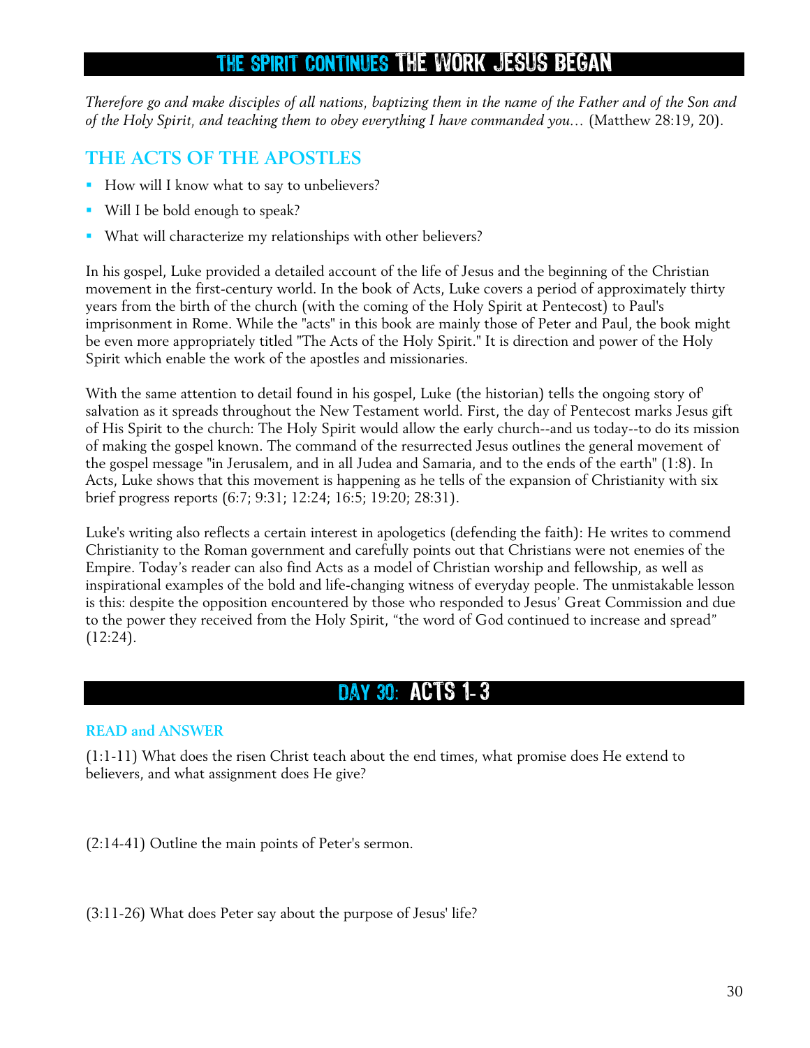# THE SPIRIT CONTINUES THE WORK JESUS BEGAN

*Therefore go and make disciples of all nations, baptizing them in the name of the Father and of the Son and of the Holy Spirit, and teaching them to obey everything I have commanded you…* (Matthew 28:19, 20).

## THE ACTS OF THE APOSTLES

- How will I know what to say to unbelievers?
- Will I be bold enough to speak?
- What will characterize my relationships with other believers?

In his gospel, Luke provided a detailed account of the life of Jesus and the beginning of the Christian movement in the first-century world. In the book of Acts, Luke covers a period of approximately thirty years from the birth of the church (with the coming of the Holy Spirit at Pentecost) to Paul's imprisonment in Rome. While the "acts" in this book are mainly those of Peter and Paul, the book might be even more appropriately titled "The Acts of the Holy Spirit." It is direction and power of the Holy Spirit which enable the work of the apostles and missionaries.

With the same attention to detail found in his gospel, Luke (the historian) tells the ongoing story of salvation as it spreads throughout the New Testament world. First, the day of Pentecost marks Jesus gift of His Spirit to the church: The Holy Spirit would allow the early church--and us today--to do its mission of making the gospel known. The command of the resurrected Jesus outlines the general movement of the gospel message "in Jerusalem, and in all Judea and Samaria, and to the ends of the earth" (1:8). In Acts, Luke shows that this movement is happening as he tells of the expansion of Christianity with six brief progress reports (6:7; 9:31; 12:24; 16:5; 19:20; 28:31).

Luke's writing also reflects a certain interest in apologetics (defending the faith): He writes to commend Christianity to the Roman government and carefully points out that Christians were not enemies of the Empire. Today's reader can also find Acts as a model of Christian worship and fellowship, as well as inspirational examples of the bold and life-changing witness of everyday people. The unmistakable lesson is this: despite the opposition encountered by those who responded to Jesus' Great Commission and due to the power they received from the Holy Spirit, "the word of God continued to increase and spread" (12:24).

# DAY 30: ACTS 1-3

### READ and ANSWER

(1:1-11) What does the risen Christ teach about the end times, what promise does He extend to believers, and what assignment does He give?

(2:14-41) Outline the main points of Peter's sermon.

(3:11-26) What does Peter say about the purpose of Jesus' life?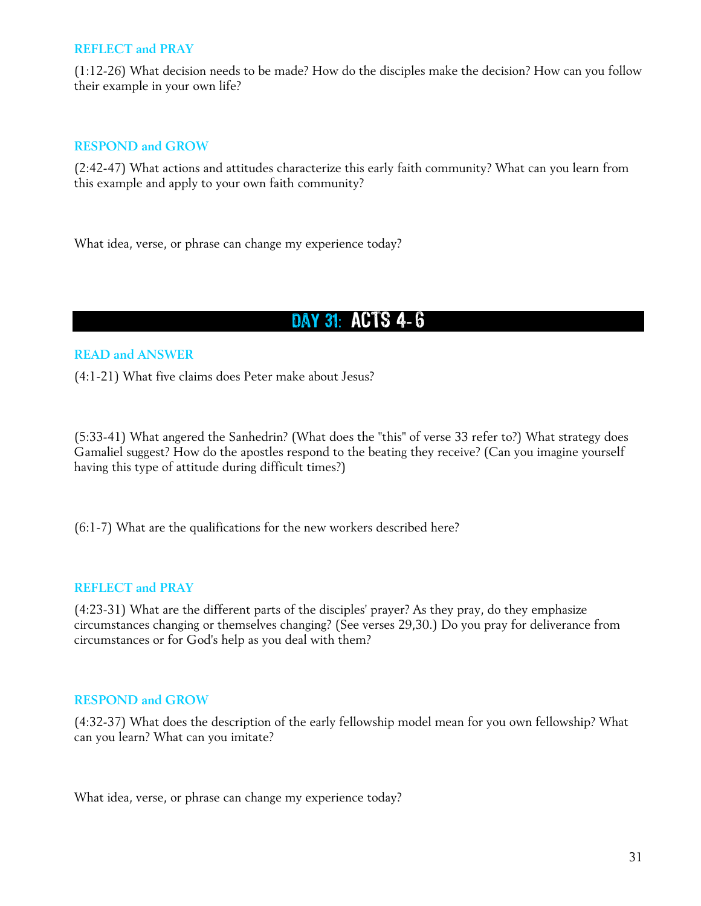### REFLECT and PRAY

(1:12-26) What decision needs to be made? How do the disciples make the decision? How can you follow their example in your own life?

### RESPOND and GROW

(2:42-47) What actions and attitudes characterize this early faith community? What can you learn from this example and apply to your own faith community?

What idea, verse, or phrase can change my experience today?

## DAY 31: ACTS 4-6

### READ and ANSWER

(4:1-21) What five claims does Peter make about Jesus?

(5:33-41) What angered the Sanhedrin? (What does the "this" of verse 33 refer to?) What strategy does Gamaliel suggest? How do the apostles respond to the beating they receive? (Can you imagine yourself having this type of attitude during difficult times?)

(6:1-7) What are the qualifications for the new workers described here?

### REFLECT and PRAY

(4:23-31) What are the different parts of the disciples' prayer? As they pray, do they emphasize circumstances changing or themselves changing? (See verses 29,30.) Do you pray for deliverance from circumstances or for God's help as you deal with them?

### RESPOND and GROW

(4:32-37) What does the description of the early fellowship model mean for you own fellowship? What can you learn? What can you imitate?

What idea, verse, or phrase can change my experience today?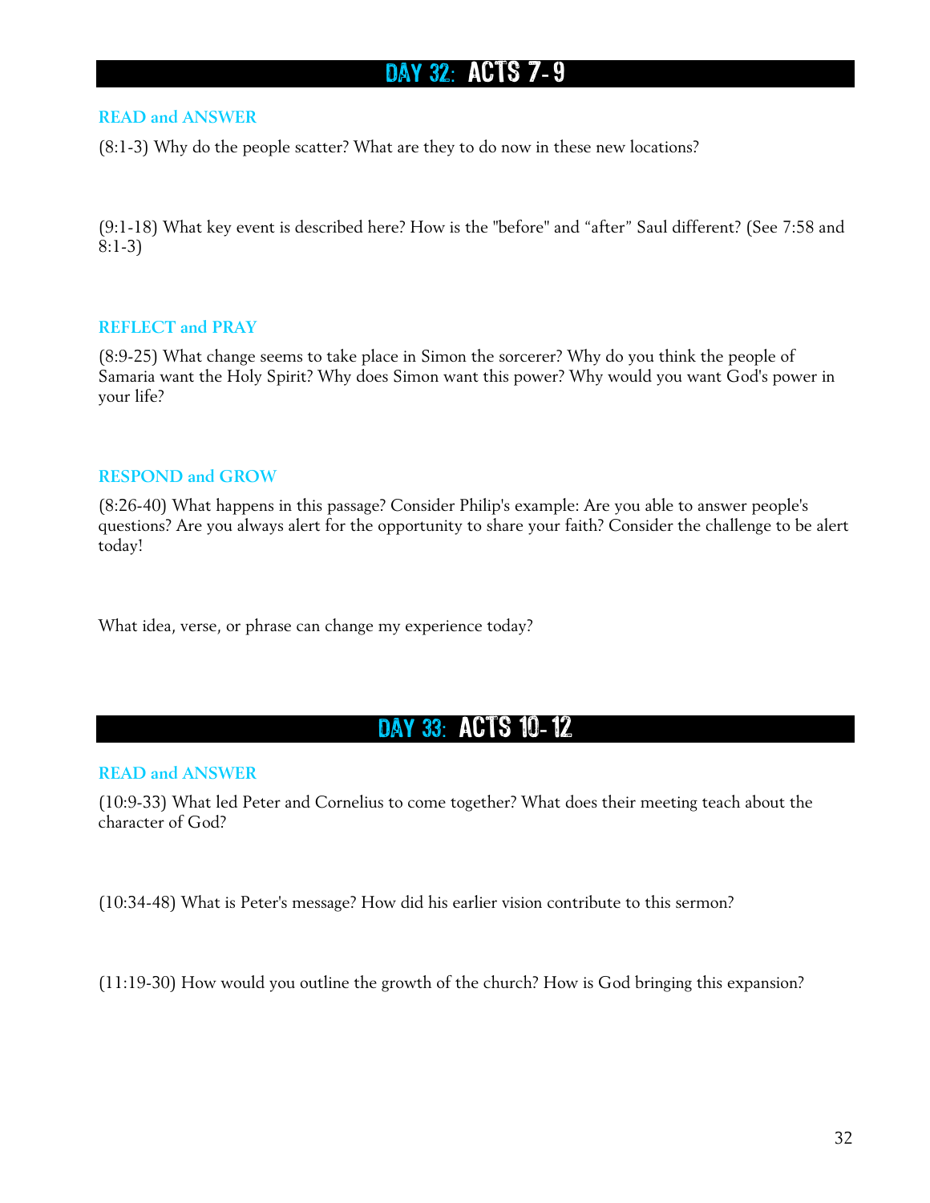## DAY 32: ACTS 7- 9

### READ and ANSWER

(8:1-3) Why do the people scatter? What are they to do now in these new locations?

(9:1-18) What key event is described here? How is the "before" and “after” Saul different? (See 7:58 and 8:1-3)

### REFLECT and PRAY

(8:9-25) What change seems to take place in Simon the sorcerer? Why do you think the people of Samaria want the Holy Spirit? Why does Simon want this power? Why would you want God's power in your life?

### RESPOND and GROW

(8:26-40) What happens in this passage? Consider Philip's example: Are you able to answer people's questions? Are you always alert for the opportunity to share your faith? Consider the challenge to be alert today!

What idea, verse, or phrase can change my experience today?

## DAY 33: ACTS 10- 12

### READ and ANSWER

(10:9-33) What led Peter and Cornelius to come together? What does their meeting teach about the character of God?

(10:34-48) What is Peter's message? How did his earlier vision contribute to this sermon?

(11:19-30) How would you outline the growth of the church? How is God bringing this expansion?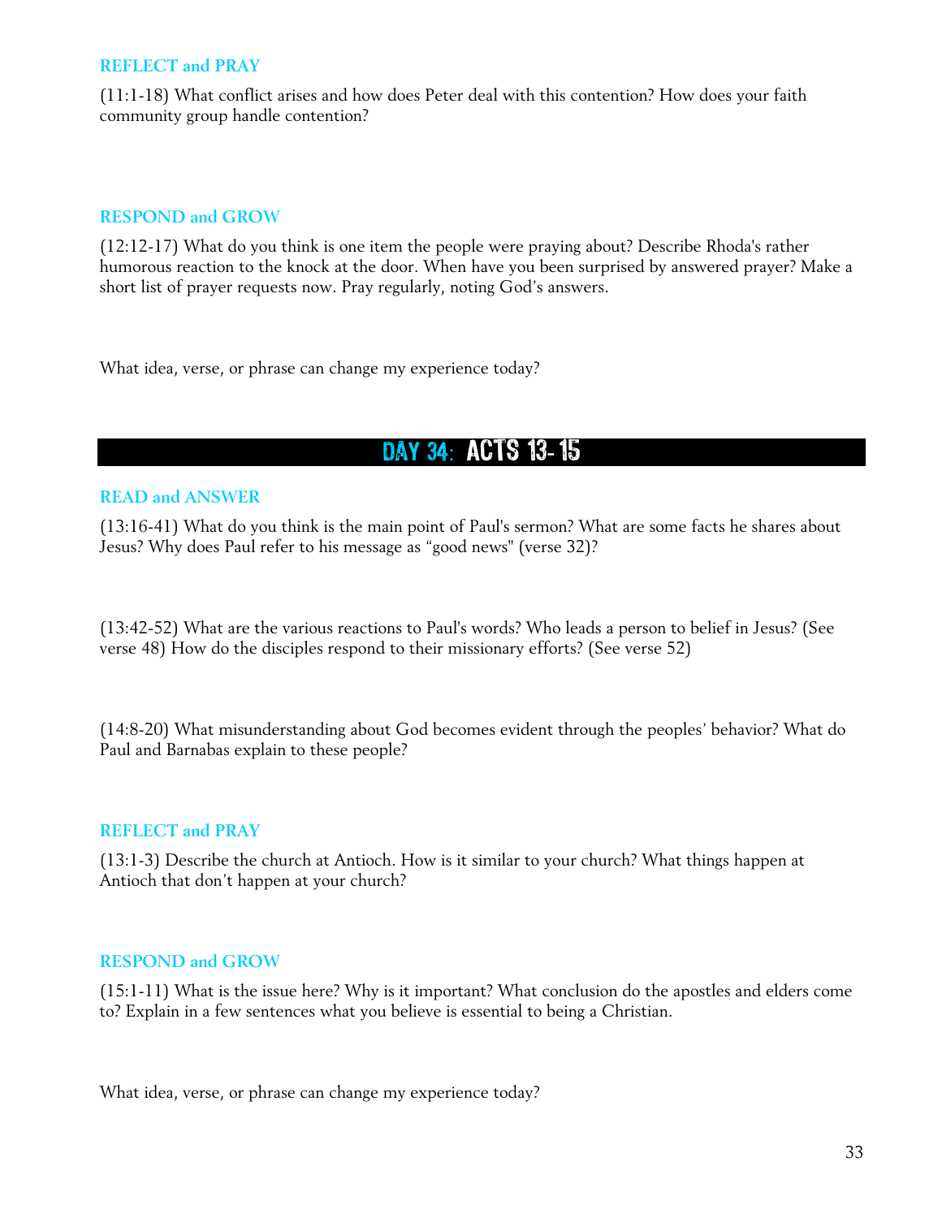### REFLECT and PRAY

(11:1-18) What conflict arises and how does Peter deal with this contention? How does your faith community group handle contention?

### RESPOND and GROW

(12:12-17) What do you think is one item the people were praying about? Describe Rhoda's rather humorous reaction to the knock at the door. When have you been surprised by answered prayer? Make a short list of prayer requests now. Pray regularly, noting God's answers.

What idea, verse, or phrase can change my experience today?

## DAY 34: ACTS 13- 15

### READ and ANSWER

(13:16-41) What do you think is the main point of Paul's sermon? What are some facts he shares about Jesus? Why does Paul refer to his message as "good news" (verse 32)?

(13:42-52) What are the various reactions to Paul's words? Who leads a person to belief in Jesus? (See verse 48) How do the disciples respond to their missionary efforts? (See verse 52)

(14:8-20) What misunderstanding about God becomes evident through the peoples' behavior? What do Paul and Barnabas explain to these people?

### REFLECT and PRAY

(13:1-3) Describe the church at Antioch. How is it similar to your church? What things happen at Antioch that don't happen at your church?

### RESPOND and GROW

(15:1-11) What is the issue here? Why is it important? What conclusion do the apostles and elders come to? Explain in a few sentences what you believe is essential to being a Christian.

What idea, verse, or phrase can change my experience today?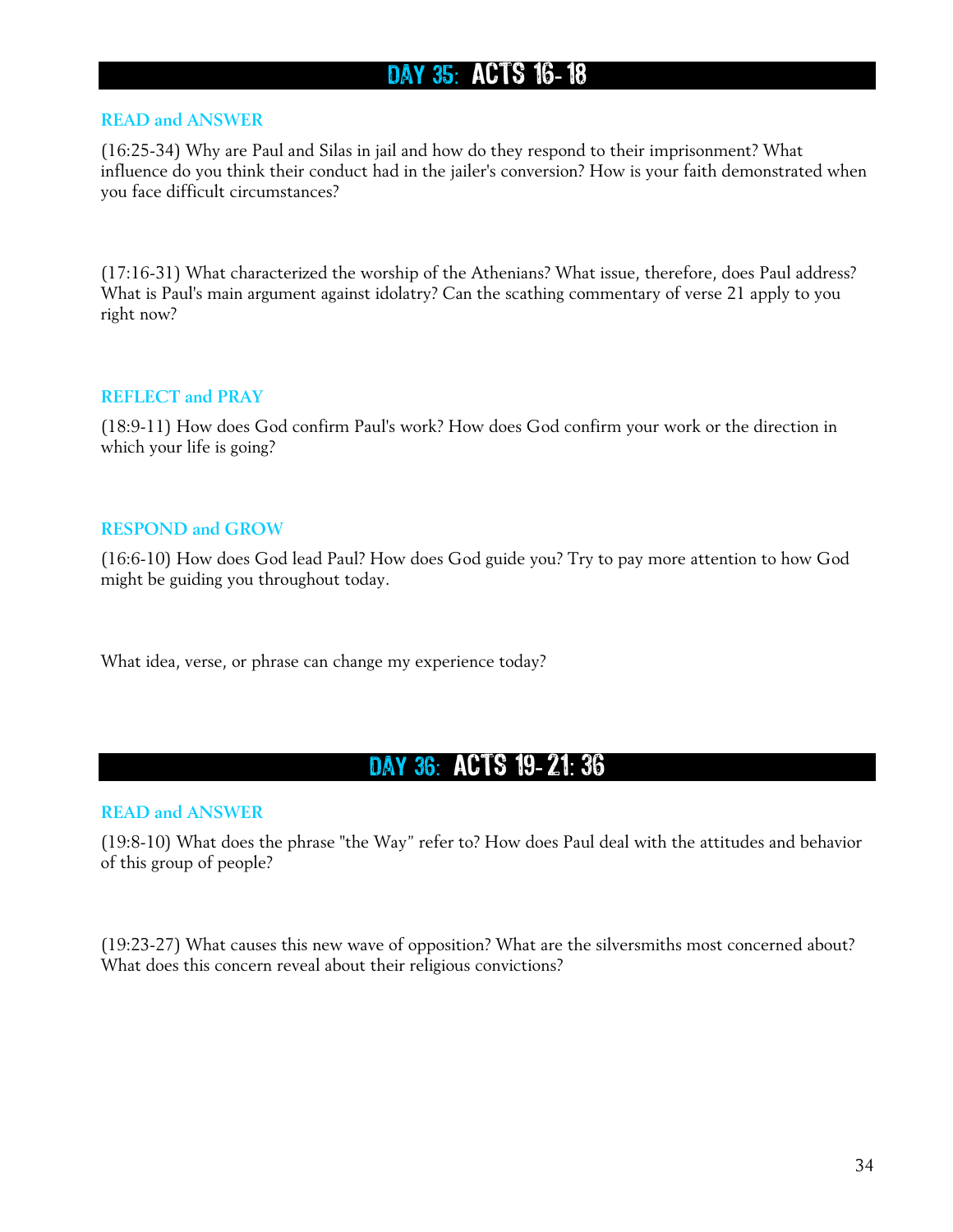## DAY 35: ACTS 16-18

### READ and ANSWER

(16:25-34) Why are Paul and Silas in jail and how do they respond to their imprisonment? What influence do you think their conduct had in the jailer's conversion? How is your faith demonstrated when you face difficult circumstances?

(17:16-31) What characterized the worship of the Athenians? What issue, therefore, does Paul address? What is Paul's main argument against idolatry? Can the scathing commentary of verse 21 apply to you right now?

### REFLECT and PRAY

(18:9-11) How does God confirm Paul's work? How does God confirm your work or the direction in which your life is going?

### RESPOND and GROW

(16:6-10) How does God lead Paul? How does God guide you? Try to pay more attention to how God might be guiding you throughout today.

What idea, verse, or phrase can change my experience today?

## DAY 36: ACTS 19-21: 36

### READ and ANSWER

(19:8-10) What does the phrase "the Way" refer to? How does Paul deal with the attitudes and behavior of this group of people?

(19:23-27) What causes this new wave of opposition? What are the silversmiths most concerned about? What does this concern reveal about their religious convictions?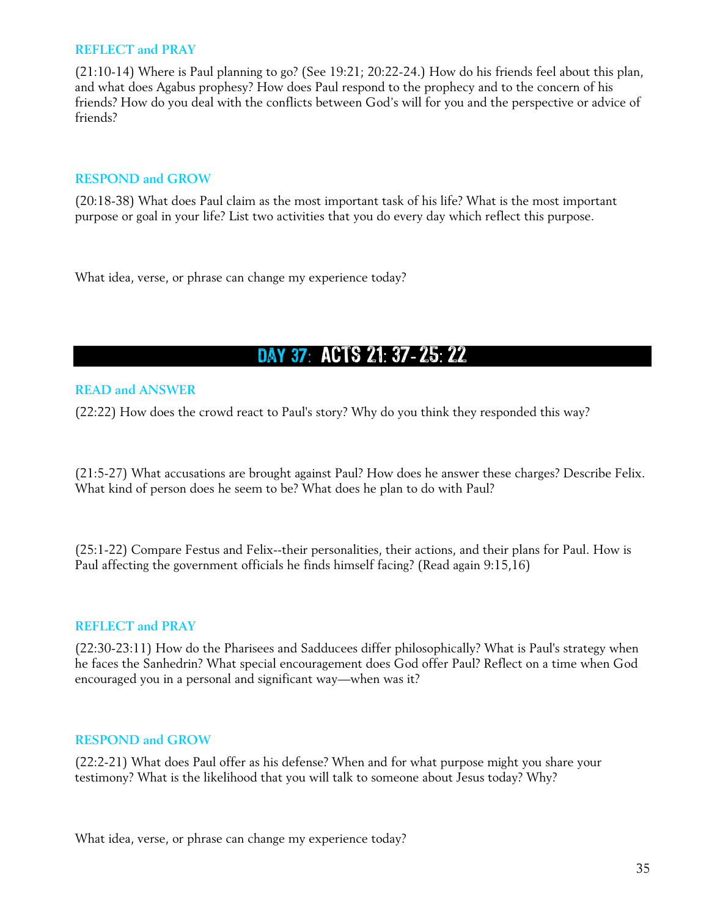### REFLECT and PRAY

(21:10-14) Where is Paul planning to go? (See 19:21; 20:22-24.) How do his friends feel about this plan, and what does Agabus prophesy? How does Paul respond to the prophecy and to the concern of his friends? How do you deal with the conflicts between God's will for you and the perspective or advice of friends?

### RESPOND and GROW

(20:18-38) What does Paul claim as the most important task of his life? What is the most important purpose or goal in your life? List two activities that you do every day which reflect this purpose.

What idea, verse, or phrase can change my experience today?

## DAY 37: ACTS 21: 37- 25: 22

### READ and ANSWER

(22:22) How does the crowd react to Paul's story? Why do you think they responded this way?

(21:5-27) What accusations are brought against Paul? How does he answer these charges? Describe Felix. What kind of person does he seem to be? What does he plan to do with Paul?

(25:1-22) Compare Festus and Felix--their personalities, their actions, and their plans for Paul. How is Paul affecting the government officials he finds himself facing? (Read again 9:15,16)

### REFLECT and PRAY

(22:30-23:11) How do the Pharisees and Sadducees differ philosophically? What is Paul's strategy when he faces the Sanhedrin? What special encouragement does God offer Paul? Reflect on a time when God encouraged you in a personal and significant way—when was it?

### RESPOND and GROW

(22:2-21) What does Paul offer as his defense? When and for what purpose might you share your testimony? What is the likelihood that you will talk to someone about Jesus today? Why?

What idea, verse, or phrase can change my experience today?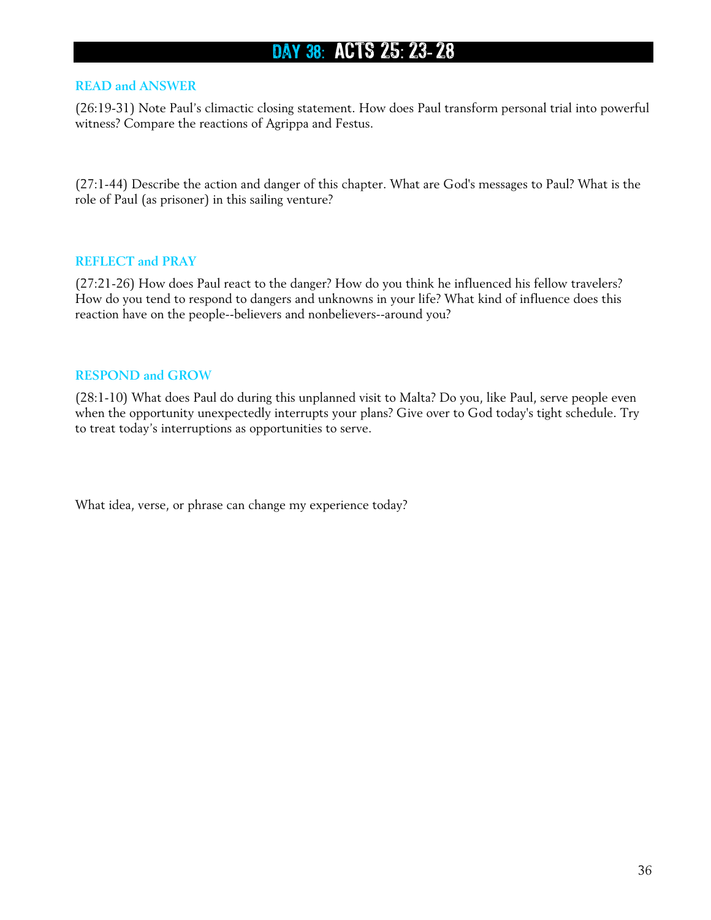# DAY 38: ACTS 25: 23- 28

### READ and ANSWER

(26:19-31) Note Paul's climactic closing statement. How does Paul transform personal trial into powerful witness? Compare the reactions of Agrippa and Festus.

(27:1-44) Describe the action and danger of this chapter. What are God's messages to Paul? What is the role of Paul (as prisoner) in this sailing venture?

### REFLECT and PRAY

(27:21-26) How does Paul react to the danger? How do you think he influenced his fellow travelers? How do you tend to respond to dangers and unknowns in your life? What kind of influence does this reaction have on the people--believers and nonbelievers--around you?

### RESPOND and GROW

(28:1-10) What does Paul do during this unplanned visit to Malta? Do you, like Paul, serve people even when the opportunity unexpectedly interrupts your plans? Give over to God today's tight schedule. Try to treat today's interruptions as opportunities to serve.

What idea, verse, or phrase can change my experience today?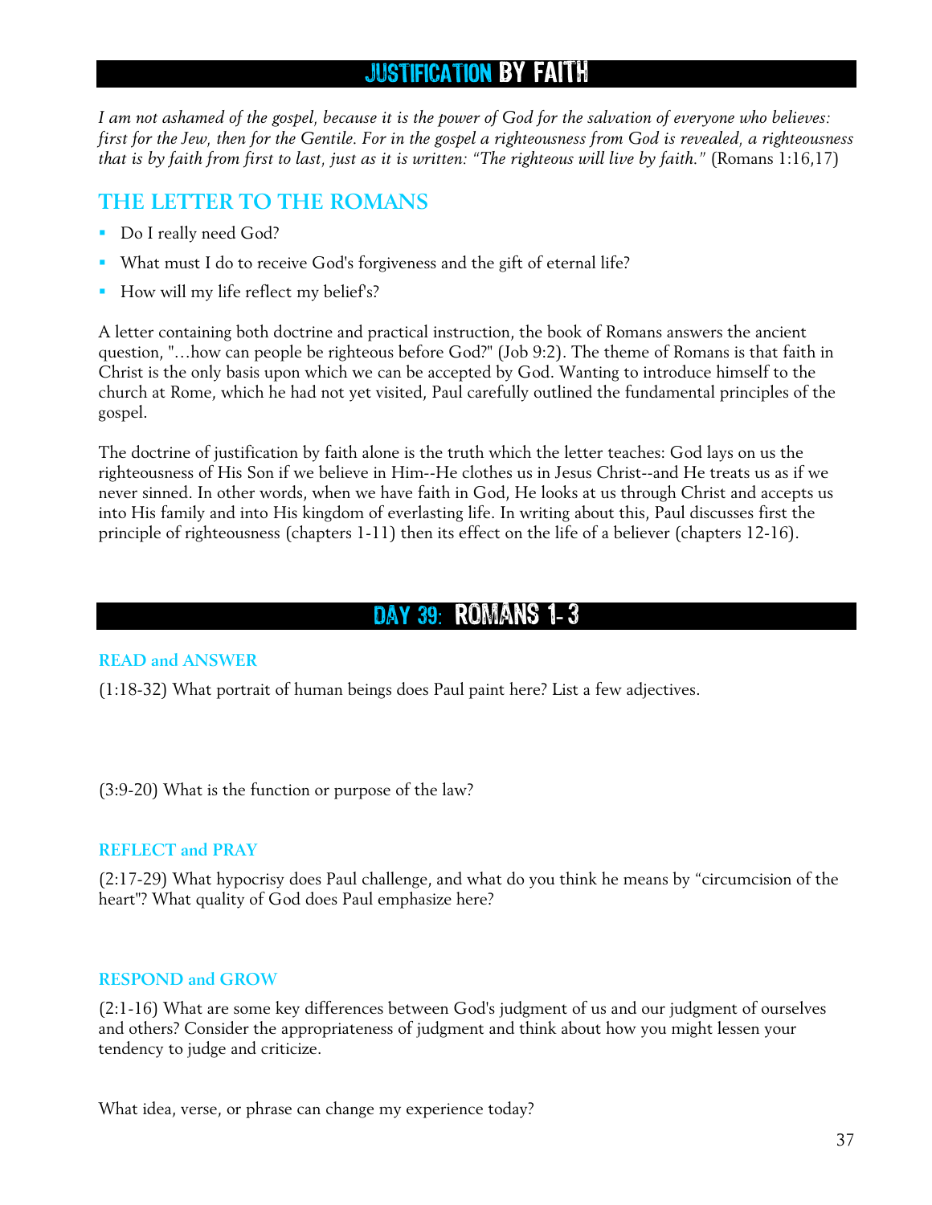# JUSTIFICATION BY FAITH

*I am not ashamed of the gospel, because it is the power of God for the salvation of everyone who believes: first for the Jew, then for the Gentile. For in the gospel a righteousness from God is revealed, a righteousness that is by faith from first to last, just as it is written: "The righteous will live by faith."* (Romans 1:16,17)

## THE LETTER TO THE ROMANS

- Do I really need God?
- What must I do to receive God's forgiveness and the gift of eternal life?
- How will my life reflect my belief's?

A letter containing both doctrine and practical instruction, the book of Romans answers the ancient question, "…how can people be righteous before God?" (Job 9:2). The theme of Romans is that faith in Christ is the only basis upon which we can be accepted by God. Wanting to introduce himself to the church at Rome, which he had not yet visited, Paul carefully outlined the fundamental principles of the gospel.

The doctrine of justification by faith alone is the truth which the letter teaches: God lays on us the righteousness of His Son if we believe in Him--He clothes us in Jesus Christ--and He treats us as if we never sinned. In other words, when we have faith in God, He looks at us through Christ and accepts us into His family and into His kingdom of everlasting life. In writing about this, Paul discusses first the principle of righteousness (chapters 1-11) then its effect on the life of a believer (chapters 12-16).

# DAY 39: ROMANS 1-3

### READ and ANSWER

(1:18-32) What portrait of human beings does Paul paint here? List a few adjectives.

(3:9-20) What is the function or purpose of the law?

### REFLECT and PRAY

(2:17-29) What hypocrisy does Paul challenge, and what do you think he means by "circumcision of the heart"? What quality of God does Paul emphasize here?

### RESPOND and GROW

(2:1-16) What are some key differences between God's judgment of us and our judgment of ourselves and others? Consider the appropriateness of judgment and think about how you might lessen your tendency to judge and criticize.

What idea, verse, or phrase can change my experience today?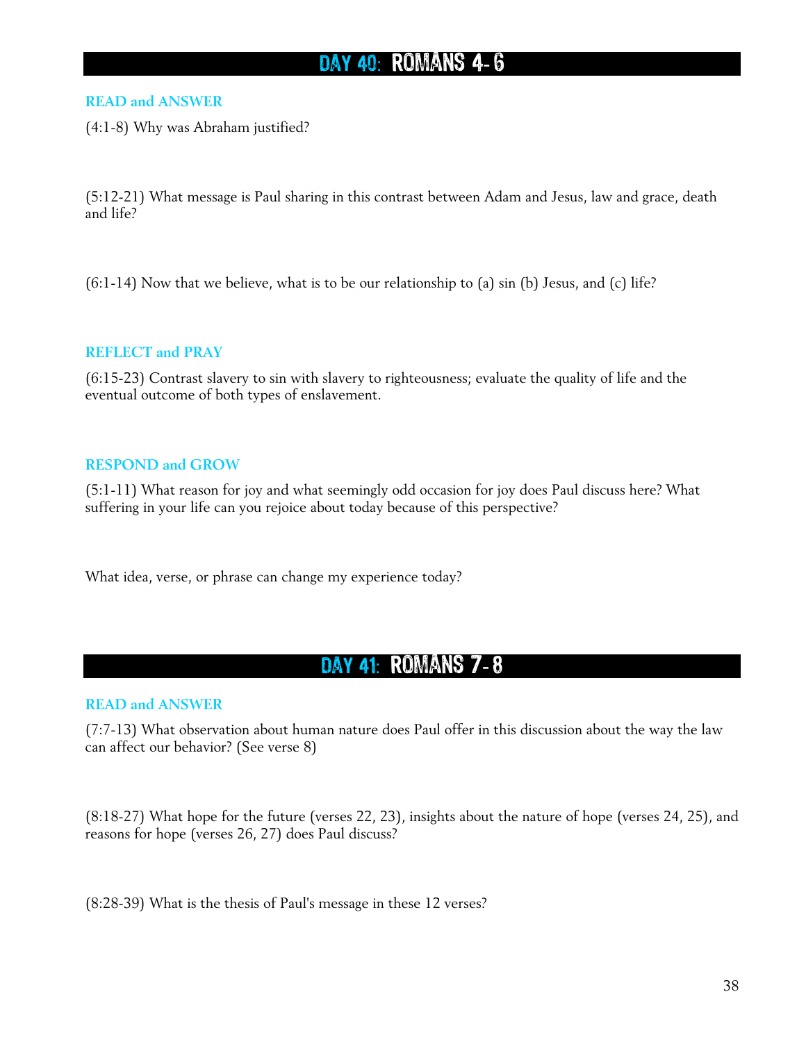## DAY 40: ROMANS 4-6

### READ and ANSWER

(4:1-8) Why was Abraham justified?

(5:12-21) What message is Paul sharing in this contrast between Adam and Jesus, law and grace, death and life?

(6:1-14) Now that we believe, what is to be our relationship to (a) sin (b) Jesus, and (c) life?

### REFLECT and PRAY

(6:15-23) Contrast slavery to sin with slavery to righteousness; evaluate the quality of life and the eventual outcome of both types of enslavement.

### RESPOND and GROW

(5:1-11) What reason for joy and what seemingly odd occasion for joy does Paul discuss here? What suffering in your life can you rejoice about today because of this perspective?

What idea, verse, or phrase can change my experience today?

## DAY 41: ROMANS 7-8

### READ and ANSWER

(7:7-13) What observation about human nature does Paul offer in this discussion about the way the law can affect our behavior? (See verse 8)

(8:18-27) What hope for the future (verses 22, 23), insights about the nature of hope (verses 24, 25), and reasons for hope (verses 26, 27) does Paul discuss?

(8:28-39) What is the thesis of Paul's message in these 12 verses?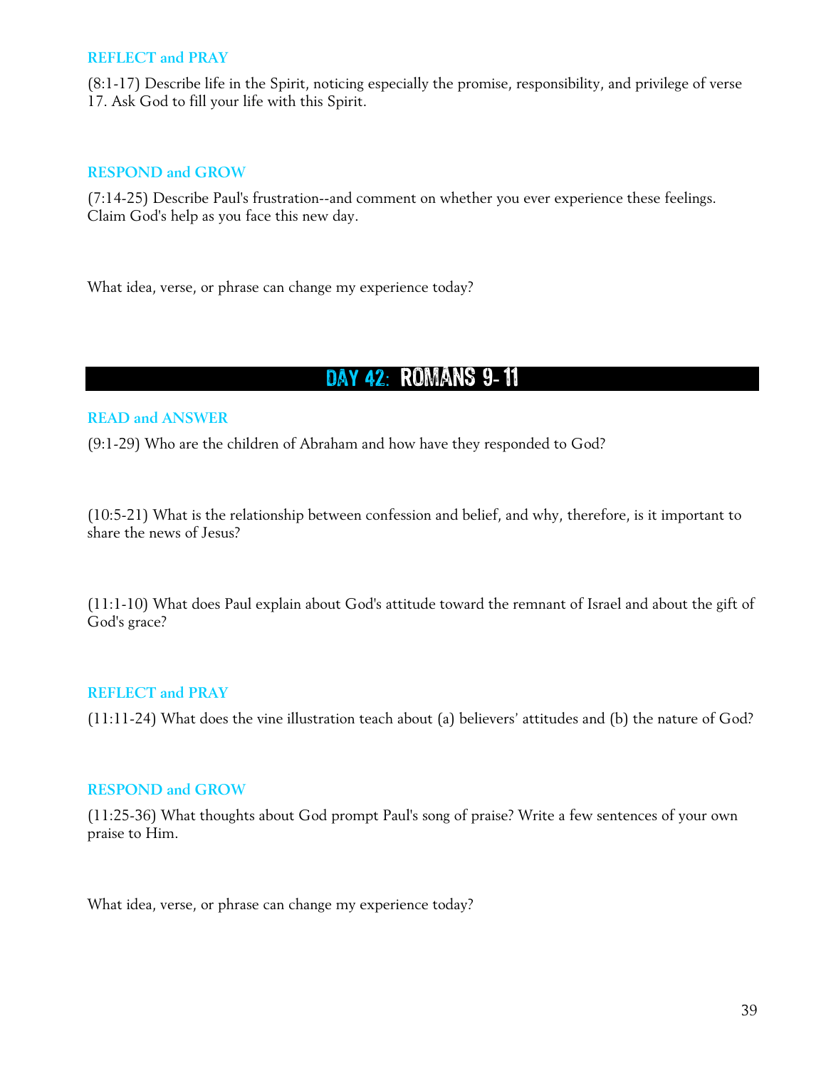### REFLECT and PRAY

(8:1-17) Describe life in the Spirit, noticing especially the promise, responsibility, and privilege of verse 17. Ask God to fill your life with this Spirit.

### RESPOND and GROW

(7:14-25) Describe Paul's frustration--and comment on whether you ever experience these feelings. Claim God's help as you face this new day.

What idea, verse, or phrase can change my experience today?

## DAY 42: ROMANS 9-11

### READ and ANSWER

(9:1-29) Who are the children of Abraham and how have they responded to God?

(10:5-21) What is the relationship between confession and belief, and why, therefore, is it important to share the news of Jesus?

(11:1-10) What does Paul explain about God's attitude toward the remnant of Israel and about the gift of God's grace?

### REFLECT and PRAY

(11:11-24) What does the vine illustration teach about (a) believers' attitudes and (b) the nature of God?

### RESPOND and GROW

(11:25-36) What thoughts about God prompt Paul's song of praise? Write a few sentences of your own praise to Him.

What idea, verse, or phrase can change my experience today?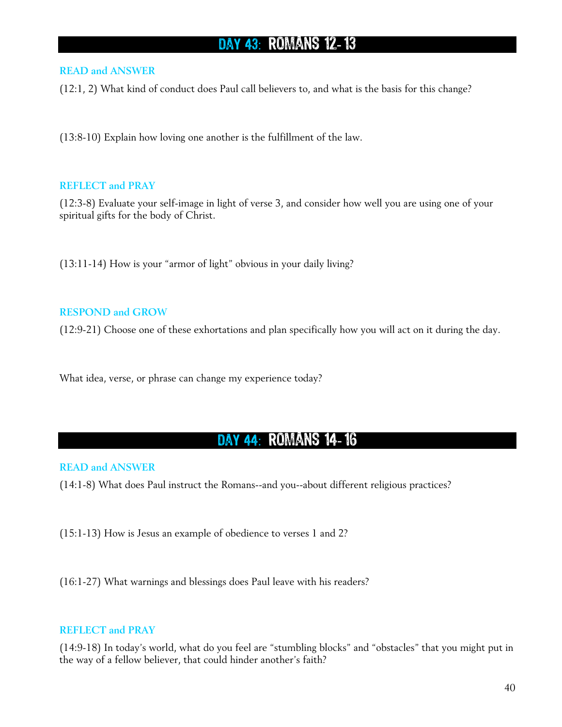## DAY 43: ROMANS 12-13

### READ and ANSWER

(12:1, 2) What kind of conduct does Paul call believers to, and what is the basis for this change?

(13:8-10) Explain how loving one another is the fulfillment of the law.

### REFLECT and PRAY

(12:3-8) Evaluate your self-image in light of verse 3, and consider how well you are using one of your spiritual gifts for the body of Christ.

(13:11-14) How is your "armor of light" obvious in your daily living?

### RESPOND and GROW

(12:9-21) Choose one of these exhortations and plan specifically how you will act on it during the day.

What idea, verse, or phrase can change my experience today?

## DAY 44: ROMANS 14-16

### READ and ANSWER

(14:1-8) What does Paul instruct the Romans--and you--about different religious practices?

(15:1-13) How is Jesus an example of obedience to verses 1 and 2?

(16:1-27) What warnings and blessings does Paul leave with his readers?

### REFLECT and PRAY

(14:9-18) In today's world, what do you feel are "stumbling blocks" and "obstacles" that you might put in the way of a fellow believer, that could hinder another's faith?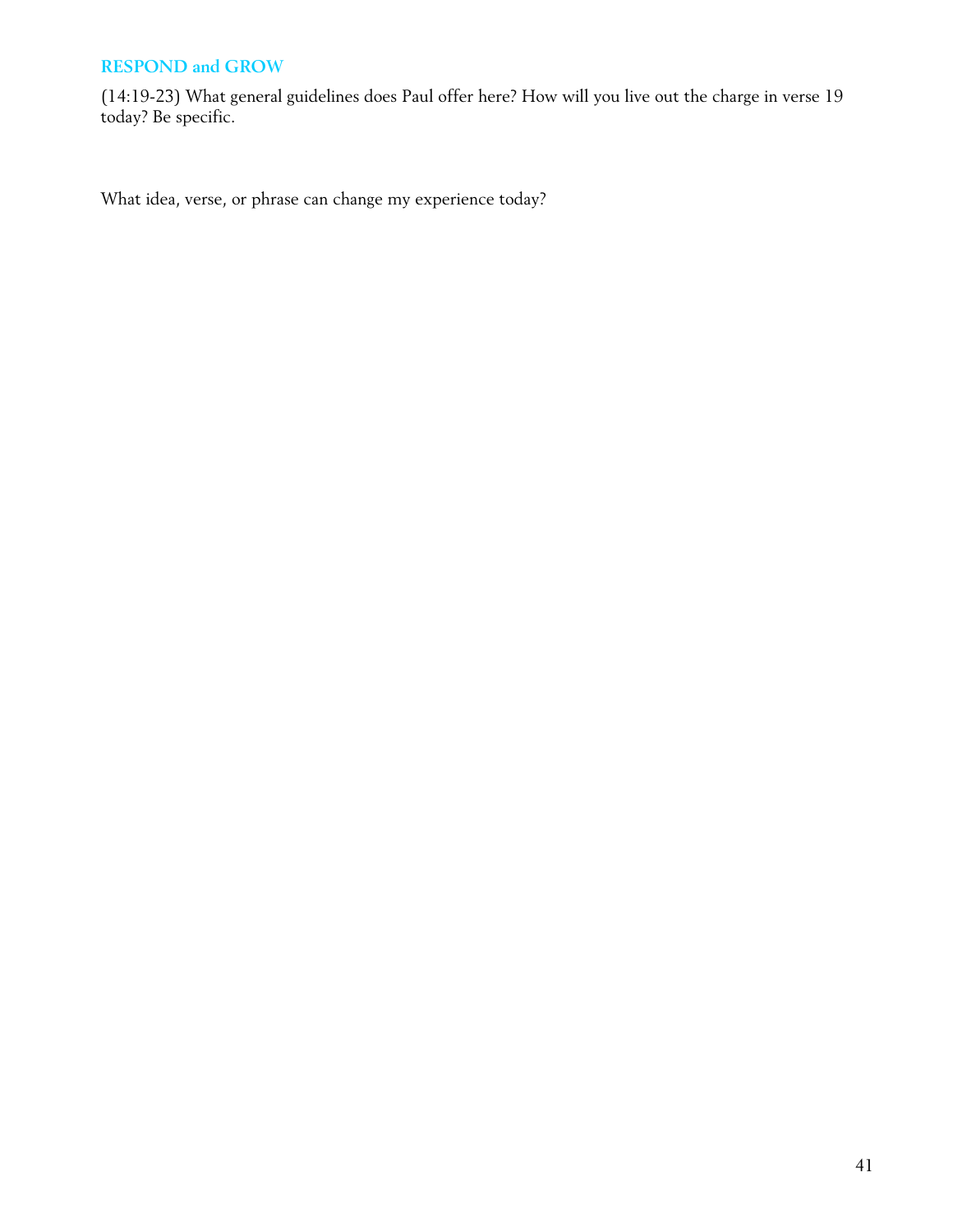## RESPOND and GROW

(14:19-23) What general guidelines does Paul offer here? How will you live out the charge in verse 19 today? Be specific.

What idea, verse, or phrase can change my experience today?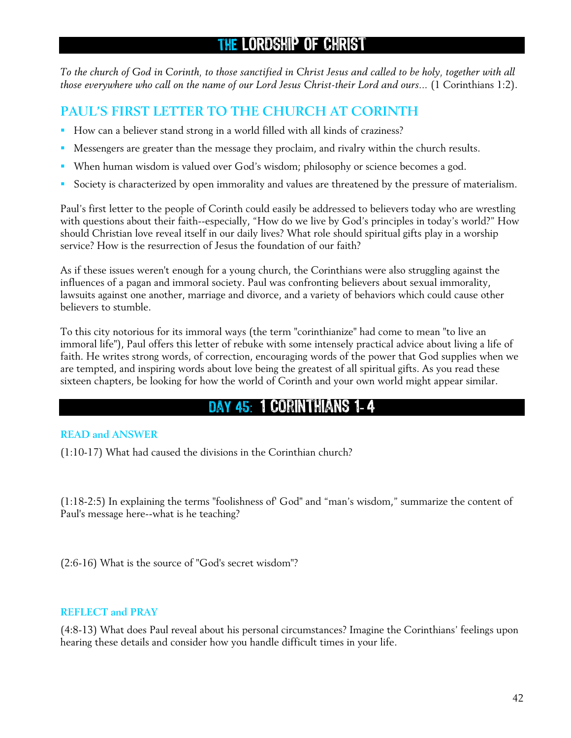# THE LORDSHIP OF CHRIST

*To the church of God in Corinth, to those sanctified in Christ Jesus and called to be holy, together with all those everywhere who call on the name of our Lord Jesus Christ-their Lord and ours...* (1 Corinthians 1:2).

## PAUL'S FIRST LETTER TO THE CHURCH AT CORINTH

- How can a believer stand strong in a world filled with all kinds of craziness?
- Messengers are greater than the message they proclaim, and rivalry within the church results.
- When human wisdom is valued over God's wisdom; philosophy or science becomes a god.
- Society is characterized by open immorality and values are threatened by the pressure of materialism.

Paul's first letter to the people of Corinth could easily be addressed to believers today who are wrestling with questions about their faith--especially, "How do we live by God's principles in today's world?" How should Christian love reveal itself in our daily lives? What role should spiritual gifts play in a worship service? How is the resurrection of Jesus the foundation of our faith?

As if these issues weren't enough for a young church, the Corinthians were also struggling against the influences of a pagan and immoral society. Paul was confronting believers about sexual immorality, lawsuits against one another, marriage and divorce, and a variety of behaviors which could cause other believers to stumble.

To this city notorious for its immoral ways (the term "corinthianize" had come to mean "to live an immoral life"), Paul offers this letter of rebuke with some intensely practical advice about living a life of faith. He writes strong words, of correction, encouraging words of the power that God supplies when we are tempted, and inspiring words about love being the greatest of all spiritual gifts. As you read these sixteen chapters, be looking for how the world of Corinth and your own world might appear similar.

# DAY 45: 1 CORINTHIANS 1- 4

### READ and ANSWER

(1:10-17) What had caused the divisions in the Corinthian church?

(1:18-2:5) In explaining the terms "foolishness of' God" and "man's wisdom," summarize the content of Paul's message here--what is he teaching?

(2:6-16) What is the source of "God's secret wisdom"?

### REFLECT and PRAY

(4:8-13) What does Paul reveal about his personal circumstances? Imagine the Corinthians' feelings upon hearing these details and consider how you handle difficult times in your life.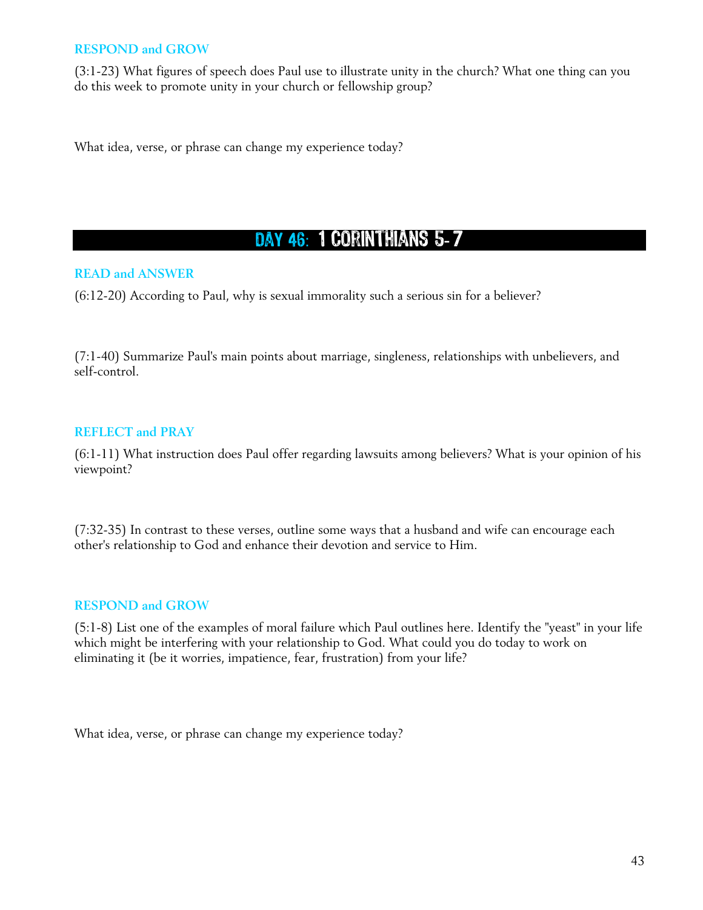### RESPOND and GROW

(3:1-23) What figures of speech does Paul use to illustrate unity in the church? What one thing can you do this week to promote unity in your church or fellowship group?

What idea, verse, or phrase can change my experience today?

## DAY 46: 1 CORINTHIANS 5-7

### READ and ANSWER

(6:12-20) According to Paul, why is sexual immorality such a serious sin for a believer?

(7:1-40) Summarize Paul's main points about marriage, singleness, relationships with unbelievers, and self-control.

### REFLECT and PRAY

(6:1-11) What instruction does Paul offer regarding lawsuits among believers? What is your opinion of his viewpoint?

(7:32-35) In contrast to these verses, outline some ways that a husband and wife can encourage each other's relationship to God and enhance their devotion and service to Him.

### RESPOND and GROW

(5:1-8) List one of the examples of moral failure which Paul outlines here. Identify the "yeast" in your life which might be interfering with your relationship to God. What could you do today to work on eliminating it (be it worries, impatience, fear, frustration) from your life?

What idea, verse, or phrase can change my experience today?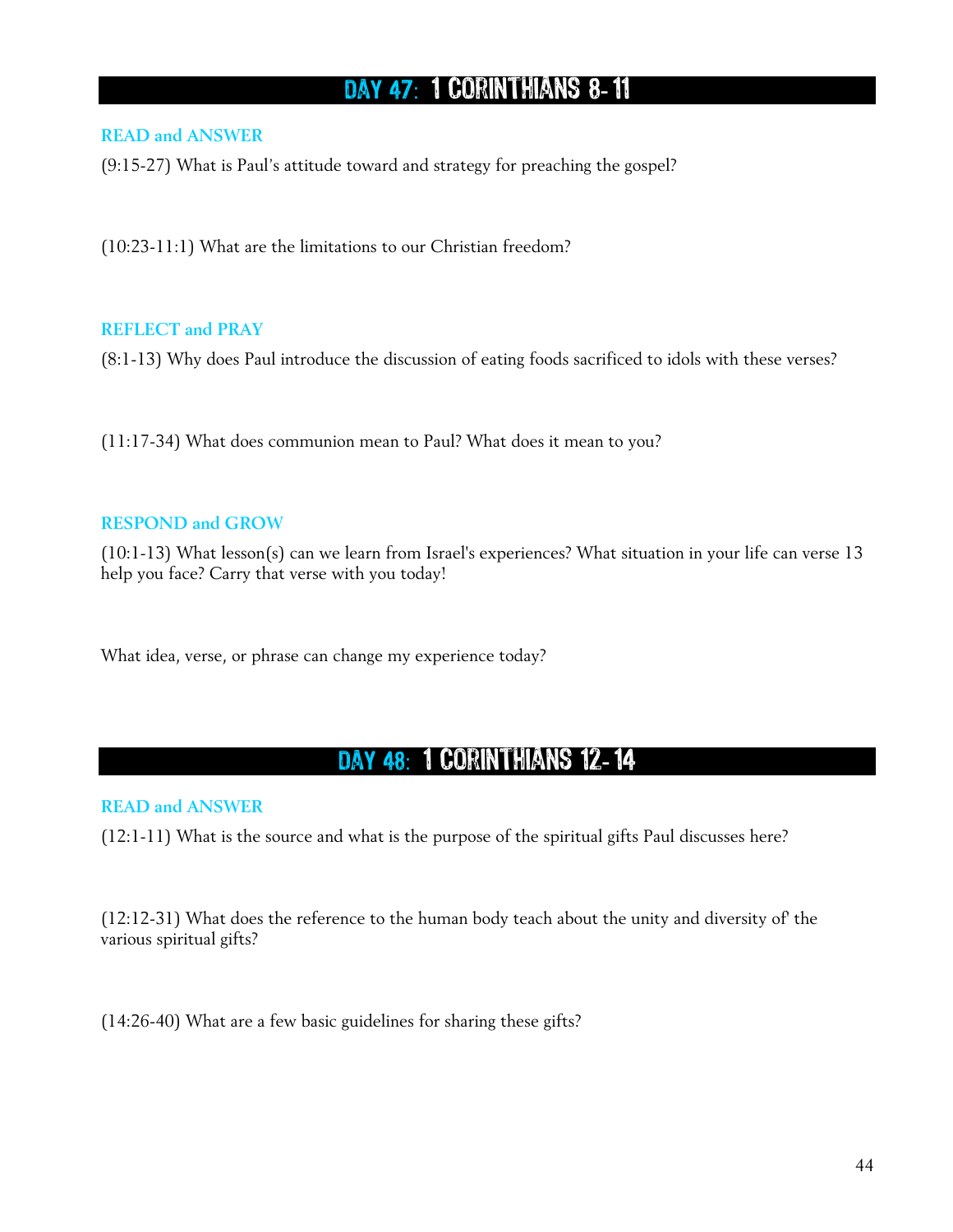## DAY 47: 1 CORINTHIANS 8- 11

### READ and ANSWER

(9:15-27) What is Paul's attitude toward and strategy for preaching the gospel?

(10:23-11:1) What are the limitations to our Christian freedom?

### REFLECT and PRAY

(8:1-13) Why does Paul introduce the discussion of eating foods sacrificed to idols with these verses?

(11:17-34) What does communion mean to Paul? What does it mean to you?

### RESPOND and GROW

(10:1-13) What lesson(s) can we learn from Israel's experiences? What situation in your life can verse 13 help you face? Carry that verse with you today!

What idea, verse, or phrase can change my experience today?

## DAY 48: 1 CORINTHIANS 12- 14

### READ and ANSWER

(12:1-11) What is the source and what is the purpose of the spiritual gifts Paul discusses here?

(12:12-31) What does the reference to the human body teach about the unity and diversity of' the various spiritual gifts?

(14:26-40) What are a few basic guidelines for sharing these gifts?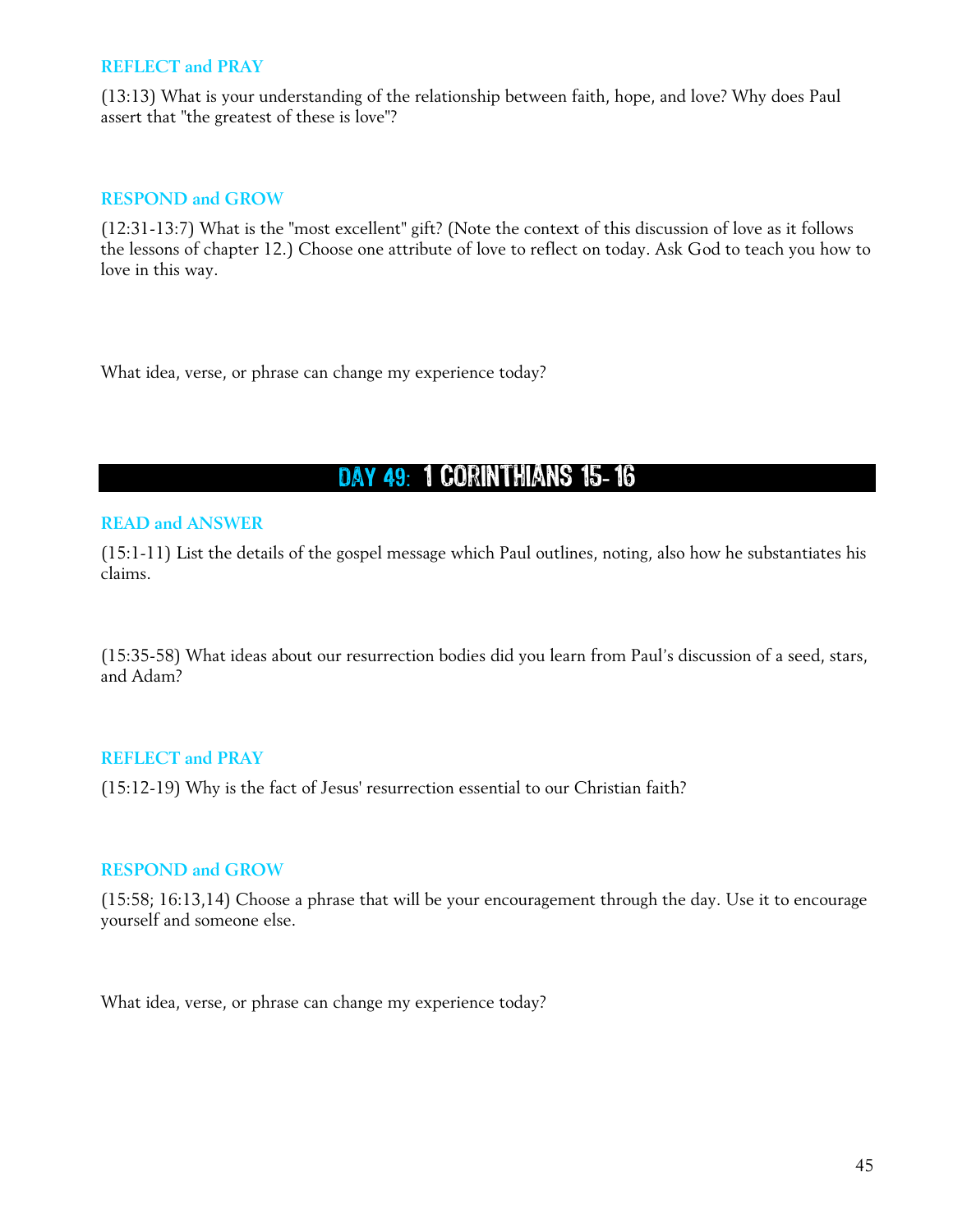### REFLECT and PRAY

(13:13) What is your understanding of the relationship between faith, hope, and love? Why does Paul assert that "the greatest of these is love"?

### RESPOND and GROW

(12:31-13:7) What is the "most excellent" gift? (Note the context of this discussion of love as it follows the lessons of chapter 12.) Choose one attribute of love to reflect on today. Ask God to teach you how to love in this way.

What idea, verse, or phrase can change my experience today?

## DAY 49: 1 CORINTHIANS 15-16

### READ and ANSWER

(15:1-11) List the details of the gospel message which Paul outlines, noting, also how he substantiates his claims.

(15:35-58) What ideas about our resurrection bodies did you learn from Paul's discussion of a seed, stars, and Adam?

### REFLECT and PRAY

(15:12-19) Why is the fact of Jesus' resurrection essential to our Christian faith?

### RESPOND and GROW

(15:58; 16:13,14) Choose a phrase that will be your encouragement through the day. Use it to encourage yourself and someone else.

What idea, verse, or phrase can change my experience today?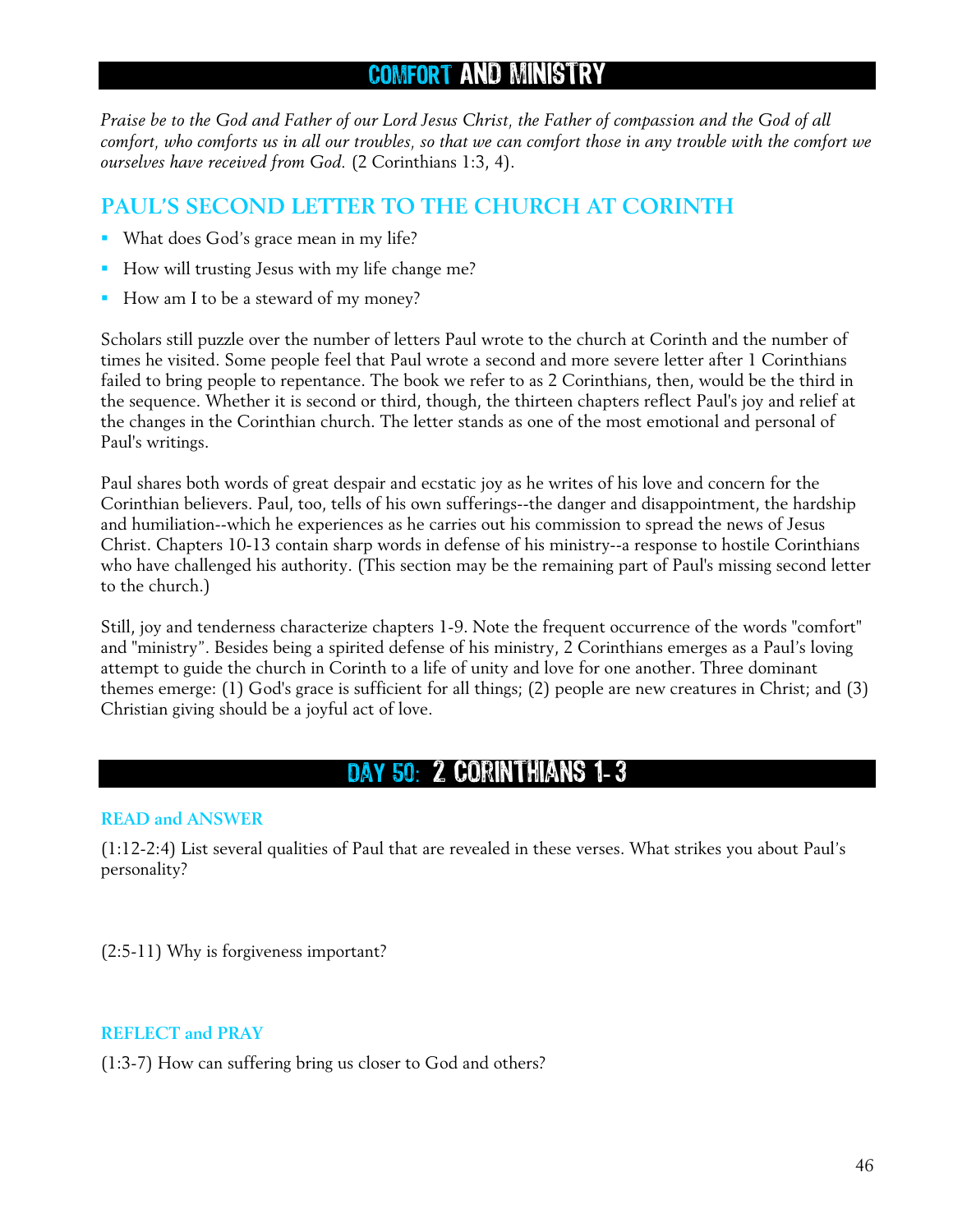## COMFORT AND MINISTRY

*Praise be to the God and Father of our Lord Jesus Christ, the Father of compassion and the God of all comfort, who comforts us in all our troubles, so that we can comfort those in any trouble with the comfort we ourselves have received from God.* (2 Corinthians 1:3, 4).

## PAUL'S SECOND LETTER TO THE CHURCH AT CORINTH

- What does God's grace mean in my life?
- How will trusting Jesus with my life change me?
- How am I to be a steward of my money?

Scholars still puzzle over the number of letters Paul wrote to the church at Corinth and the number of times he visited. Some people feel that Paul wrote a second and more severe letter after 1 Corinthians failed to bring people to repentance. The book we refer to as 2 Corinthians, then, would be the third in the sequence. Whether it is second or third, though, the thirteen chapters reflect Paul's joy and relief at the changes in the Corinthian church. The letter stands as one of the most emotional and personal of Paul's writings.

Paul shares both words of great despair and ecstatic joy as he writes of his love and concern for the Corinthian believers. Paul, too, tells of his own sufferings--the danger and disappointment, the hardship and humiliation--which he experiences as he carries out his commission to spread the news of Jesus Christ. Chapters 10-13 contain sharp words in defense of his ministry--a response to hostile Corinthians who have challenged his authority. (This section may be the remaining part of Paul's missing second letter to the church.)

Still, joy and tenderness characterize chapters 1-9. Note the frequent occurrence of the words "comfort" and "ministry". Besides being a spirited defense of his ministry, 2 Corinthians emerges as a Paul's loving attempt to guide the church in Corinth to a life of unity and love for one another. Three dominant themes emerge: (1) God's grace is sufficient for all things; (2) people are new creatures in Christ; and (3) Christian giving should be a joyful act of love.

## DAY 50: 2 CORINTHIANS 1-3

### READ and ANSWER

(1:12-2:4) List several qualities of Paul that are revealed in these verses. What strikes you about Paul's personality?

(2:5-11) Why is forgiveness important?

### REFLECT and PRAY

(1:3-7) How can suffering bring us closer to God and others?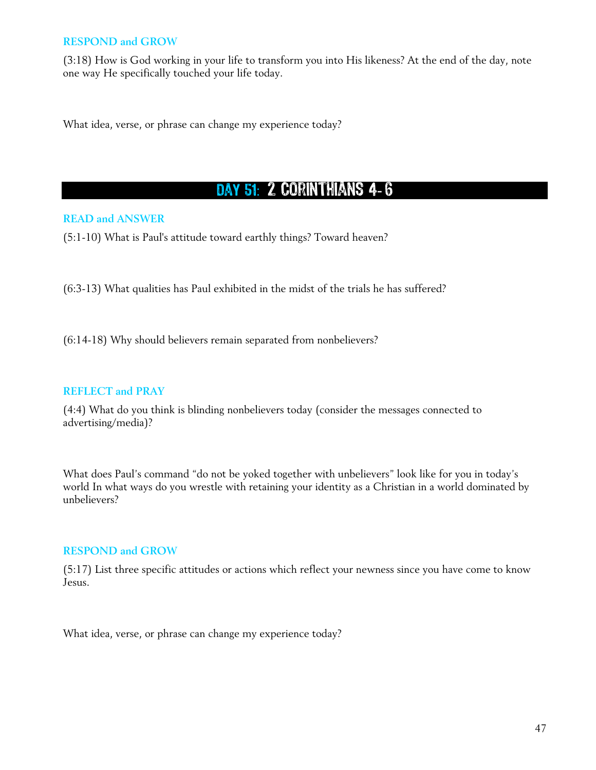### RESPOND and GROW

(3:18) How is God working in your life to transform you into His likeness? At the end of the day, note one way He specifically touched your life today.

What idea, verse, or phrase can change my experience today?

## DAY 51: 2 CORINTHIANS 4- 6

### READ and ANSWER

(5:1-10) What is Paul's attitude toward earthly things? Toward heaven?

(6:3-13) What qualities has Paul exhibited in the midst of the trials he has suffered?

(6:14-18) Why should believers remain separated from nonbelievers?

### REFLECT and PRAY

(4:4) What do you think is blinding nonbelievers today (consider the messages connected to advertising/media)?

What does Paul's command "do not be yoked together with unbelievers" look like for you in today's world In what ways do you wrestle with retaining your identity as a Christian in a world dominated by unbelievers?

### RESPOND and GROW

(5:17) List three specific attitudes or actions which reflect your newness since you have come to know Jesus.

What idea, verse, or phrase can change my experience today?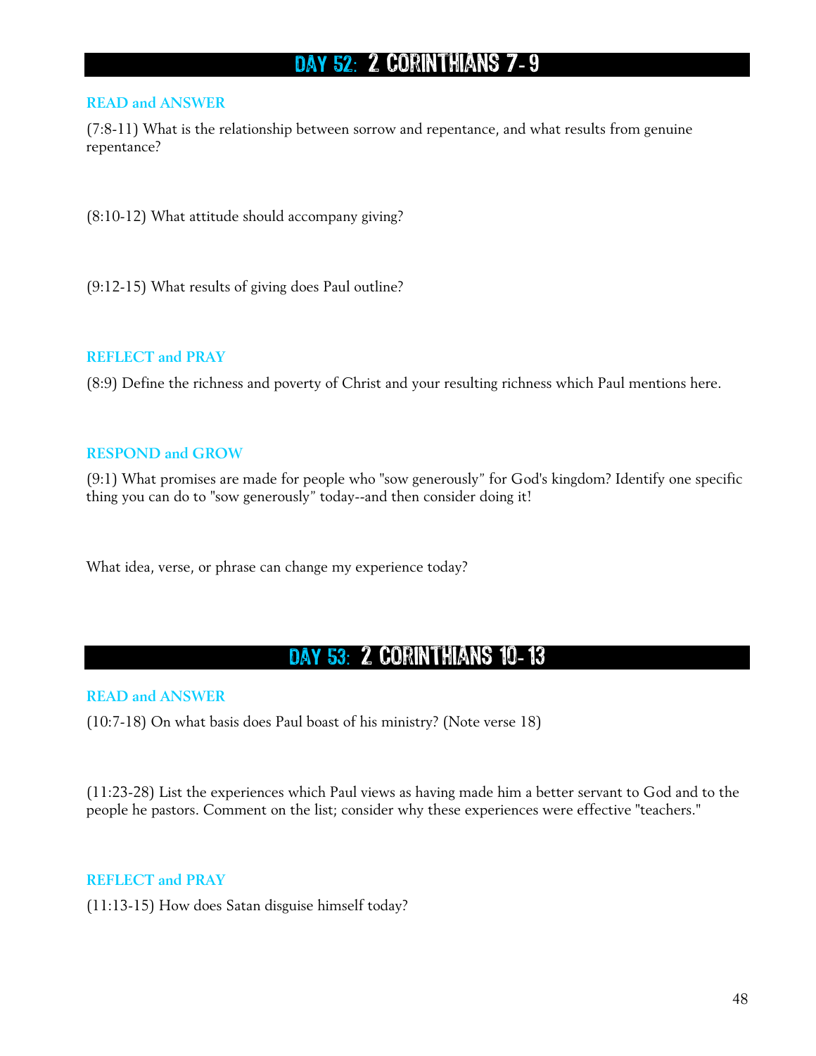## DAY 52: 2 CORINTHIANS 7-9

### READ and ANSWER

(7:8-11) What is the relationship between sorrow and repentance, and what results from genuine repentance?

(8:10-12) What attitude should accompany giving?

(9:12-15) What results of giving does Paul outline?

### REFLECT and PRAY

(8:9) Define the richness and poverty of Christ and your resulting richness which Paul mentions here.

### RESPOND and GROW

(9:1) What promises are made for people who "sow generously" for God's kingdom? Identify one specific thing you can do to "sow generously" today--and then consider doing it!

What idea, verse, or phrase can change my experience today?

## DAY 53: 2 CORINTHIANS 10-13

### READ and ANSWER

(10:7-18) On what basis does Paul boast of his ministry? (Note verse 18)

(11:23-28) List the experiences which Paul views as having made him a better servant to God and to the people he pastors. Comment on the list; consider why these experiences were effective "teachers."

### REFLECT and PRAY

(11:13-15) How does Satan disguise himself today?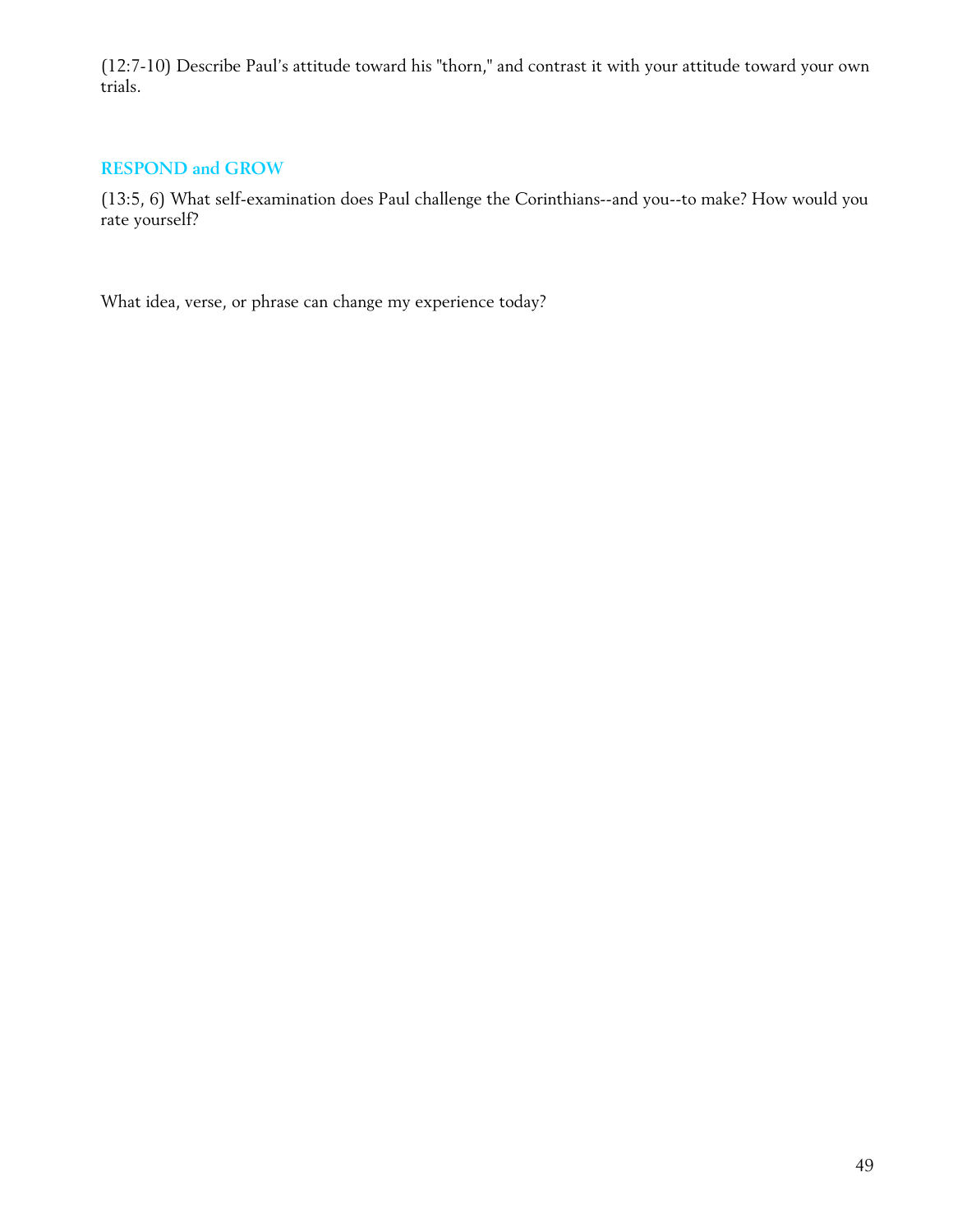(12:7-10) Describe Paul's attitude toward his "thorn," and contrast it with your attitude toward your own trials.

## RESPOND and GROW

(13:5, 6) What self-examination does Paul challenge the Corinthians--and you--to make? How would you rate yourself?

What idea, verse, or phrase can change my experience today?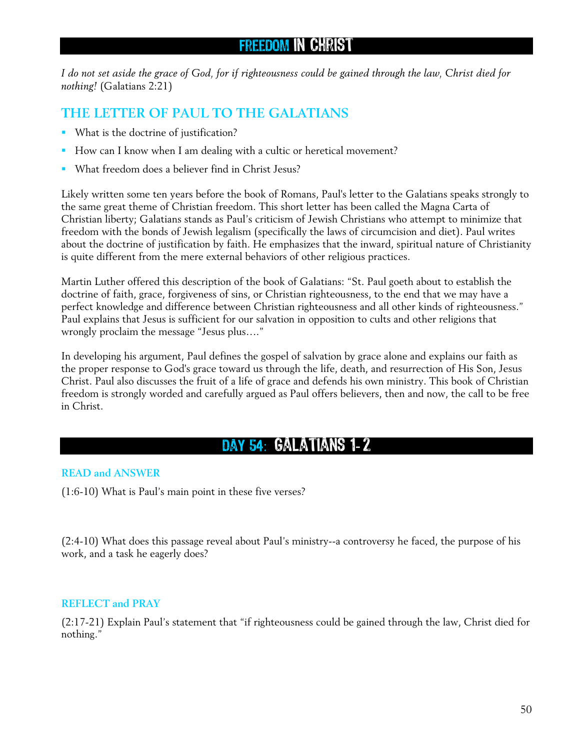# FREEDOM IN CHRIST

*I do not set aside the grace of God, for if righteousness could be gained through the law, Christ died for nothing!* (Galatians 2:21)

## THE LETTER OF PAUL TO THE GALATIANS

- What is the doctrine of justification?
- How can I know when I am dealing with a cultic or heretical movement?
- What freedom does a believer find in Christ Jesus?

Likely written some ten years before the book of Romans, Paul's letter to the Galatians speaks strongly to the same great theme of Christian freedom. This short letter has been called the Magna Carta of Christian liberty; Galatians stands as Paul's criticism of Jewish Christians who attempt to minimize that freedom with the bonds of Jewish legalism (specifically the laws of circumcision and diet). Paul writes about the doctrine of justification by faith. He emphasizes that the inward, spiritual nature of Christianity is quite different from the mere external behaviors of other religious practices.

Martin Luther offered this description of the book of Galatians: "St. Paul goeth about to establish the doctrine of faith, grace, forgiveness of sins, or Christian righteousness, to the end that we may have a perfect knowledge and difference between Christian righteousness and all other kinds of righteousness." Paul explains that Jesus is sufficient for our salvation in opposition to cults and other religions that wrongly proclaim the message "Jesus plus…."

In developing his argument, Paul defines the gospel of salvation by grace alone and explains our faith as the proper response to God's grace toward us through the life, death, and resurrection of His Son, Jesus Christ. Paul also discusses the fruit of a life of grace and defends his own ministry. This book of Christian freedom is strongly worded and carefully argued as Paul offers believers, then and now, the call to be free in Christ.

# DAY 54: GALATIANS 1-2

### READ and ANSWER

(1:6-10) What is Paul's main point in these five verses?

(2:4-10) What does this passage reveal about Paul's ministry--a controversy he faced, the purpose of his work, and a task he eagerly does?

### REFLECT and PRAY

(2:17-21) Explain Paul's statement that "if righteousness could be gained through the law, Christ died for nothing."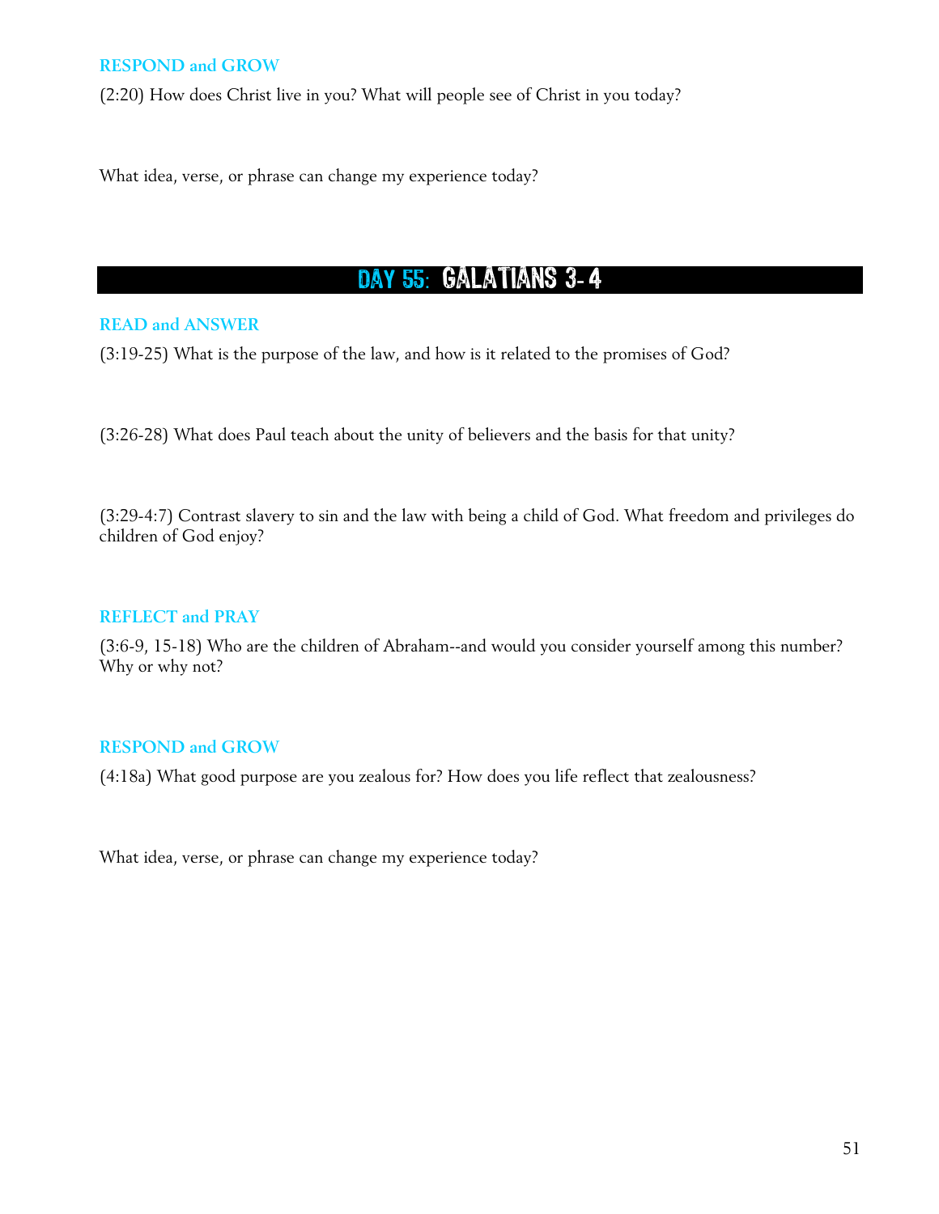### RESPOND and GROW

(2:20) How does Christ live in you? What will people see of Christ in you today?

What idea, verse, or phrase can change my experience today?

## DAY 55: GALATIANS 3- 4

### READ and ANSWER

(3:19-25) What is the purpose of the law, and how is it related to the promises of God?

(3:26-28) What does Paul teach about the unity of believers and the basis for that unity?

(3:29-4:7) Contrast slavery to sin and the law with being a child of God. What freedom and privileges do children of God enjoy?

### REFLECT and PRAY

(3:6-9, 15-18) Who are the children of Abraham--and would you consider yourself among this number? Why or why not?

### RESPOND and GROW

(4:18a) What good purpose are you zealous for? How does you life reflect that zealousness?

What idea, verse, or phrase can change my experience today?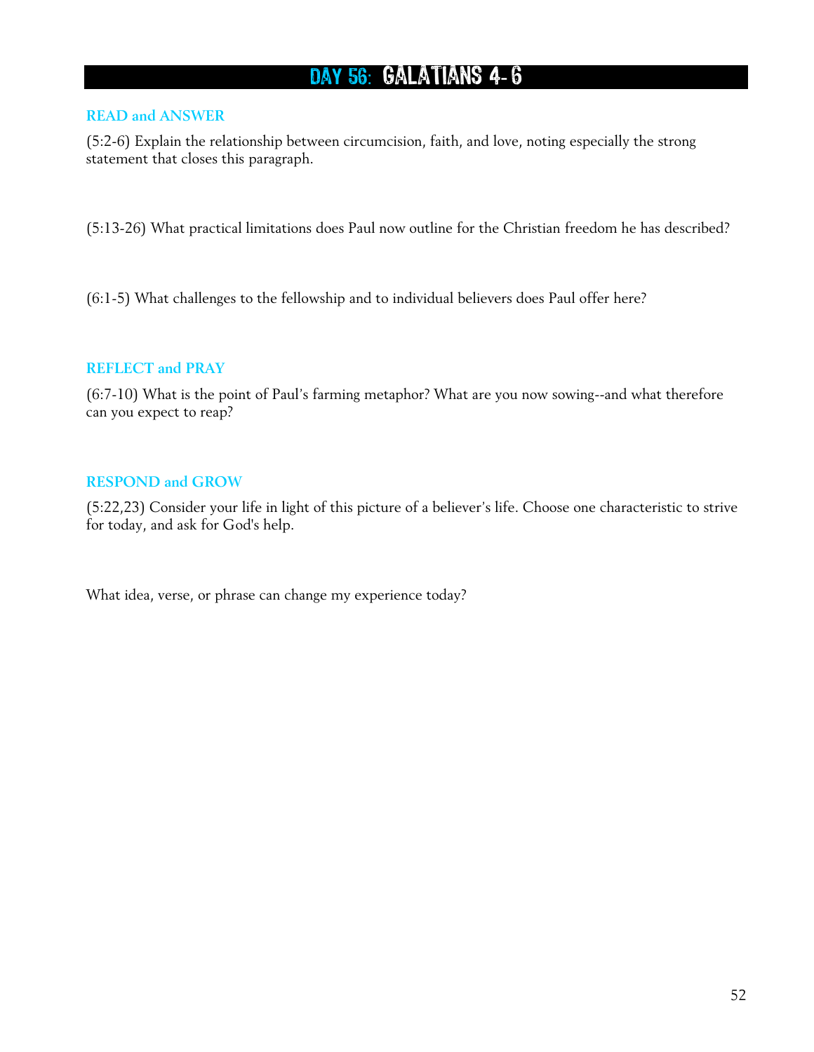# DAY 56: GALATIANS 4-6

### READ and ANSWER

(5:2-6) Explain the relationship between circumcision, faith, and love, noting especially the strong statement that closes this paragraph.

(5:13-26) What practical limitations does Paul now outline for the Christian freedom he has described?

(6:1-5) What challenges to the fellowship and to individual believers does Paul offer here?

### REFLECT and PRAY

(6:7-10) What is the point of Paul's farming metaphor? What are you now sowing--and what therefore can you expect to reap?

### RESPOND and GROW

(5:22,23) Consider your life in light of this picture of a believer's life. Choose one characteristic to strive for today, and ask for God's help.

What idea, verse, or phrase can change my experience today?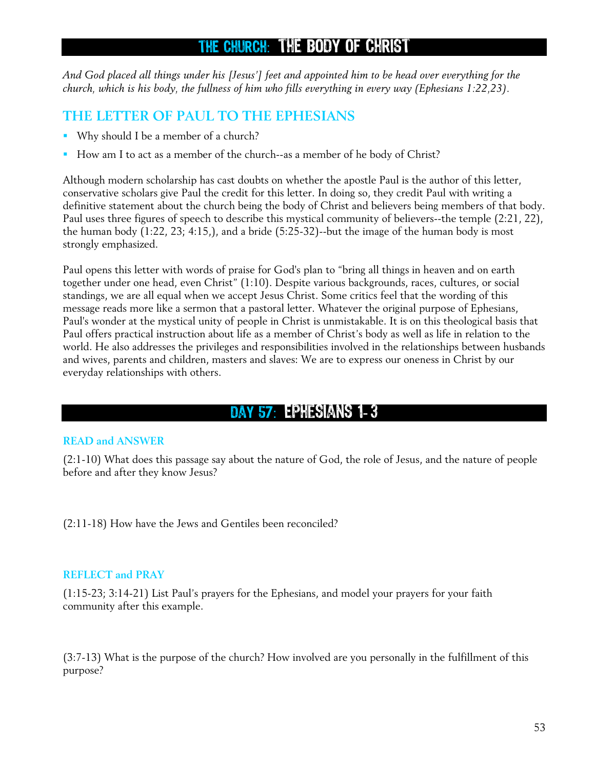# THE CHURCH: THE BODY OF CHRIST

*And God placed all things under his [Jesus'] feet and appointed him to be head over everything for the church, which is his body, the fullness of him who fills everything in every way (Ephesians 1:22,23).*

## THE LETTER OF PAUL TO THE EPHESIANS

- Why should I be a member of a church?
- How am I to act as a member of the church--as a member of he body of Christ?

Although modern scholarship has cast doubts on whether the apostle Paul is the author of this letter, conservative scholars give Paul the credit for this letter. In doing so, they credit Paul with writing a definitive statement about the church being the body of Christ and believers being members of that body. Paul uses three figures of speech to describe this mystical community of believers--the temple (2:21, 22), the human body (1:22, 23; 4:15,), and a bride (5:25-32)--but the image of the human body is most strongly emphasized.

Paul opens this letter with words of praise for God's plan to "bring all things in heaven and on earth together under one head, even Christ" (1:10). Despite various backgrounds, races, cultures, or social standings, we are all equal when we accept Jesus Christ. Some critics feel that the wording of this message reads more like a sermon that a pastoral letter. Whatever the original purpose of Ephesians, Paul's wonder at the mystical unity of people in Christ is unmistakable. It is on this theological basis that Paul offers practical instruction about life as a member of Christ's body as well as life in relation to the world. He also addresses the privileges and responsibilities involved in the relationships between husbands and wives, parents and children, masters and slaves: We are to express our oneness in Christ by our everyday relationships with others.

# DAY 57: EPHESIANS 1-3

### READ and ANSWER

(2:1-10) What does this passage say about the nature of God, the role of Jesus, and the nature of people before and after they know Jesus?

(2:11-18) How have the Jews and Gentiles been reconciled?

### REFLECT and PRAY

(1:15-23; 3:14-21) List Paul's prayers for the Ephesians, and model your prayers for your faith community after this example.

(3:7-13) What is the purpose of the church? How involved are you personally in the fulfillment of this purpose?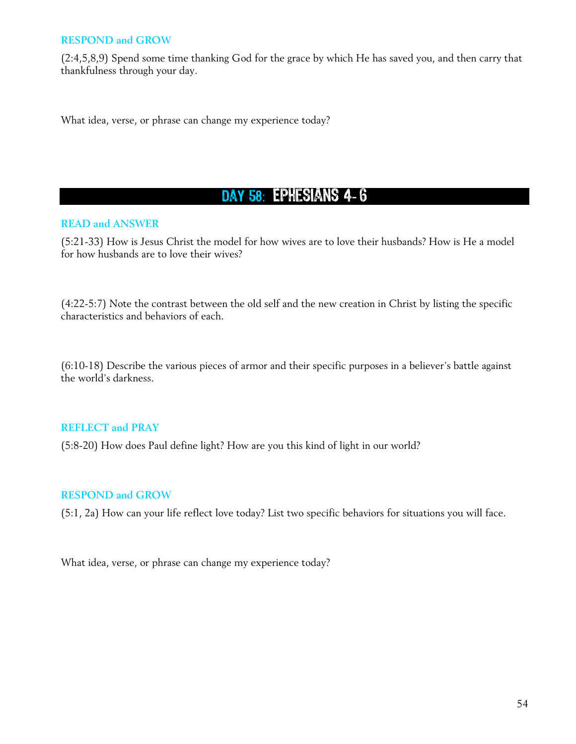### RESPOND and GROW

(2:4,5,8,9) Spend some time thanking God for the grace by which He has saved you, and then carry that thankfulness through your day.

What idea, verse, or phrase can change my experience today?

## DAY 58: EPHESIANS 4- 6

### READ and ANSWER

(5:21-33) How is Jesus Christ the model for how wives are to love their husbands? How is He a model for how husbands are to love their wives?

(4:22-5:7) Note the contrast between the old self and the new creation in Christ by listing the specific characteristics and behaviors of each.

(6:10-18) Describe the various pieces of armor and their specific purposes in a believer's battle against the world's darkness.

### REFLECT and PRAY

(5:8-20) How does Paul define light? How are you this kind of light in our world?

### RESPOND and GROW

(5:1, 2a) How can your life reflect love today? List two specific behaviors for situations you will face.

What idea, verse, or phrase can change my experience today?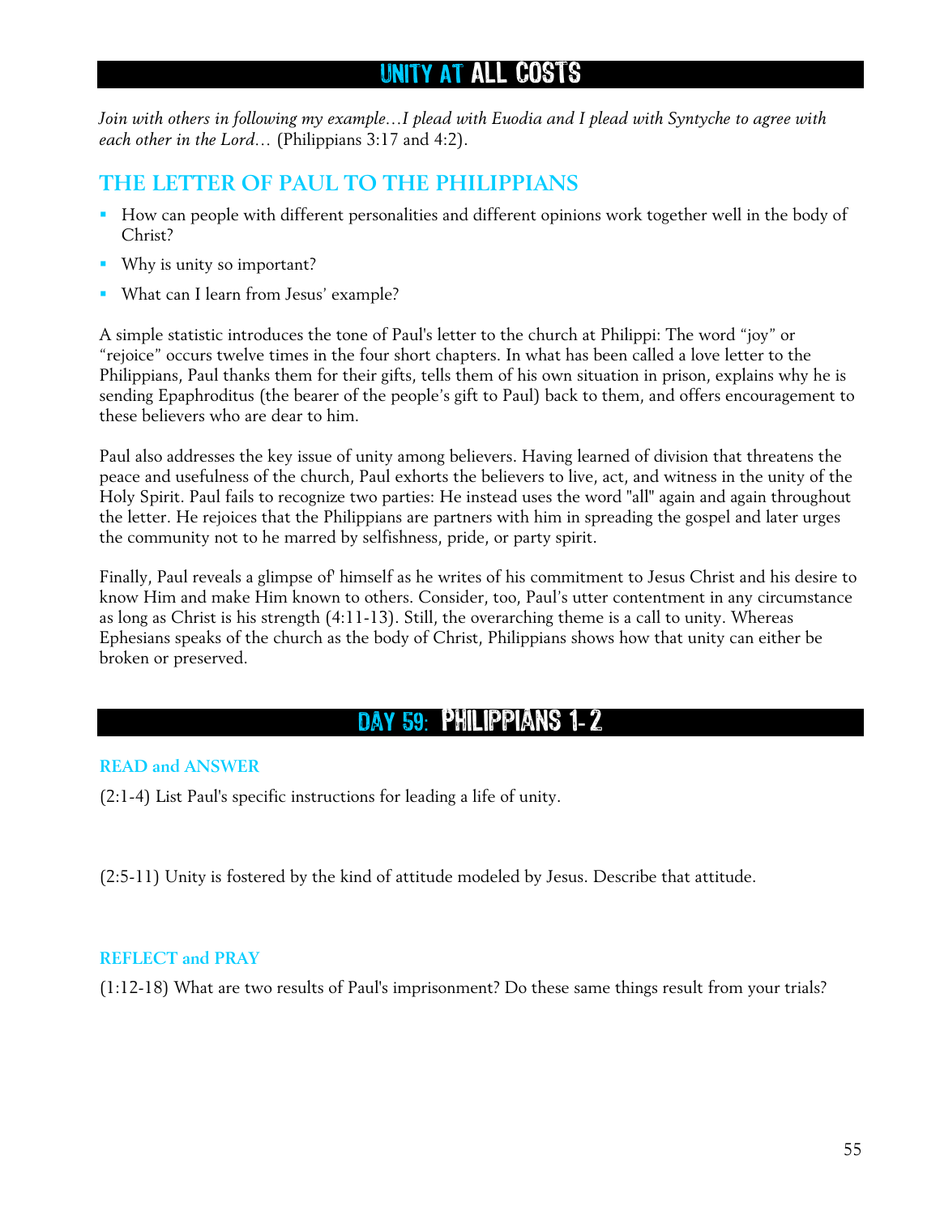# UNITY AT ALL COSTS

*Join with others in following my example…I plead with Euodia and I plead with Syntyche to agree with each other in the Lord…* (Philippians 3:17 and 4:2).

## THE LETTER OF PAUL TO THE PHILIPPIANS

- How can people with different personalities and different opinions work together well in the body of Christ?
- Why is unity so important?
- What can I learn from Jesus' example?

A simple statistic introduces the tone of Paul's letter to the church at Philippi: The word "joy" or "rejoice" occurs twelve times in the four short chapters. In what has been called a love letter to the Philippians, Paul thanks them for their gifts, tells them of his own situation in prison, explains why he is sending Epaphroditus (the bearer of the people's gift to Paul) back to them, and offers encouragement to these believers who are dear to him.

Paul also addresses the key issue of unity among believers. Having learned of division that threatens the peace and usefulness of the church, Paul exhorts the believers to live, act, and witness in the unity of the Holy Spirit. Paul fails to recognize two parties: He instead uses the word "all" again and again throughout the letter. He rejoices that the Philippians are partners with him in spreading the gospel and later urges the community not to he marred by selfishness, pride, or party spirit.

Finally, Paul reveals a glimpse of' himself as he writes of his commitment to Jesus Christ and his desire to know Him and make Him known to others. Consider, too, Paul's utter contentment in any circumstance as long as Christ is his strength (4:11-13). Still, the overarching theme is a call to unity. Whereas Ephesians speaks of the church as the body of Christ, Philippians shows how that unity can either be broken or preserved.

# DAY 59: PHILIPPIANS 1-2

### READ and ANSWER

(2:1-4) List Paul's specific instructions for leading a life of unity.

(2:5-11) Unity is fostered by the kind of attitude modeled by Jesus. Describe that attitude.

### REFLECT and PRAY

(1:12-18) What are two results of Paul's imprisonment? Do these same things result from your trials?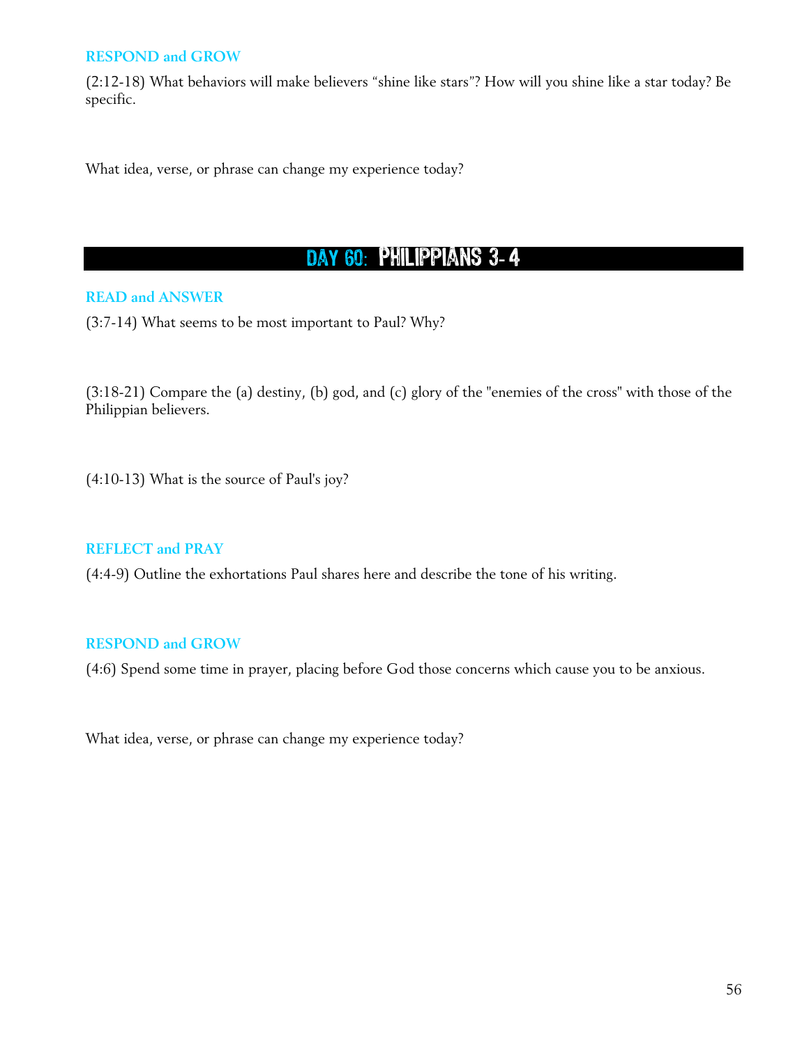### RESPOND and GROW

(2:12-18) What behaviors will make believers “shine like stars”? How will you shine like a star today? Be specific.

What idea, verse, or phrase can change my experience today?

## DAY 60: PHILIPPIANS 3-4

### READ and ANSWER

(3:7-14) What seems to be most important to Paul? Why?

(3:18-21) Compare the (a) destiny, (b) god, and (c) glory of the "enemies of the cross" with those of the Philippian believers.

(4:10-13) What is the source of Paul's joy?

### REFLECT and PRAY

(4:4-9) Outline the exhortations Paul shares here and describe the tone of his writing.

### RESPOND and GROW

(4:6) Spend some time in prayer, placing before God those concerns which cause you to be anxious.

What idea, verse, or phrase can change my experience today?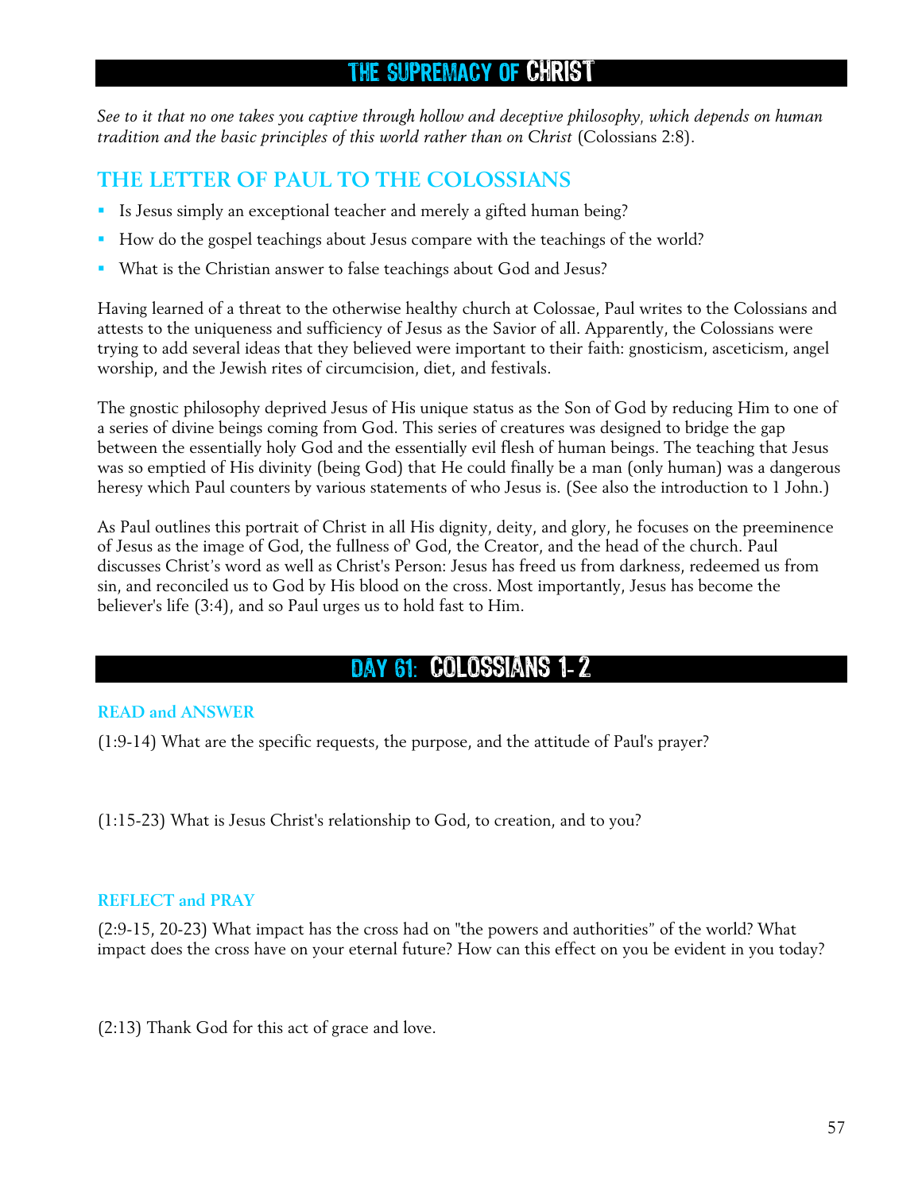# THE SUPREMACY OF CHRIST

*See to it that no one takes you captive through hollow and deceptive philosophy, which depends on human tradition and the basic principles of this world rather than on Christ* (Colossians 2:8).

## THE LETTER OF PAUL TO THE COLOSSIANS

- Is Jesus simply an exceptional teacher and merely a gifted human being?
- How do the gospel teachings about Jesus compare with the teachings of the world?
- What is the Christian answer to false teachings about God and Jesus?

Having learned of a threat to the otherwise healthy church at Colossae, Paul writes to the Colossians and attests to the uniqueness and sufficiency of Jesus as the Savior of all. Apparently, the Colossians were trying to add several ideas that they believed were important to their faith: gnosticism, asceticism, angel worship, and the Jewish rites of circumcision, diet, and festivals.

The gnostic philosophy deprived Jesus of His unique status as the Son of God by reducing Him to one of a series of divine beings coming from God. This series of creatures was designed to bridge the gap between the essentially holy God and the essentially evil flesh of human beings. The teaching that Jesus was so emptied of His divinity (being God) that He could finally be a man (only human) was a dangerous heresy which Paul counters by various statements of who Jesus is. (See also the introduction to 1 John.)

As Paul outlines this portrait of Christ in all His dignity, deity, and glory, he focuses on the preeminence of Jesus as the image of God, the fullness of' God, the Creator, and the head of the church. Paul discusses Christ's word as well as Christ's Person: Jesus has freed us from darkness, redeemed us from sin, and reconciled us to God by His blood on the cross. Most importantly, Jesus has become the believer's life (3:4), and so Paul urges us to hold fast to Him.

# DAY 61: COLOSSIANS 1-2

### READ and ANSWER

(1:9-14) What are the specific requests, the purpose, and the attitude of Paul's prayer?

(1:15-23) What is Jesus Christ's relationship to God, to creation, and to you?

### REFLECT and PRAY

(2:9-15, 20-23) What impact has the cross had on "the powers and authorities" of the world? What impact does the cross have on your eternal future? How can this effect on you be evident in you today?

(2:13) Thank God for this act of grace and love.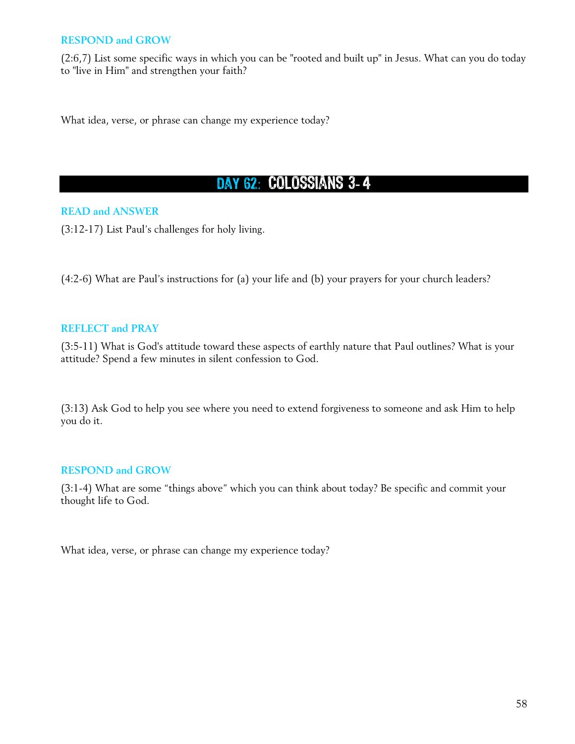### RESPOND and GROW

(2:6,7) List some specific ways in which you can be "rooted and built up" in Jesus. What can you do today to "live in Him" and strengthen your faith?

What idea, verse, or phrase can change my experience today?

## DAY 62: COLOSSIANS 3-4

### READ and ANSWER

(3:12-17) List Paul's challenges for holy living.

(4:2-6) What are Paul's instructions for (a) your life and (b) your prayers for your church leaders?

### REFLECT and PRAY

(3:5-11) What is God's attitude toward these aspects of earthly nature that Paul outlines? What is your attitude? Spend a few minutes in silent confession to God.

(3:13) Ask God to help you see where you need to extend forgiveness to someone and ask Him to help you do it.

### RESPOND and GROW

(3:1-4) What are some "things above" which you can think about today? Be specific and commit your thought life to God.

What idea, verse, or phrase can change my experience today?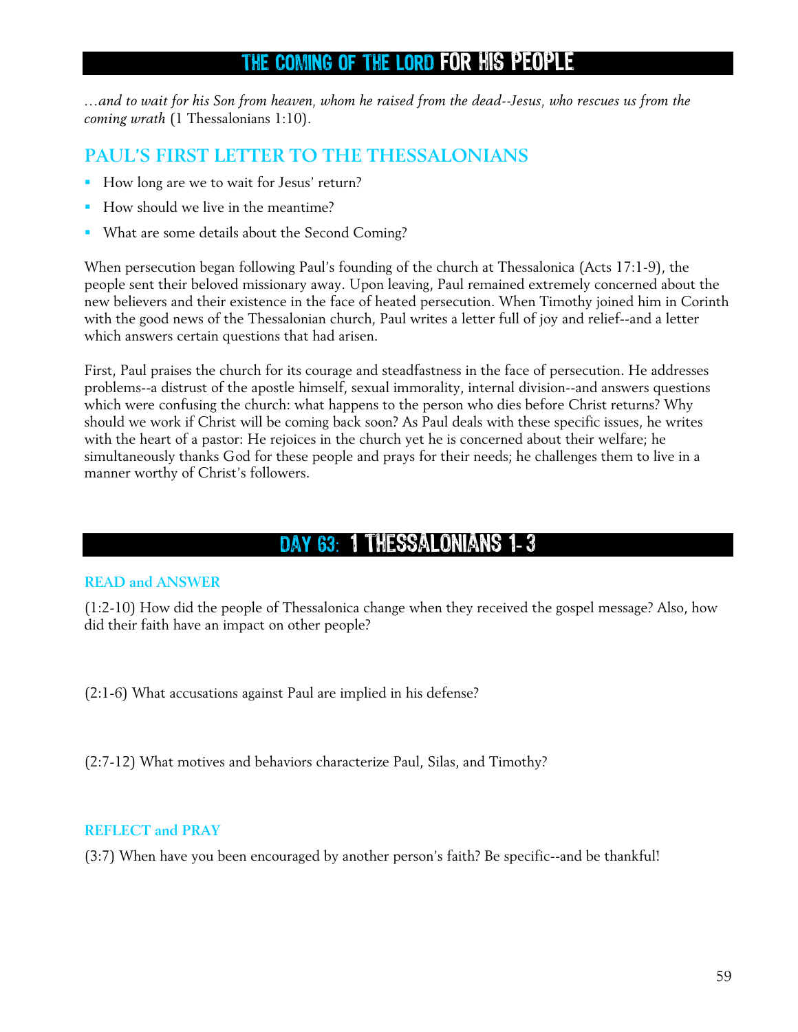# THE COMING OF THE LORD FOR HIS PEOPLE

*…and to wait for his Son from heaven, whom he raised from the dead--Jesus, who rescues us from the coming wrath* (1 Thessalonians 1:10).

## PAUL'S FIRST LETTER TO THE THESSALONIANS

- How long are we to wait for Jesus' return?
- How should we live in the meantime?
- What are some details about the Second Coming?

When persecution began following Paul's founding of the church at Thessalonica (Acts 17:1-9), the people sent their beloved missionary away. Upon leaving, Paul remained extremely concerned about the new believers and their existence in the face of heated persecution. When Timothy joined him in Corinth with the good news of the Thessalonian church, Paul writes a letter full of joy and relief--and a letter which answers certain questions that had arisen.

First, Paul praises the church for its courage and steadfastness in the face of persecution. He addresses problems--a distrust of the apostle himself, sexual immorality, internal division--and answers questions which were confusing the church: what happens to the person who dies before Christ returns? Why should we work if Christ will be coming back soon? As Paul deals with these specific issues, he writes with the heart of a pastor: He rejoices in the church yet he is concerned about their welfare; he simultaneously thanks God for these people and prays for their needs; he challenges them to live in a manner worthy of Christ's followers.

# DAY 63: 1 THESSALONIANS 1-3

### READ and ANSWER

(1:2-10) How did the people of Thessalonica change when they received the gospel message? Also, how did their faith have an impact on other people?

(2:1-6) What accusations against Paul are implied in his defense?

(2:7-12) What motives and behaviors characterize Paul, Silas, and Timothy?

### REFLECT and PRAY

(3:7) When have you been encouraged by another person's faith? Be specific--and be thankful!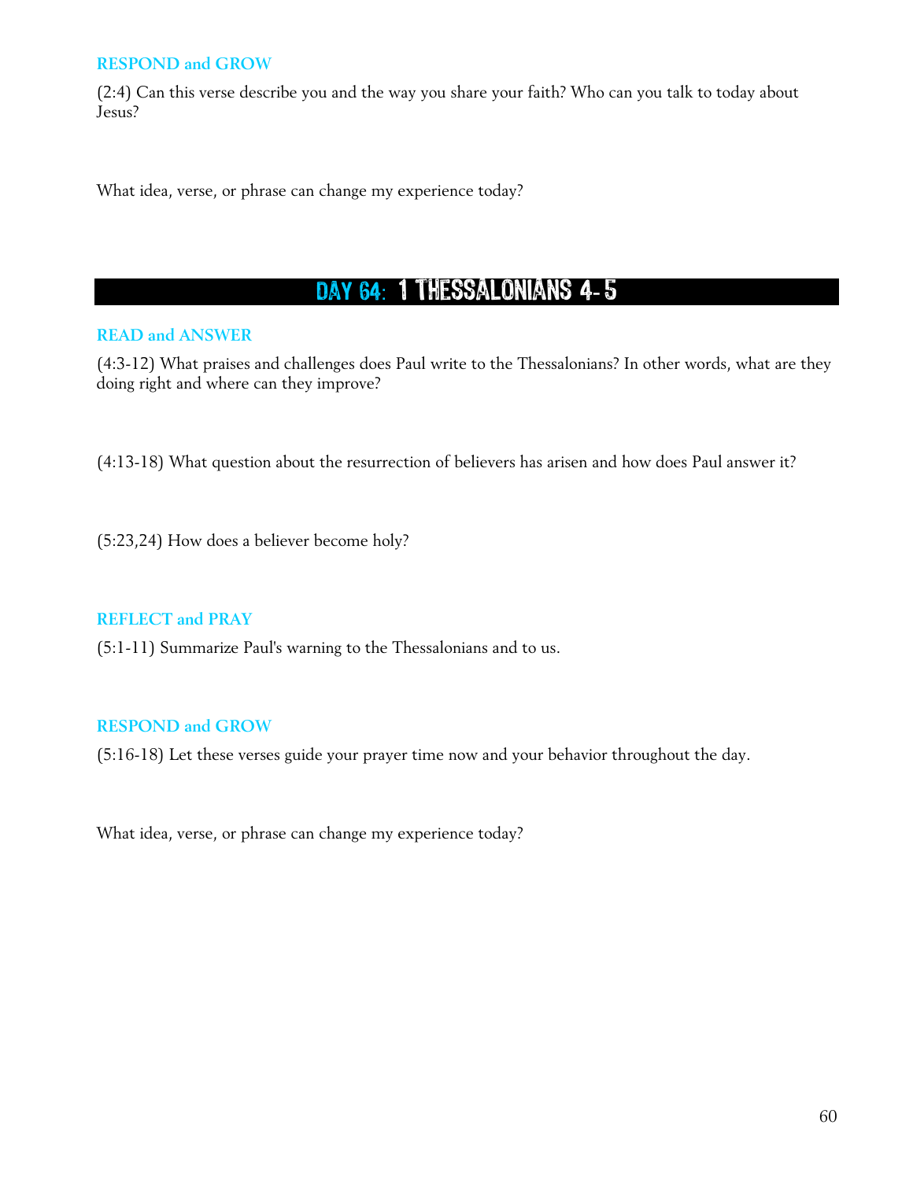### RESPOND and GROW

(2:4) Can this verse describe you and the way you share your faith? Who can you talk to today about Jesus?

What idea, verse, or phrase can change my experience today?

## DAY 64: 1 THESSALONIANS 4-5

### READ and ANSWER

(4:3-12) What praises and challenges does Paul write to the Thessalonians? In other words, what are they doing right and where can they improve?

(4:13-18) What question about the resurrection of believers has arisen and how does Paul answer it?

(5:23,24) How does a believer become holy?

### REFLECT and PRAY

(5:1-11) Summarize Paul's warning to the Thessalonians and to us.

### RESPOND and GROW

(5:16-18) Let these verses guide your prayer time now and your behavior throughout the day.

What idea, verse, or phrase can change my experience today?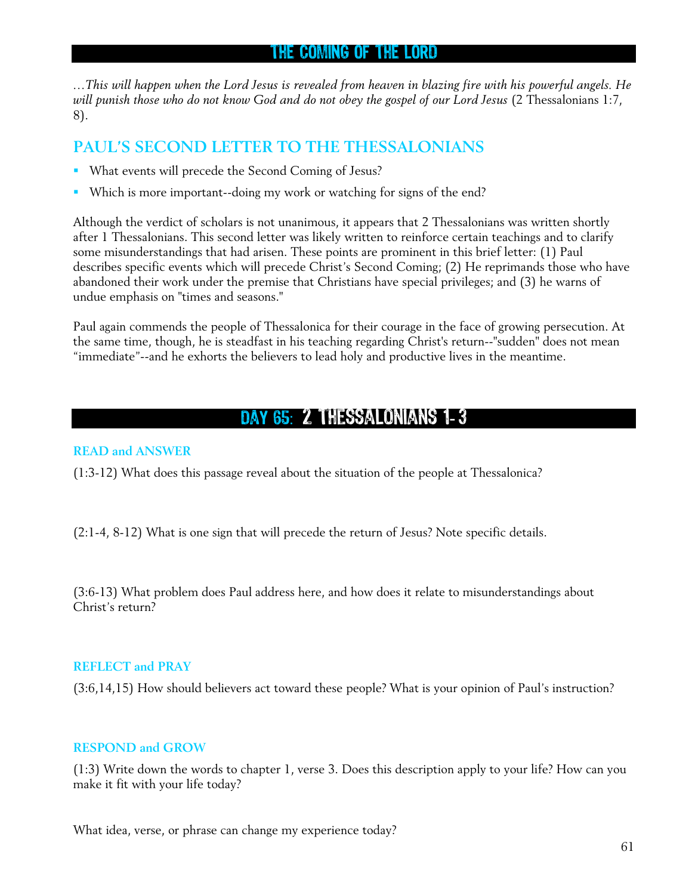# THE COMING OF THE LORD

*…This will happen when the Lord Jesus is revealed from heaven in blazing fire with his powerful angels. He will punish those who do not know God and do not obey the gospel of our Lord Jesus* (2 Thessalonians 1:7, 8).

## PAUL'S SECOND LETTER TO THE THESSALONIANS

- What events will precede the Second Coming of Jesus?
- Which is more important--doing my work or watching for signs of the end?

Although the verdict of scholars is not unanimous, it appears that 2 Thessalonians was written shortly after 1 Thessalonians. This second letter was likely written to reinforce certain teachings and to clarify some misunderstandings that had arisen. These points are prominent in this brief letter: (1) Paul describes specific events which will precede Christ's Second Coming; (2) He reprimands those who have abandoned their work under the premise that Christians have special privileges; and (3) he warns of undue emphasis on "times and seasons."

Paul again commends the people of Thessalonica for their courage in the face of growing persecution. At the same time, though, he is steadfast in his teaching regarding Christ's return--"sudden" does not mean "immediate"--and he exhorts the believers to lead holy and productive lives in the meantime.

# DAY 65: 2 THESSALONIANS 1- 3

### READ and ANSWER

(1:3-12) What does this passage reveal about the situation of the people at Thessalonica?

(2:1-4, 8-12) What is one sign that will precede the return of Jesus? Note specific details.

(3:6-13) What problem does Paul address here, and how does it relate to misunderstandings about Christ's return?

### REFLECT and PRAY

(3:6,14,15) How should believers act toward these people? What is your opinion of Paul's instruction?

### RESPOND and GROW

(1:3) Write down the words to chapter 1, verse 3. Does this description apply to your life? How can you make it fit with your life today?

What idea, verse, or phrase can change my experience today?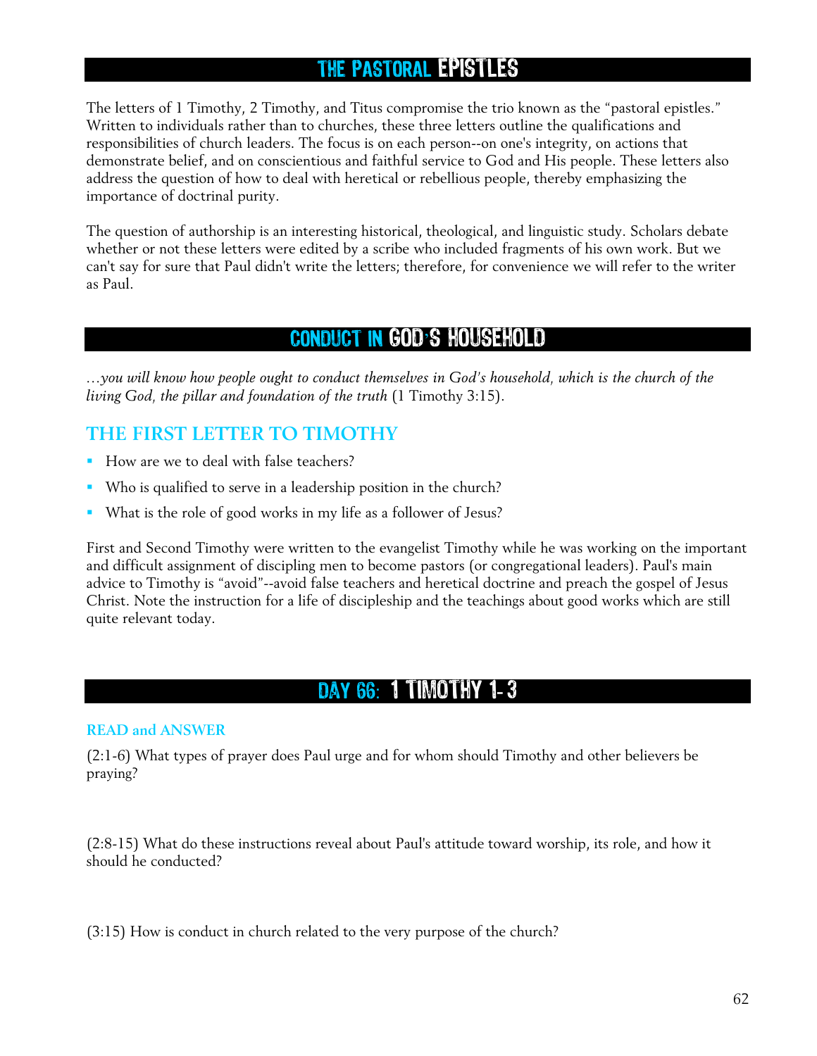# THE PASTORAL EPISTLES

The letters of 1 Timothy, 2 Timothy, and Titus compromise the trio known as the "pastoral epistles." Written to individuals rather than to churches, these three letters outline the qualifications and responsibilities of church leaders. The focus is on each person--on one's integrity, on actions that demonstrate belief, and on conscientious and faithful service to God and His people. These letters also address the question of how to deal with heretical or rebellious people, thereby emphasizing the importance of doctrinal purity.

The question of authorship is an interesting historical, theological, and linguistic study. Scholars debate whether or not these letters were edited by a scribe who included fragments of his own work. But we can't say for sure that Paul didn't write the letters; therefore, for convenience we will refer to the writer as Paul.

# CONDUCT IN GOD'S HOUSEHOLD

*…you will know how people ought to conduct themselves in God's household, which is the church of the living God, the pillar and foundation of the truth* (1 Timothy 3:15).

## THE FIRST LETTER TO TIMOTHY

- How are we to deal with false teachers?
- Who is qualified to serve in a leadership position in the church?
- What is the role of good works in my life as a follower of Jesus?

First and Second Timothy were written to the evangelist Timothy while he was working on the important and difficult assignment of discipling men to become pastors (or congregational leaders). Paul's main advice to Timothy is "avoid"--avoid false teachers and heretical doctrine and preach the gospel of Jesus Christ. Note the instruction for a life of discipleship and the teachings about good works which are still quite relevant today.

# DAY 66: 1 TIMOTHY 1- 3

### READ and ANSWER

(2:1-6) What types of prayer does Paul urge and for whom should Timothy and other believers be praying?

(2:8-15) What do these instructions reveal about Paul's attitude toward worship, its role, and how it should he conducted?

(3:15) How is conduct in church related to the very purpose of the church?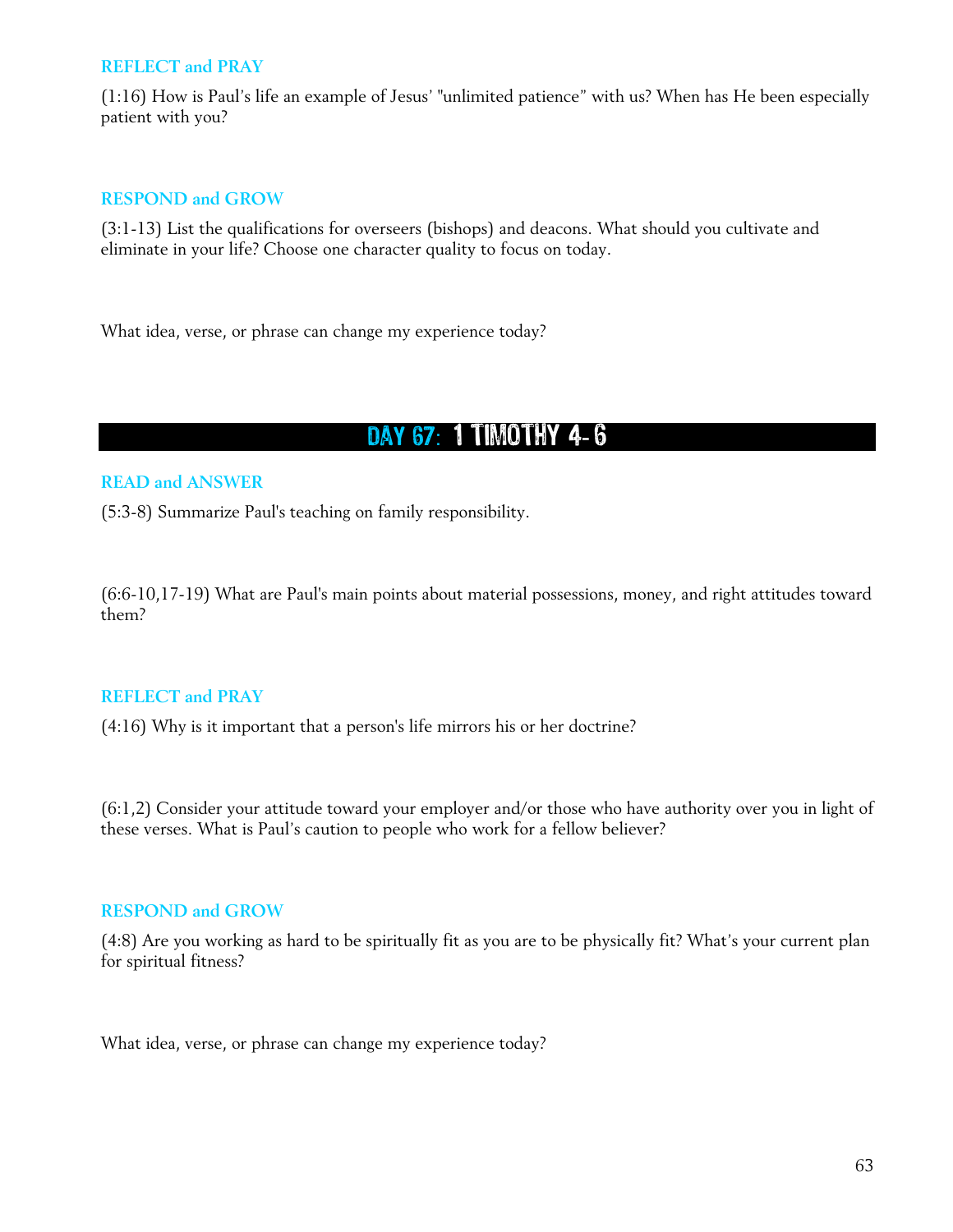### REFLECT and PRAY

(1:16) How is Paul's life an example of Jesus' "unlimited patience" with us? When has He been especially patient with you?

### RESPOND and GROW

(3:1-13) List the qualifications for overseers (bishops) and deacons. What should you cultivate and eliminate in your life? Choose one character quality to focus on today.

What idea, verse, or phrase can change my experience today?

## DAY 67: 1 TIMOTHY 4-6

### READ and ANSWER

(5:3-8) Summarize Paul's teaching on family responsibility.

(6:6-10,17-19) What are Paul's main points about material possessions, money, and right attitudes toward them?

### REFLECT and PRAY

(4:16) Why is it important that a person's life mirrors his or her doctrine?

(6:1,2) Consider your attitude toward your employer and/or those who have authority over you in light of these verses. What is Paul's caution to people who work for a fellow believer?

### RESPOND and GROW

(4:8) Are you working as hard to be spiritually fit as you are to be physically fit? What's your current plan for spiritual fitness?

What idea, verse, or phrase can change my experience today?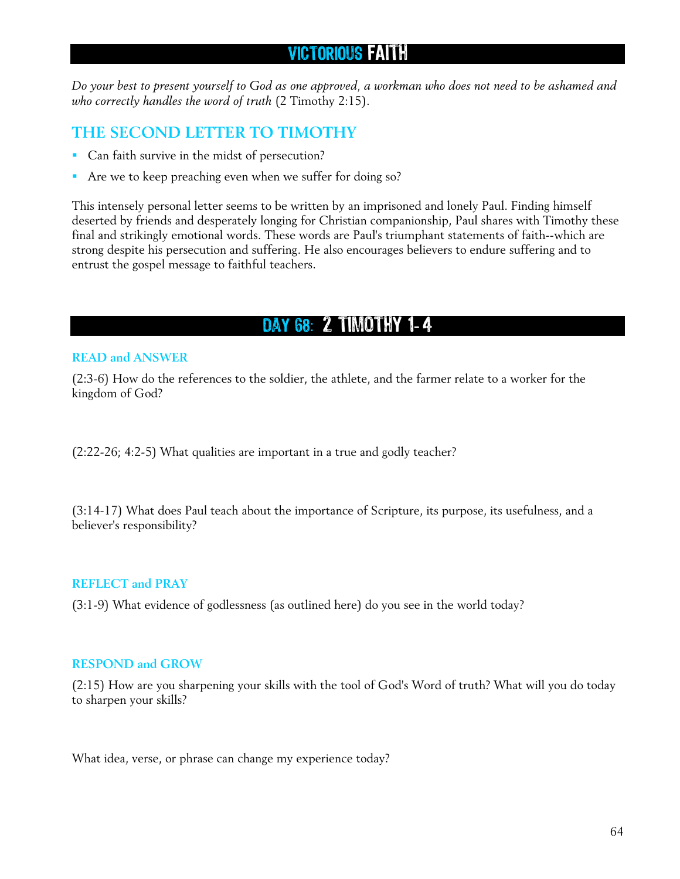# VICTORIOUS FAITH

*Do your best to present yourself to God as one approved, a workman who does not need to be ashamed and who correctly handles the word of truth* (2 Timothy 2:15).

## THE SECOND LETTER TO TIMOTHY

- Can faith survive in the midst of persecution?
- Are we to keep preaching even when we suffer for doing so?

This intensely personal letter seems to be written by an imprisoned and lonely Paul. Finding himself deserted by friends and desperately longing for Christian companionship, Paul shares with Timothy these final and strikingly emotional words. These words are Paul's triumphant statements of faith--which are strong despite his persecution and suffering. He also encourages believers to endure suffering and to entrust the gospel message to faithful teachers.

# DAY 68: 2 TIMOTHY 1-4

### READ and ANSWER

(2:3-6) How do the references to the soldier, the athlete, and the farmer relate to a worker for the kingdom of God?

(2:22-26; 4:2-5) What qualities are important in a true and godly teacher?

(3:14-17) What does Paul teach about the importance of Scripture, its purpose, its usefulness, and a believer's responsibility?

### REFLECT and PRAY

(3:1-9) What evidence of godlessness (as outlined here) do you see in the world today?

### RESPOND and GROW

(2:15) How are you sharpening your skills with the tool of God's Word of truth? What will you do today to sharpen your skills?

What idea, verse, or phrase can change my experience today?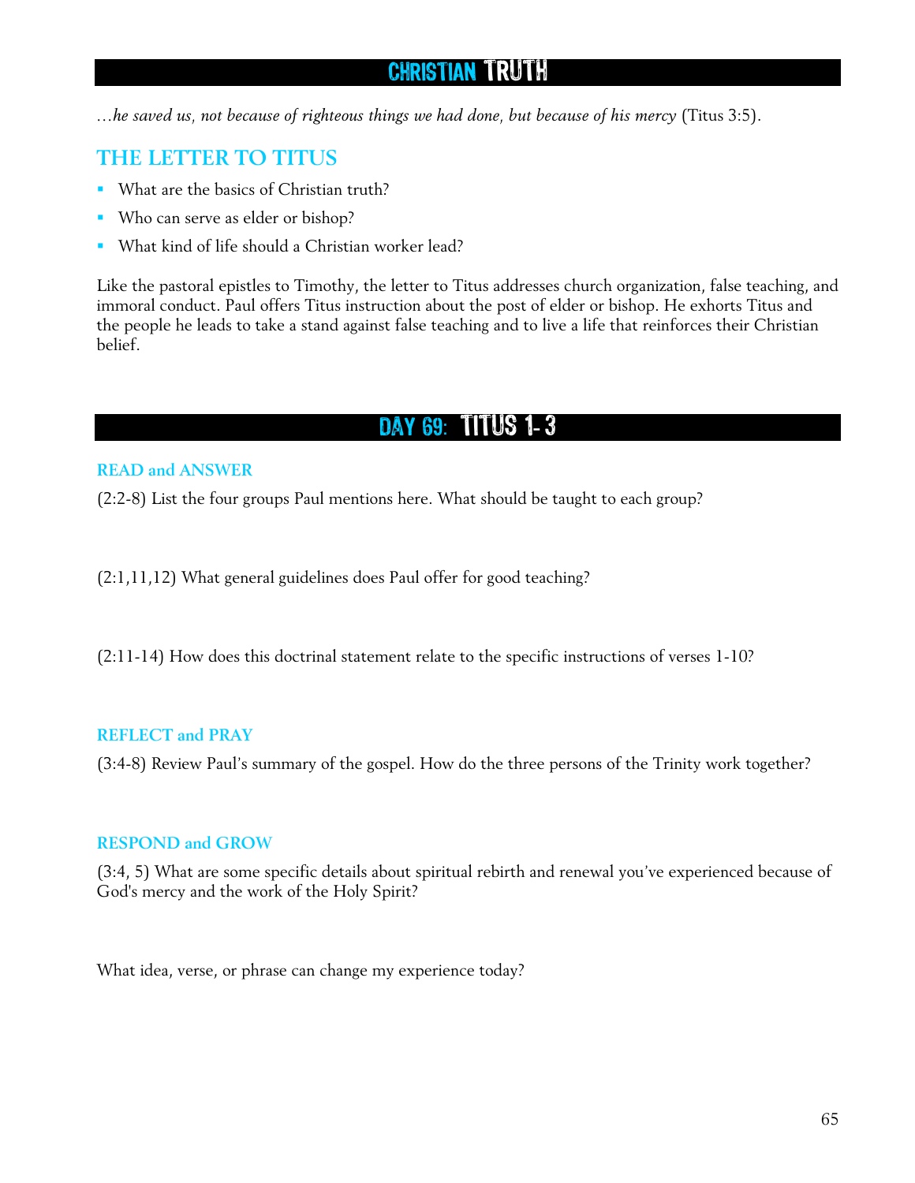# CHRISTIAN TRUTH

*…he saved us, not because of righteous things we had done, but because of his mercy* (Titus 3:5).

## THE LETTER TO TITUS

- What are the basics of Christian truth?
- Who can serve as elder or bishop?
- What kind of life should a Christian worker lead?

Like the pastoral epistles to Timothy, the letter to Titus addresses church organization, false teaching, and immoral conduct. Paul offers Titus instruction about the post of elder or bishop. He exhorts Titus and the people he leads to take a stand against false teaching and to live a life that reinforces their Christian belief.

# DAY 69: TITUS 1- 3

### READ and ANSWER

(2:2-8) List the four groups Paul mentions here. What should be taught to each group?

(2:1,11,12) What general guidelines does Paul offer for good teaching?

(2:11-14) How does this doctrinal statement relate to the specific instructions of verses 1-10?

### REFLECT and PRAY

(3:4-8) Review Paul's summary of the gospel. How do the three persons of the Trinity work together?

### RESPOND and GROW

(3:4, 5) What are some specific details about spiritual rebirth and renewal you've experienced because of God's mercy and the work of the Holy Spirit?

What idea, verse, or phrase can change my experience today?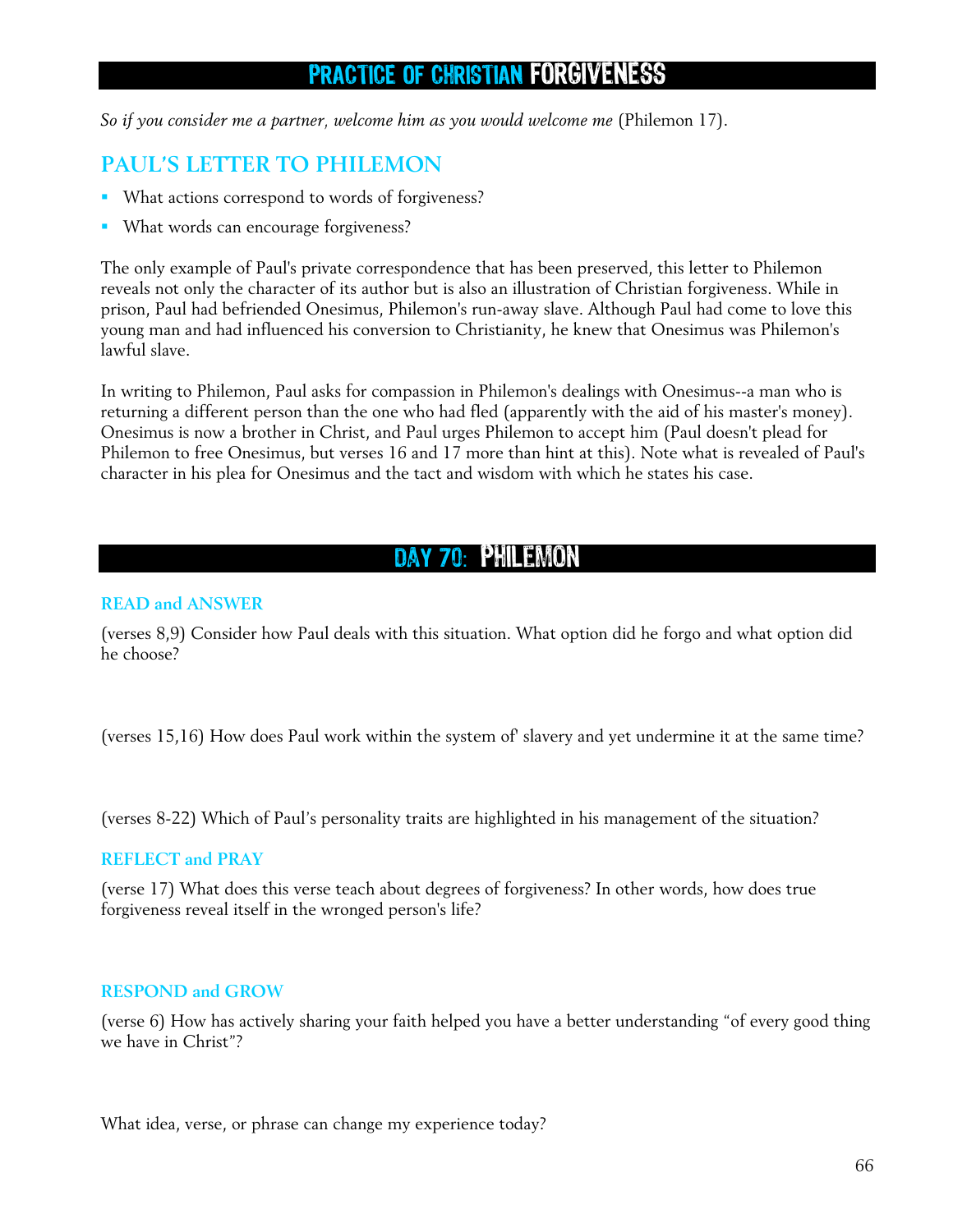# PRACTICE OF CHRISTIAN FORGIVENESS

*So if you consider me a partner, welcome him as you would welcome me* (Philemon 17).

## PAUL'S LETTER TO PHILEMON

- What actions correspond to words of forgiveness?
- What words can encourage forgiveness?

The only example of Paul's private correspondence that has been preserved, this letter to Philemon reveals not only the character of its author but is also an illustration of Christian forgiveness. While in prison, Paul had befriended Onesimus, Philemon's run-away slave. Although Paul had come to love this young man and had influenced his conversion to Christianity, he knew that Onesimus was Philemon's lawful slave.

In writing to Philemon, Paul asks for compassion in Philemon's dealings with Onesimus--a man who is returning a different person than the one who had fled (apparently with the aid of his master's money). Onesimus is now a brother in Christ, and Paul urges Philemon to accept him (Paul doesn't plead for Philemon to free Onesimus, but verses 16 and 17 more than hint at this). Note what is revealed of Paul's character in his plea for Onesimus and the tact and wisdom with which he states his case.

# DAY 70: PHILEMON

### READ and ANSWER

(verses 8,9) Consider how Paul deals with this situation. What option did he forgo and what option did he choose?

(verses 15,16) How does Paul work within the system of' slavery and yet undermine it at the same time?

(verses 8-22) Which of Paul's personality traits are highlighted in his management of the situation?

### REFLECT and PRAY

(verse 17) What does this verse teach about degrees of forgiveness? In other words, how does true forgiveness reveal itself in the wronged person's life?

### RESPOND and GROW

(verse 6) How has actively sharing your faith helped you have a better understanding "of every good thing we have in Christ"?

What idea, verse, or phrase can change my experience today?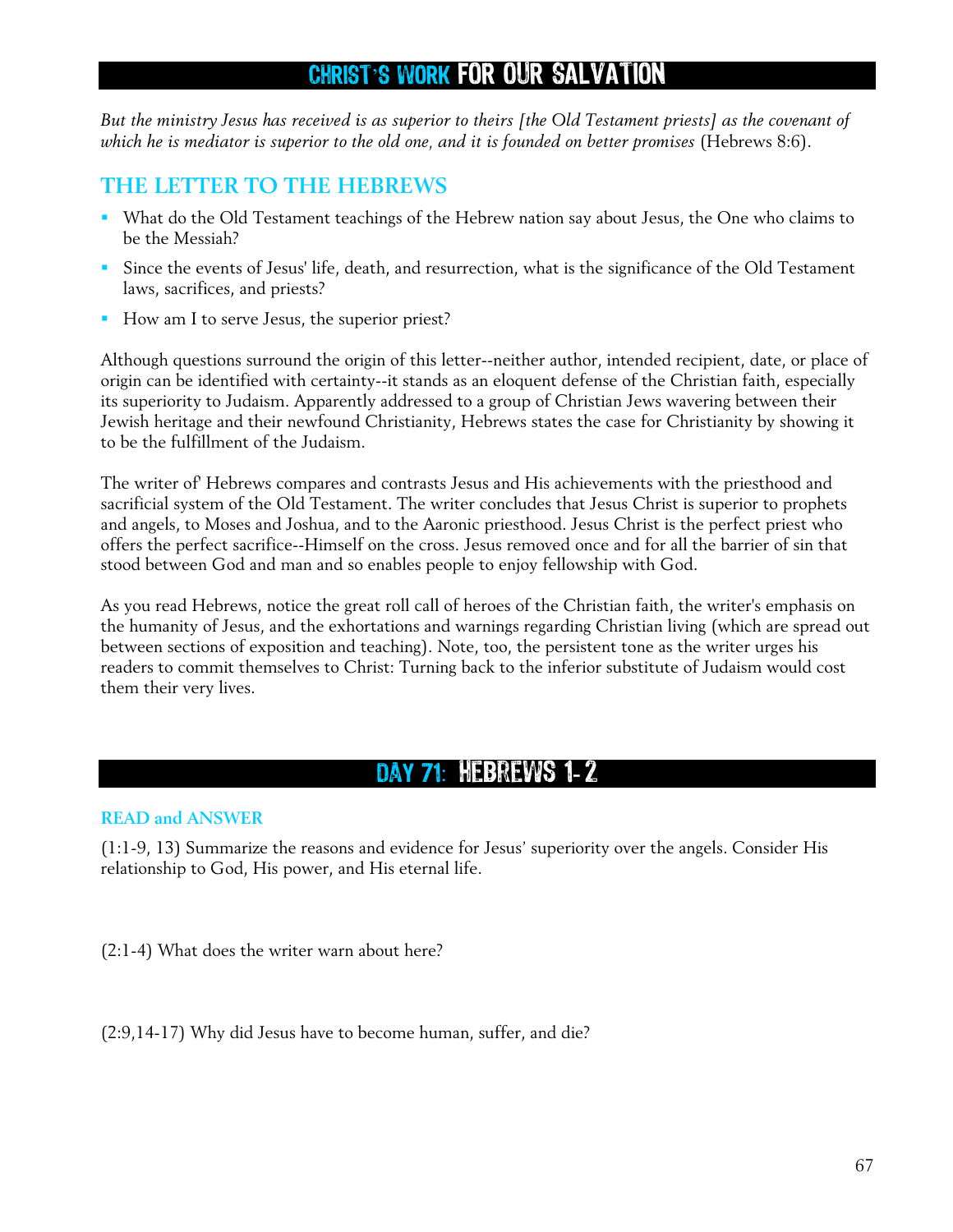# CHRIST'S WORK FOR OUR SALVATION

*But the ministry Jesus has received is as superior to theirs [the Old Testament priests] as the covenant of which he is mediator is superior to the old one, and it is founded on better promises* (Hebrews 8:6).

## THE LETTER TO THE HEBREWS

- What do the Old Testament teachings of the Hebrew nation say about Jesus, the One who claims to be the Messiah?
- Since the events of Jesus' life, death, and resurrection, what is the significance of the Old Testament laws, sacrifices, and priests?
- How am I to serve Jesus, the superior priest?

Although questions surround the origin of this letter--neither author, intended recipient, date, or place of origin can be identified with certainty--it stands as an eloquent defense of the Christian faith, especially its superiority to Judaism. Apparently addressed to a group of Christian Jews wavering between their Jewish heritage and their newfound Christianity, Hebrews states the case for Christianity by showing it to be the fulfillment of the Judaism.

The writer of' Hebrews compares and contrasts Jesus and His achievements with the priesthood and sacrificial system of the Old Testament. The writer concludes that Jesus Christ is superior to prophets and angels, to Moses and Joshua, and to the Aaronic priesthood. Jesus Christ is the perfect priest who offers the perfect sacrifice--Himself on the cross. Jesus removed once and for all the barrier of sin that stood between God and man and so enables people to enjoy fellowship with God.

As you read Hebrews, notice the great roll call of heroes of the Christian faith, the writer's emphasis on the humanity of Jesus, and the exhortations and warnings regarding Christian living (which are spread out between sections of exposition and teaching). Note, too, the persistent tone as the writer urges his readers to commit themselves to Christ: Turning back to the inferior substitute of Judaism would cost them their very lives.

# DAY 71: HEBREWS 1-2

### READ and ANSWER

(1:1-9, 13) Summarize the reasons and evidence for Jesus' superiority over the angels. Consider His relationship to God, His power, and His eternal life.

(2:1-4) What does the writer warn about here?

(2:9,14-17) Why did Jesus have to become human, suffer, and die?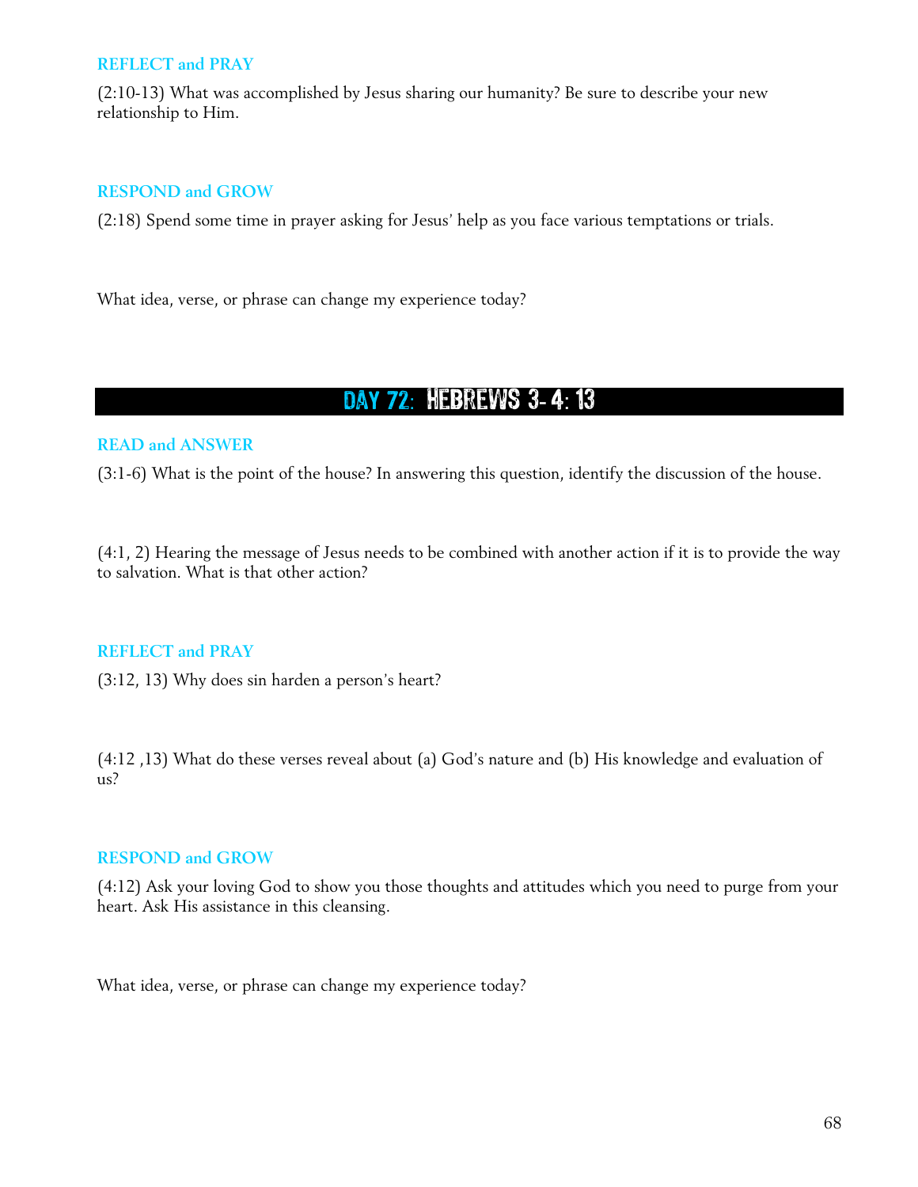### REFLECT and PRAY

(2:10-13) What was accomplished by Jesus sharing our humanity? Be sure to describe your new relationship to Him.

### RESPOND and GROW

(2:18) Spend some time in prayer asking for Jesus' help as you face various temptations or trials.

What idea, verse, or phrase can change my experience today?

## DAY 72: HEBREWS 3- 4: 13

### READ and ANSWER

(3:1-6) What is the point of the house? In answering this question, identify the discussion of the house.

(4:1, 2) Hearing the message of Jesus needs to be combined with another action if it is to provide the way to salvation. What is that other action?

### REFLECT and PRAY

(3:12, 13) Why does sin harden a person's heart?

(4:12 ,13) What do these verses reveal about (a) God's nature and (b) His knowledge and evaluation of us?

### RESPOND and GROW

(4:12) Ask your loving God to show you those thoughts and attitudes which you need to purge from your heart. Ask His assistance in this cleansing.

What idea, verse, or phrase can change my experience today?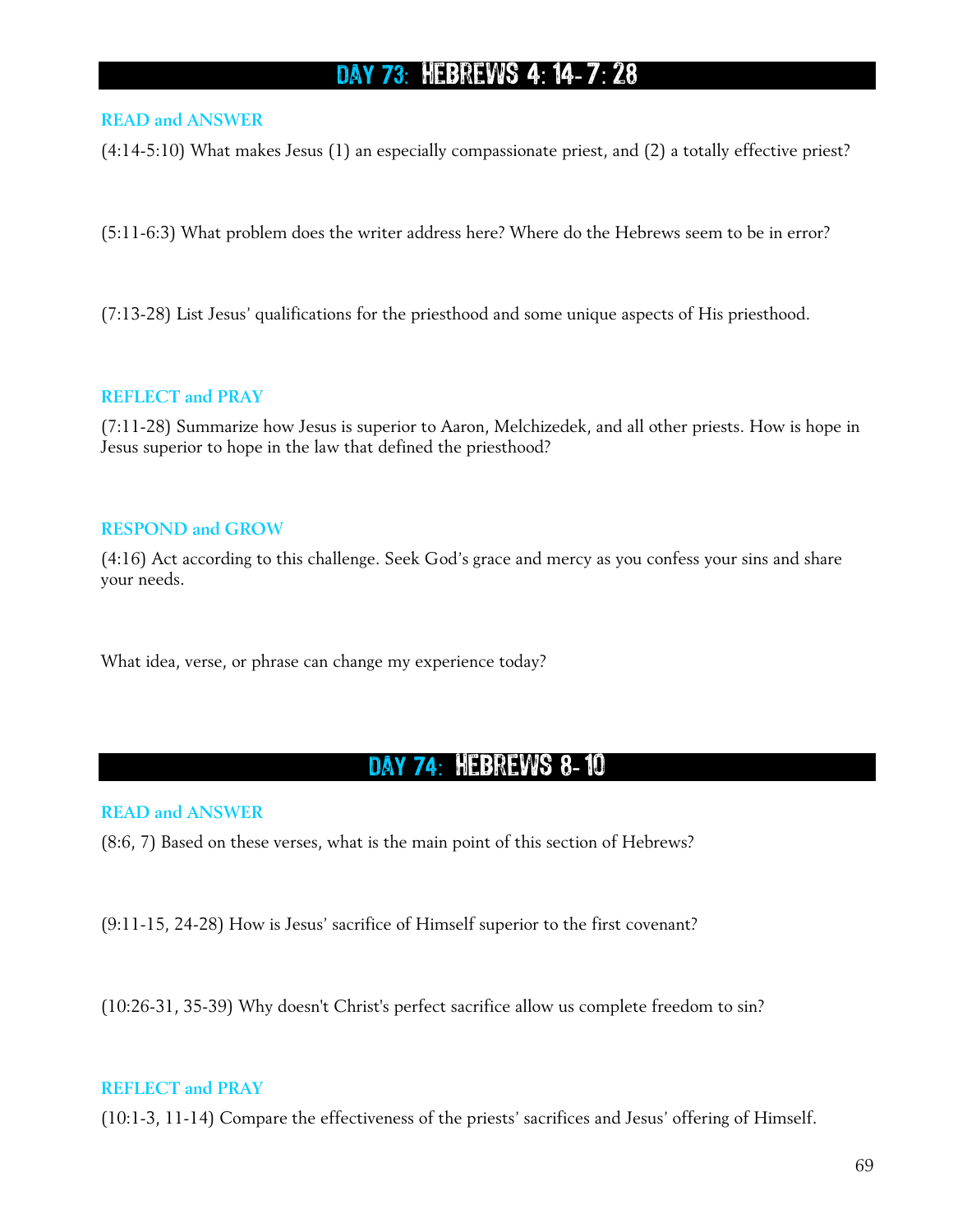## DAY 73: HEBREWS 4: 14- 7: 28

### READ and ANSWER

(4:14-5:10) What makes Jesus (1) an especially compassionate priest, and (2) a totally effective priest?

(5:11-6:3) What problem does the writer address here? Where do the Hebrews seem to be in error?

(7:13-28) List Jesus' qualifications for the priesthood and some unique aspects of His priesthood.

### REFLECT and PRAY

(7:11-28) Summarize how Jesus is superior to Aaron, Melchizedek, and all other priests. How is hope in Jesus superior to hope in the law that defined the priesthood?

### RESPOND and GROW

(4:16) Act according to this challenge. Seek God's grace and mercy as you confess your sins and share your needs.

What idea, verse, or phrase can change my experience today?

## DAY 74: HEBREWS 8- 10

### READ and ANSWER

(8:6, 7) Based on these verses, what is the main point of this section of Hebrews?

(9:11-15, 24-28) How is Jesus' sacrifice of Himself superior to the first covenant?

(10:26-31, 35-39) Why doesn't Christ's perfect sacrifice allow us complete freedom to sin?

### REFLECT and PRAY

(10:1-3, 11-14) Compare the effectiveness of the priests' sacrifices and Jesus' offering of Himself.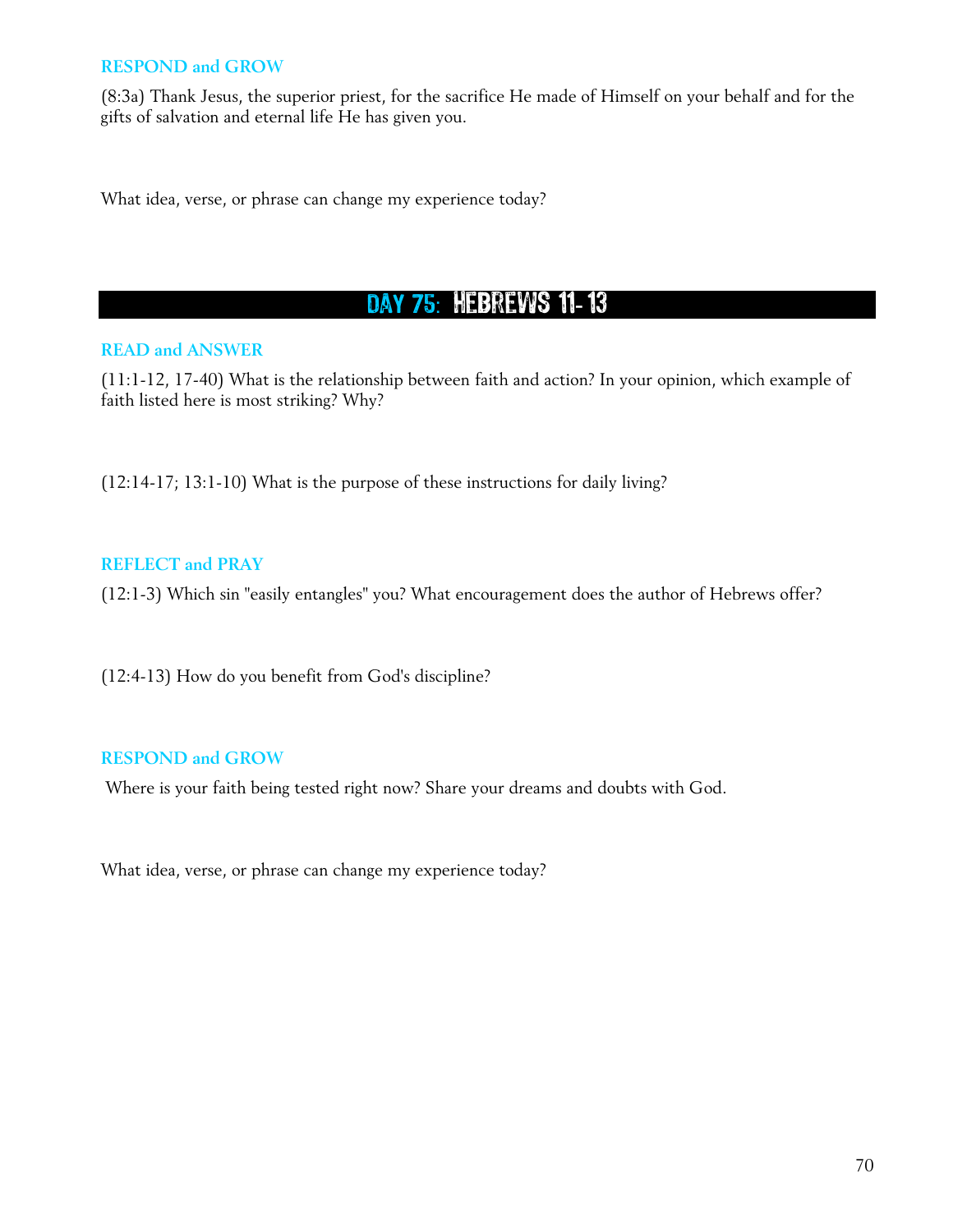### RESPOND and GROW

(8:3a) Thank Jesus, the superior priest, for the sacrifice He made of Himself on your behalf and for the gifts of salvation and eternal life He has given you.

What idea, verse, or phrase can change my experience today?

## DAY 75: HEBREWS 11- 13

### READ and ANSWER

(11:1-12, 17-40) What is the relationship between faith and action? In your opinion, which example of faith listed here is most striking? Why?

(12:14-17; 13:1-10) What is the purpose of these instructions for daily living?

### REFLECT and PRAY

(12:1-3) Which sin "easily entangles" you? What encouragement does the author of Hebrews offer?

(12:4-13) How do you benefit from God's discipline?

### RESPOND and GROW

Where is your faith being tested right now? Share your dreams and doubts with God.

What idea, verse, or phrase can change my experience today?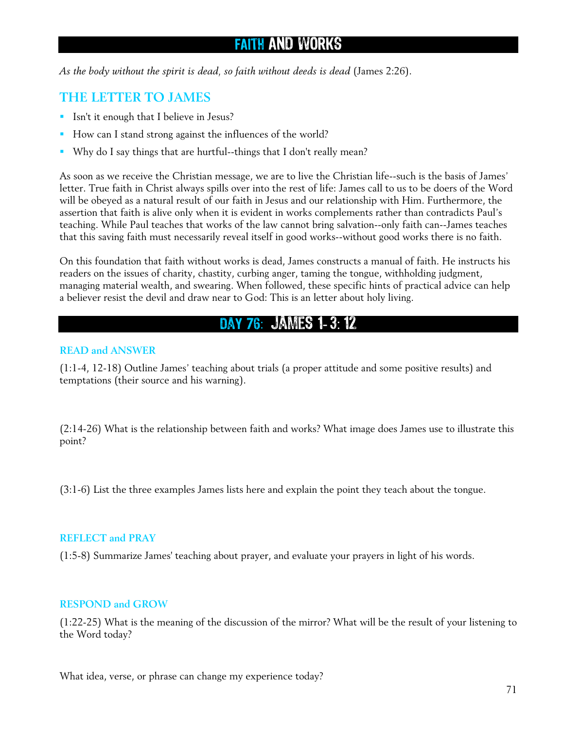# FAITH AND WORKS

*As the body without the spirit is dead, so faith without deeds is dead* (James 2:26).

## THE LETTER TO JAMES

- Isn't it enough that I believe in Jesus?
- How can I stand strong against the influences of the world?
- Why do I say things that are hurtful--things that I don't really mean?

As soon as we receive the Christian message, we are to live the Christian life--such is the basis of James' letter. True faith in Christ always spills over into the rest of life: James call to us to be doers of the Word will be obeyed as a natural result of our faith in Jesus and our relationship with Him. Furthermore, the assertion that faith is alive only when it is evident in works complements rather than contradicts Paul's teaching. While Paul teaches that works of the law cannot bring salvation--only faith can--James teaches that this saving faith must necessarily reveal itself in good works--without good works there is no faith.

On this foundation that faith without works is dead, James constructs a manual of faith. He instructs his readers on the issues of charity, chastity, curbing anger, taming the tongue, withholding judgment, managing material wealth, and swearing. When followed, these specific hints of practical advice can help a believer resist the devil and draw near to God: This is an letter about holy living.

# DAY 76: JAMES 1- 3: 12

### READ and ANSWER

(1:1-4, 12-18) Outline James' teaching about trials (a proper attitude and some positive results) and temptations (their source and his warning).

(2:14-26) What is the relationship between faith and works? What image does James use to illustrate this point?

(3:1-6) List the three examples James lists here and explain the point they teach about the tongue.

### REFLECT and PRAY

(1:5-8) Summarize James' teaching about prayer, and evaluate your prayers in light of his words.

### RESPOND and GROW

(1:22-25) What is the meaning of the discussion of the mirror? What will be the result of your listening to the Word today?

What idea, verse, or phrase can change my experience today?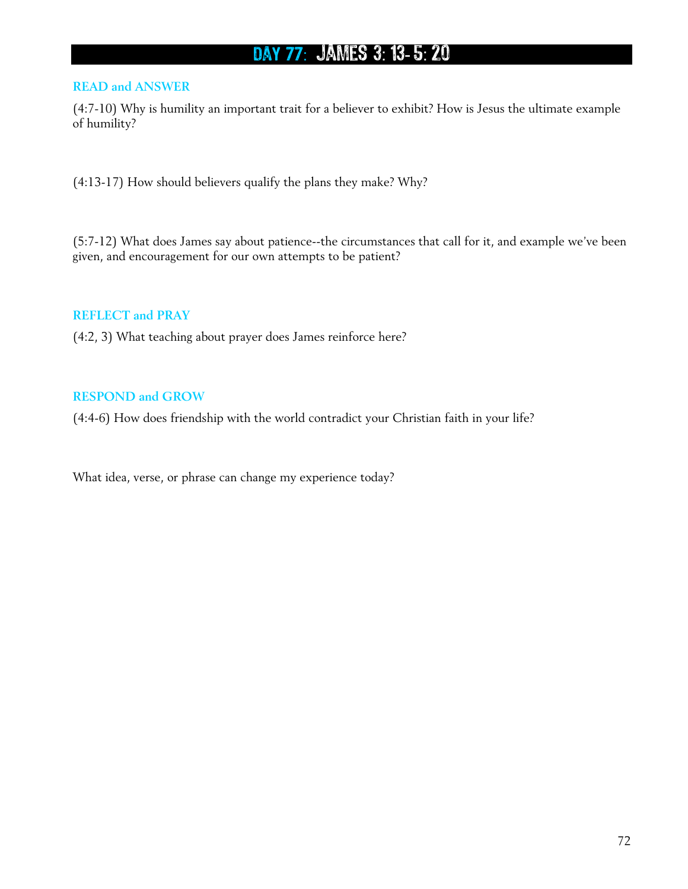# DAY 77: JAMES 3: 13- 5: 20

## READ and ANSWER

(4:7-10) Why is humility an important trait for a believer to exhibit? How is Jesus the ultimate example of humility?

(4:13-17) How should believers qualify the plans they make? Why?

(5:7-12) What does James say about patience--the circumstances that call for it, and example we've been given, and encouragement for our own attempts to be patient?

## REFLECT and PRAY

(4:2, 3) What teaching about prayer does James reinforce here?

## RESPOND and GROW

(4:4-6) How does friendship with the world contradict your Christian faith in your life?

What idea, verse, or phrase can change my experience today?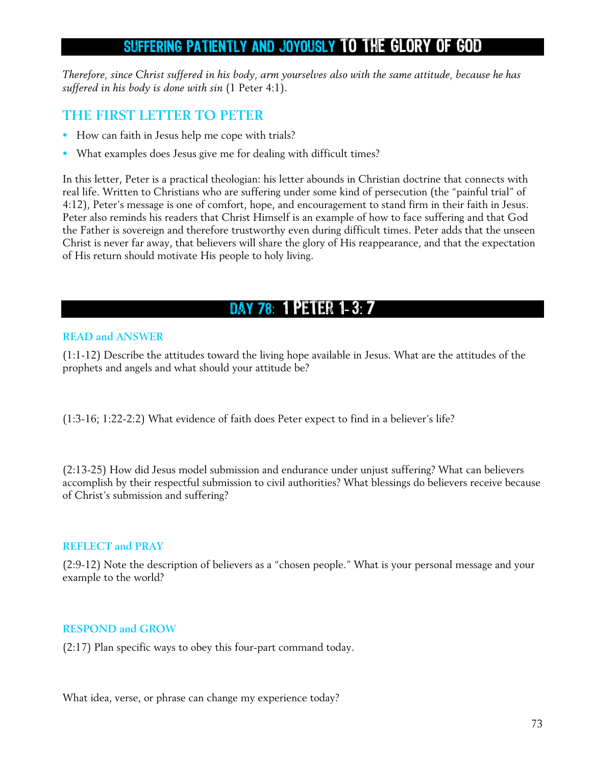# SUFFERING PATIENTLY AND JOYOUSLY TO THE GLORY OF GOD

*Therefore, since Christ suffered in his body, arm yourselves also with the same attitude, because he has suffered in his body is done with sin* (1 Peter 4:1).

## THE FIRST LETTER TO PETER

- How can faith in Jesus help me cope with trials?
- What examples does Jesus give me for dealing with difficult times?

In this letter, Peter is a practical theologian: his letter abounds in Christian doctrine that connects with real life. Written to Christians who are suffering under some kind of persecution (the "painful trial" of 4:12), Peter's message is one of comfort, hope, and encouragement to stand firm in their faith in Jesus. Peter also reminds his readers that Christ Himself is an example of how to face suffering and that God the Father is sovereign and therefore trustworthy even during difficult times. Peter adds that the unseen Christ is never far away, that believers will share the glory of His reappearance, and that the expectation of His return should motivate His people to holy living.

# DAY 78: 1 PETER 1-3:7

### READ and ANSWER

(1:1-12) Describe the attitudes toward the living hope available in Jesus. What are the attitudes of the prophets and angels and what should your attitude be?

(1:3-16; 1:22-2:2) What evidence of faith does Peter expect to find in a believer's life?

(2:13-25) How did Jesus model submission and endurance under unjust suffering? What can believers accomplish by their respectful submission to civil authorities? What blessings do believers receive because of Christ's submission and suffering?

### REFLECT and PRAY

(2:9-12) Note the description of believers as a "chosen people." What is your personal message and your example to the world?

### RESPOND and GROW

(2:17) Plan specific ways to obey this four-part command today.

What idea, verse, or phrase can change my experience today?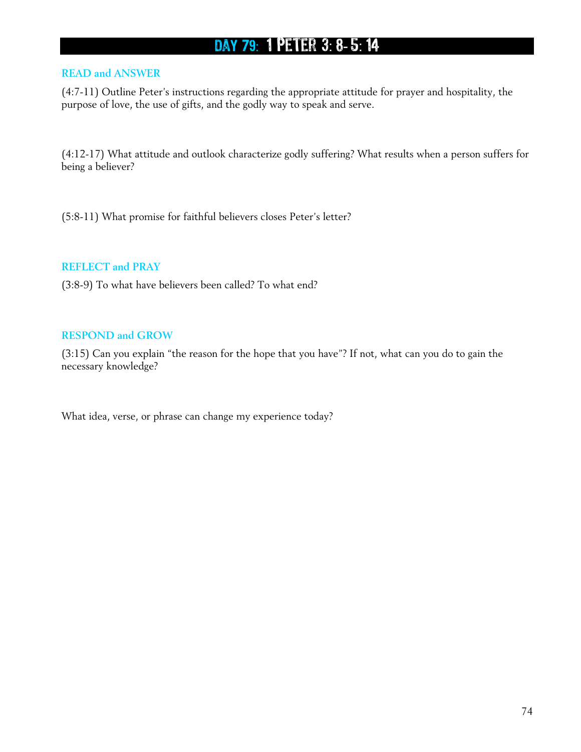# DAY 79: 1 PETER 3: 8- 5: 14

### READ and ANSWER

(4:7-11) Outline Peter's instructions regarding the appropriate attitude for prayer and hospitality, the purpose of love, the use of gifts, and the godly way to speak and serve.

(4:12-17) What attitude and outlook characterize godly suffering? What results when a person suffers for being a believer?

(5:8-11) What promise for faithful believers closes Peter's letter?

### REFLECT and PRAY

(3:8-9) To what have believers been called? To what end?

### RESPOND and GROW

(3:15) Can you explain "the reason for the hope that you have"? If not, what can you do to gain the necessary knowledge?

What idea, verse, or phrase can change my experience today?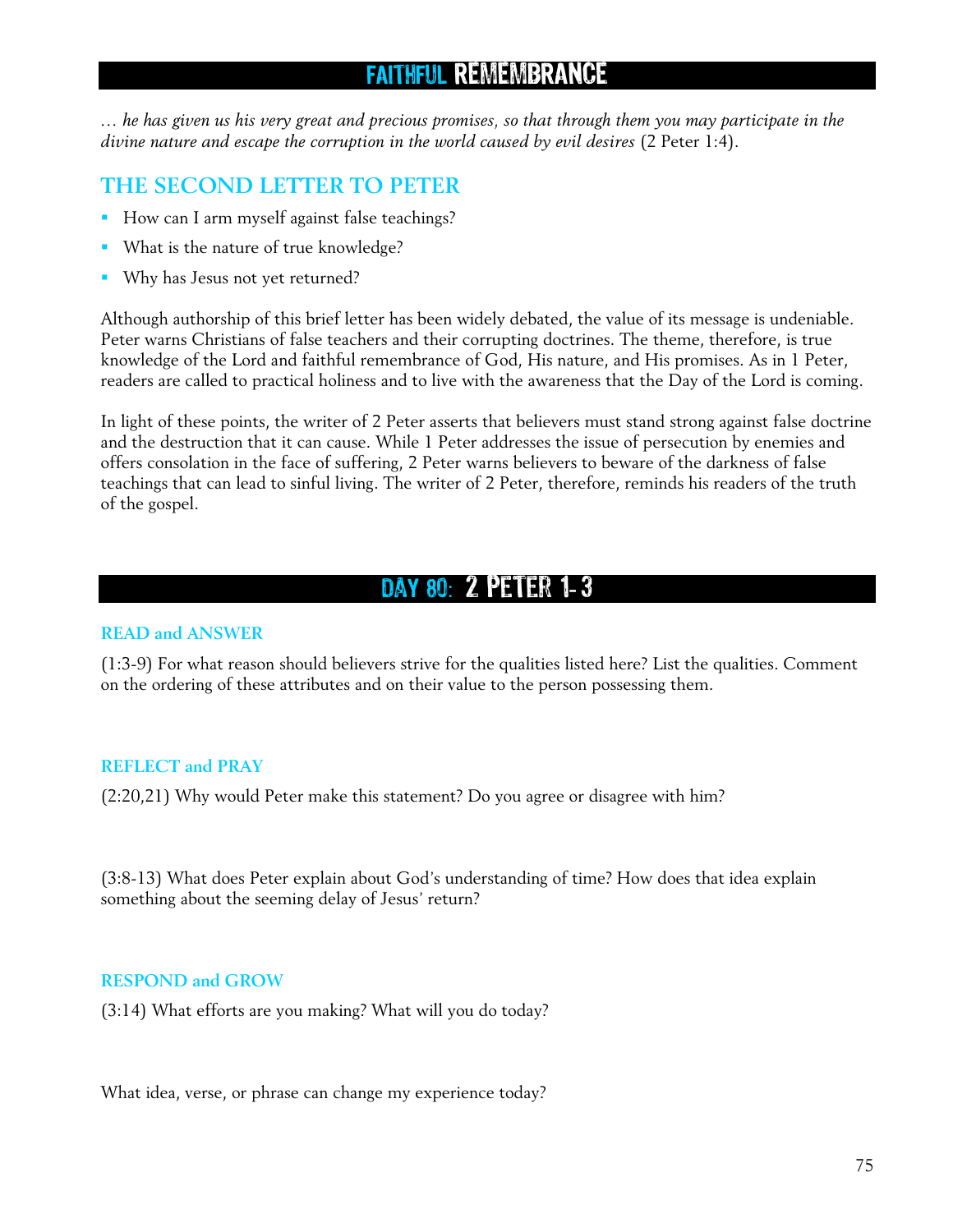# FAITHFUL REMEMBRANCE

*… he has given us his very great and precious promises, so that through them you may participate in the divine nature and escape the corruption in the world caused by evil desires* (2 Peter 1:4).

## THE SECOND LETTER TO PETER

- How can I arm myself against false teachings?
- What is the nature of true knowledge?
- Why has Jesus not yet returned?

Although authorship of this brief letter has been widely debated, the value of its message is undeniable. Peter warns Christians of false teachers and their corrupting doctrines. The theme, therefore, is true knowledge of the Lord and faithful remembrance of God, His nature, and His promises. As in 1 Peter, readers are called to practical holiness and to live with the awareness that the Day of the Lord is coming.

In light of these points, the writer of 2 Peter asserts that believers must stand strong against false doctrine and the destruction that it can cause. While 1 Peter addresses the issue of persecution by enemies and offers consolation in the face of suffering, 2 Peter warns believers to beware of the darkness of false teachings that can lead to sinful living. The writer of 2 Peter, therefore, reminds his readers of the truth of the gospel.

# DAY 80: 2 PETER 1-3

### READ and ANSWER

(1:3-9) For what reason should believers strive for the qualities listed here? List the qualities. Comment on the ordering of these attributes and on their value to the person possessing them.

### REFLECT and PRAY

(2:20,21) Why would Peter make this statement? Do you agree or disagree with him?

(3:8-13) What does Peter explain about God's understanding of time? How does that idea explain something about the seeming delay of Jesus' return?

### RESPOND and GROW

(3:14) What efforts are you making? What will you do today?

What idea, verse, or phrase can change my experience today?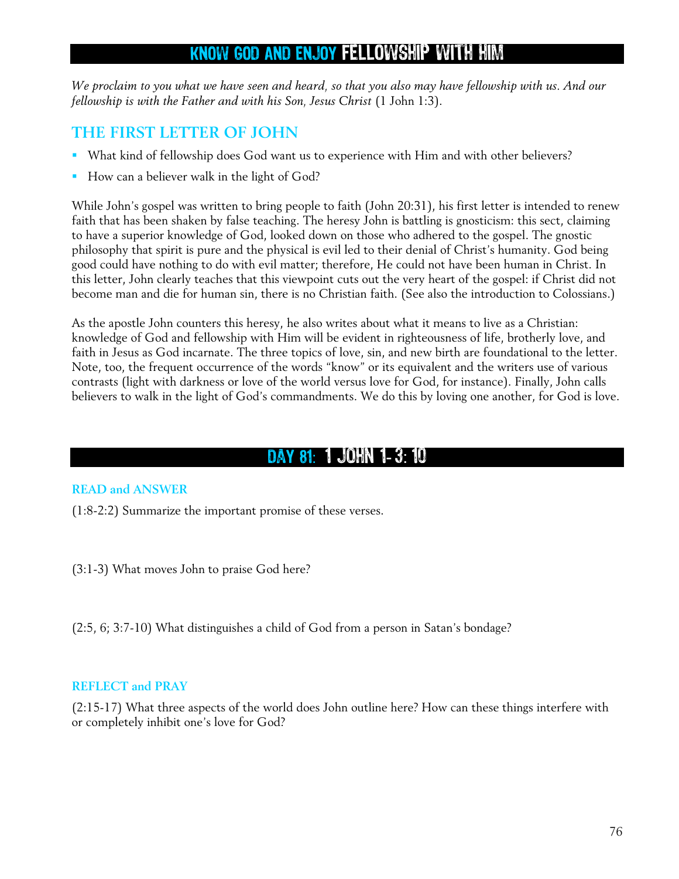# KNOW GOD AND ENJOY FELLOWSHIP WITH HIM

*We proclaim to you what we have seen and heard, so that you also may have fellowship with us. And our fellowship is with the Father and with his Son, Jesus Christ* (1 John 1:3).

## THE FIRST LETTER OF JOHN

- What kind of fellowship does God want us to experience with Him and with other believers?
- How can a believer walk in the light of God?

While John's gospel was written to bring people to faith (John 20:31), his first letter is intended to renew faith that has been shaken by false teaching. The heresy John is battling is gnosticism: this sect, claiming to have a superior knowledge of God, looked down on those who adhered to the gospel. The gnostic philosophy that spirit is pure and the physical is evil led to their denial of Christ's humanity. God being good could have nothing to do with evil matter; therefore, He could not have been human in Christ. In this letter, John clearly teaches that this viewpoint cuts out the very heart of the gospel: if Christ did not become man and die for human sin, there is no Christian faith. (See also the introduction to Colossians.)

As the apostle John counters this heresy, he also writes about what it means to live as a Christian: knowledge of God and fellowship with Him will be evident in righteousness of life, brotherly love, and faith in Jesus as God incarnate. The three topics of love, sin, and new birth are foundational to the letter. Note, too, the frequent occurrence of the words "know" or its equivalent and the writers use of various contrasts (light with darkness or love of the world versus love for God, for instance). Finally, John calls believers to walk in the light of God's commandments. We do this by loving one another, for God is love.

# DAY 81: 1 JOHN 1-3:10

### READ and ANSWER

(1:8-2:2) Summarize the important promise of these verses.

(3:1-3) What moves John to praise God here?

(2:5, 6; 3:7-10) What distinguishes a child of God from a person in Satan's bondage?

### REFLECT and PRAY

(2:15-17) What three aspects of the world does John outline here? How can these things interfere with or completely inhibit one's love for God?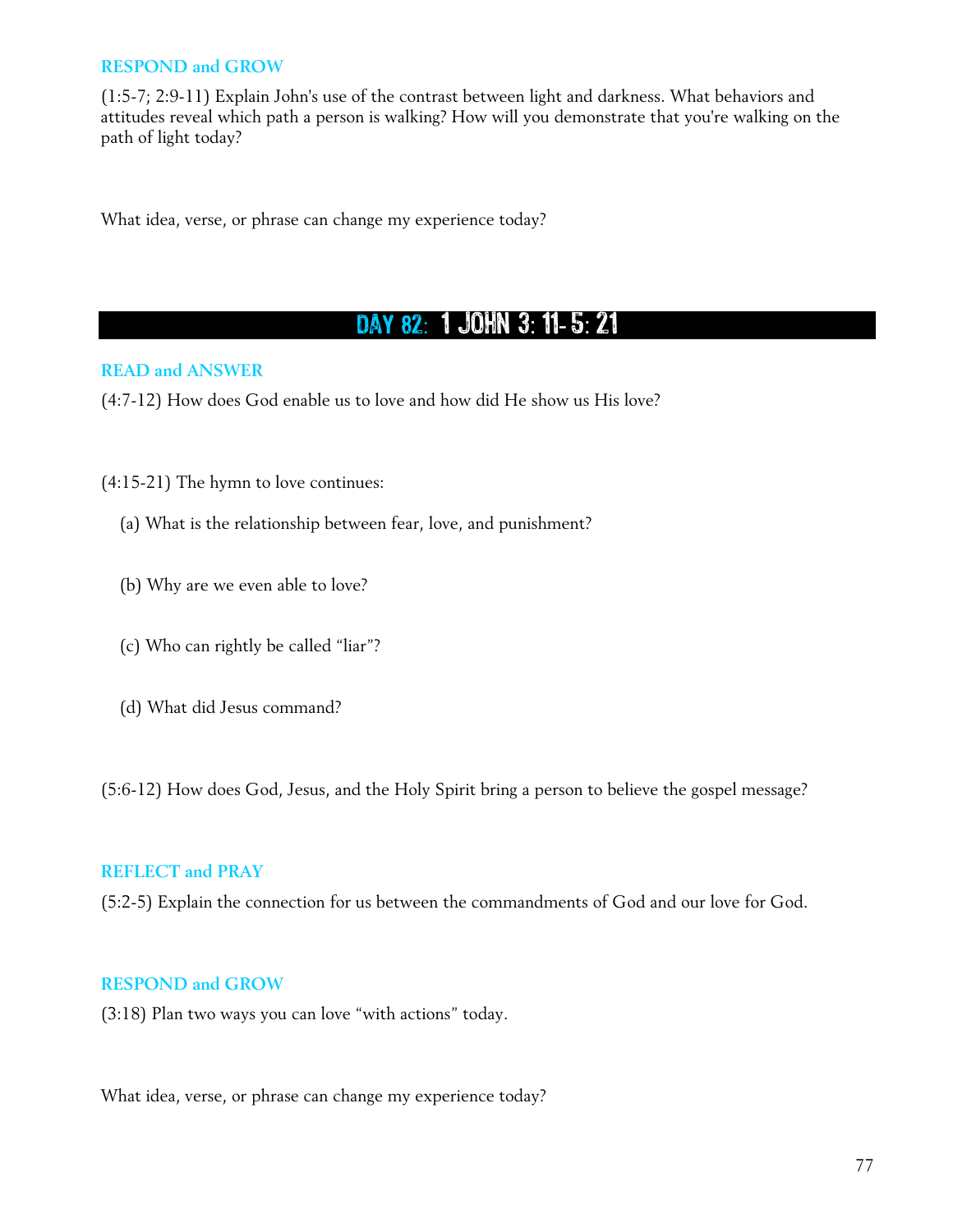### RESPOND and GROW

(1:5-7; 2:9-11) Explain John's use of the contrast between light and darkness. What behaviors and attitudes reveal which path a person is walking? How will you demonstrate that you're walking on the path of light today?

What idea, verse, or phrase can change my experience today?

## DAY 82: 1 JOHN 3: 11- 5: 21

### READ and ANSWER

(4:7-12) How does God enable us to love and how did He show us His love?

(4:15-21) The hymn to love continues:

(a) What is the relationship between fear, love, and punishment?

(b) Why are we even able to love?

(c) Who can rightly be called "liar"?

(d) What did Jesus command?

(5:6-12) How does God, Jesus, and the Holy Spirit bring a person to believe the gospel message?

### REFLECT and PRAY

(5:2-5) Explain the connection for us between the commandments of God and our love for God.

### RESPOND and GROW

(3:18) Plan two ways you can love "with actions" today.

What idea, verse, or phrase can change my experience today?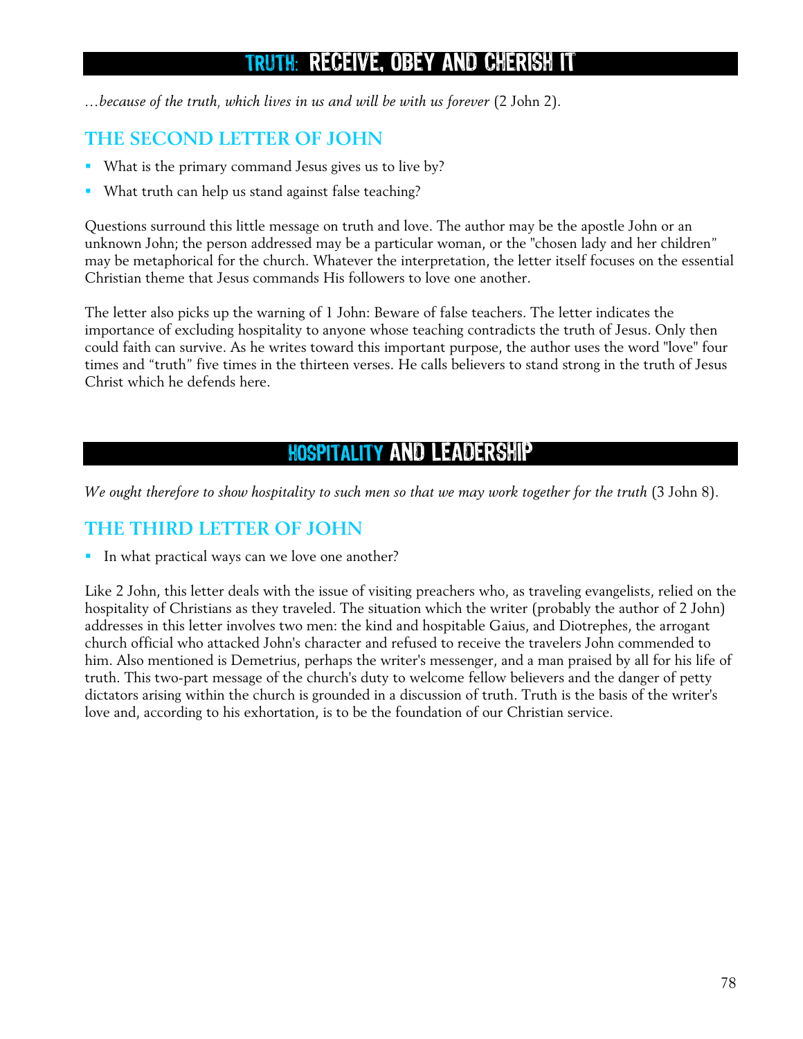# TRUTH: RECEIVE, OBEY AND CHERISH IT

*…because of the truth, which lives in us and will be with us forever* (2 John 2).

## THE SECOND LETTER OF JOHN

- What is the primary command Jesus gives us to live by?
- What truth can help us stand against false teaching?

Questions surround this little message on truth and love. The author may be the apostle John or an unknown John; the person addressed may be a particular woman, or the "chosen lady and her children" may be metaphorical for the church. Whatever the interpretation, the letter itself focuses on the essential Christian theme that Jesus commands His followers to love one another.

The letter also picks up the warning of 1 John: Beware of false teachers. The letter indicates the importance of excluding hospitality to anyone whose teaching contradicts the truth of Jesus. Only then could faith can survive. As he writes toward this important purpose, the author uses the word "love" four times and "truth" five times in the thirteen verses. He calls believers to stand strong in the truth of Jesus Christ which he defends here.

# HOSPITALITY AND LEADERSHIP

*We ought therefore to show hospitality to such men so that we may work together for the truth* (3 John 8).

## THE THIRD LETTER OF JOHN

- In what practical ways can we love one another?

Like 2 John, this letter deals with the issue of visiting preachers who, as traveling evangelists, relied on the hospitality of Christians as they traveled. The situation which the writer (probably the author of 2 John) addresses in this letter involves two men: the kind and hospitable Gaius, and Diotrephes, the arrogant church official who attacked John's character and refused to receive the travelers John commended to him. Also mentioned is Demetrius, perhaps the writer's messenger, and a man praised by all for his life of truth. This two-part message of the church's duty to welcome fellow believers and the danger of petty dictators arising within the church is grounded in a discussion of truth. Truth is the basis of the writer's love and, according to his exhortation, is to be the foundation of our Christian service.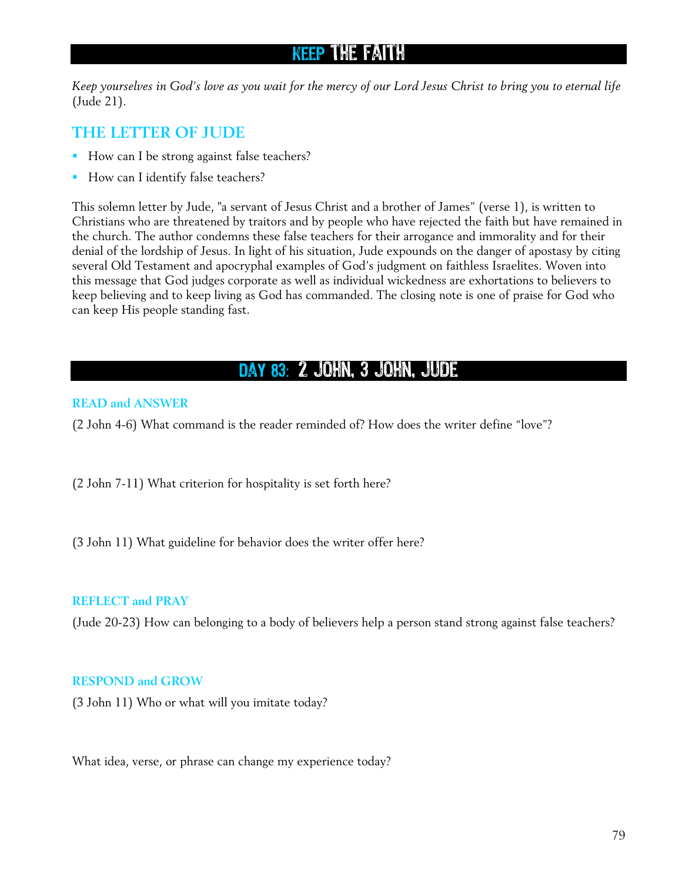# KEEP THE FAITH

*Keep yourselves in God's love as you wait for the mercy of our Lord Jesus Christ to bring you to eternal life* (Jude 21).

## THE LETTER OF JUDE

- How can I be strong against false teachers?
- How can I identify false teachers?

This solemn letter by Jude, "a servant of Jesus Christ and a brother of James" (verse 1), is written to Christians who are threatened by traitors and by people who have rejected the faith but have remained in the church. The author condemns these false teachers for their arrogance and immorality and for their denial of the lordship of Jesus. In light of his situation, Jude expounds on the danger of apostasy by citing several Old Testament and apocryphal examples of God's judgment on faithless Israelites. Woven into this message that God judges corporate as well as individual wickedness are exhortations to believers to keep believing and to keep living as God has commanded. The closing note is one of praise for God who can keep His people standing fast.

# DAY 83: 2 JOHN, 3 JOHN, JUDE

### READ and ANSWER

(2 John 4-6) What command is the reader reminded of? How does the writer define "love"?

(2 John 7-11) What criterion for hospitality is set forth here?

(3 John 11) What guideline for behavior does the writer offer here?

### REFLECT and PRAY

(Jude 20-23) How can belonging to a body of believers help a person stand strong against false teachers?

### RESPOND and GROW

(3 John 11) Who or what will you imitate today?

What idea, verse, or phrase can change my experience today?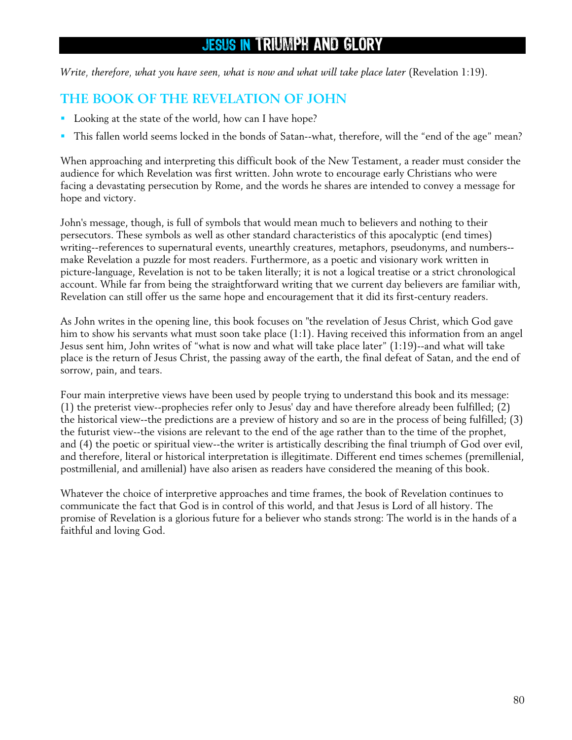# JESUS IN TRIUMPH AND GLORY

*Write, therefore, what you have seen, what is now and what will take place later* (Revelation 1:19).

## THE BOOK OF THE REVELATION OF JOHN

- Looking at the state of the world, how can I have hope?
- This fallen world seems locked in the bonds of Satan--what, therefore, will the "end of the age" mean?

When approaching and interpreting this difficult book of the New Testament, a reader must consider the audience for which Revelation was first written. John wrote to encourage early Christians who were facing a devastating persecution by Rome, and the words he shares are intended to convey a message for hope and victory.

John's message, though, is full of symbols that would mean much to believers and nothing to their persecutors. These symbols as well as other standard characteristics of this apocalyptic (end times) writing--references to supernatural events, unearthly creatures, metaphors, pseudonyms, and numbers--make Revelation a puzzle for most readers. Furthermore, as a poetic and visionary work written in picture-language, Revelation is not to be taken literally; it is not a logical treatise or a strict chronological account. While far from being the straightforward writing that we current day believers are familiar with, Revelation can still offer us the same hope and encouragement that it did its first-century readers.

As John writes in the opening line, this book focuses on "the revelation of Jesus Christ, which God gave him to show his servants what must soon take place (1:1). Having received this information from an angel Jesus sent him, John writes of "what is now and what will take place later" (1:19)--and what will take place is the return of Jesus Christ, the passing away of the earth, the final defeat of Satan, and the end of sorrow, pain, and tears.

Four main interpretive views have been used by people trying to understand this book and its message: (1) the preterist view--prophecies refer only to Jesus' day and have therefore already been fulfilled; (2) the historical view--the predictions are a preview of history and so are in the process of being fulfilled; (3) the futurist view--the visions are relevant to the end of the age rather than to the time of the prophet, and (4) the poetic or spiritual view--the writer is artistically describing the final triumph of God over evil, and therefore, literal or historical interpretation is illegitimate. Different end times schemes (premillenial, postmillenial, and amillenial) have also arisen as readers have considered the meaning of this book.

Whatever the choice of interpretive approaches and time frames, the book of Revelation continues to communicate the fact that God is in control of this world, and that Jesus is Lord of all history. The promise of Revelation is a glorious future for a believer who stands strong: The world is in the hands of a faithful and loving God.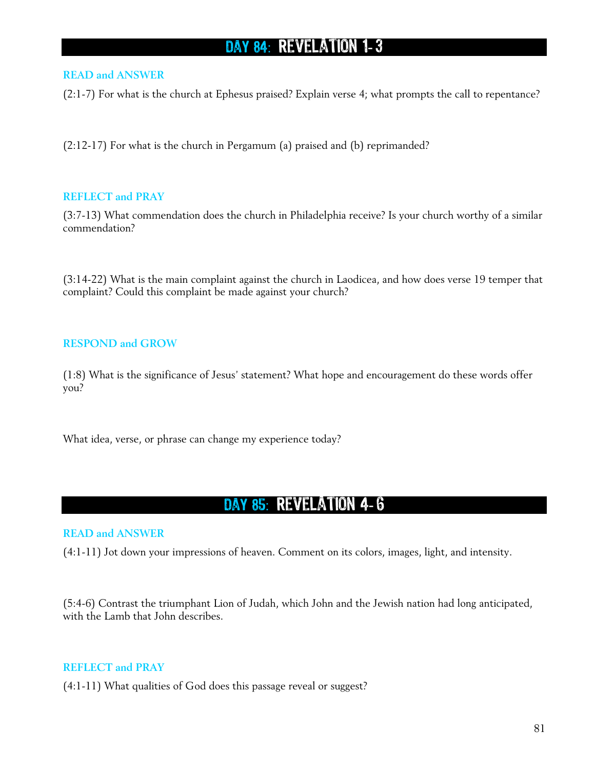## DAY 84: REVELATION 1-3

### READ and ANSWER

(2:1-7) For what is the church at Ephesus praised? Explain verse 4; what prompts the call to repentance?

(2:12-17) For what is the church in Pergamum (a) praised and (b) reprimanded?

### REFLECT and PRAY

(3:7-13) What commendation does the church in Philadelphia receive? Is your church worthy of a similar commendation?

(3:14-22) What is the main complaint against the church in Laodicea, and how does verse 19 temper that complaint? Could this complaint be made against your church?

### RESPOND and GROW

(1:8) What is the significance of Jesus' statement? What hope and encouragement do these words offer you?

What idea, verse, or phrase can change my experience today?

## DAY 85: REVELATION 4-6

### READ and ANSWER

(4:1-11) Jot down your impressions of heaven. Comment on its colors, images, light, and intensity.

(5:4-6) Contrast the triumphant Lion of Judah, which John and the Jewish nation had long anticipated, with the Lamb that John describes.

### REFLECT and PRAY

(4:1-11) What qualities of God does this passage reveal or suggest?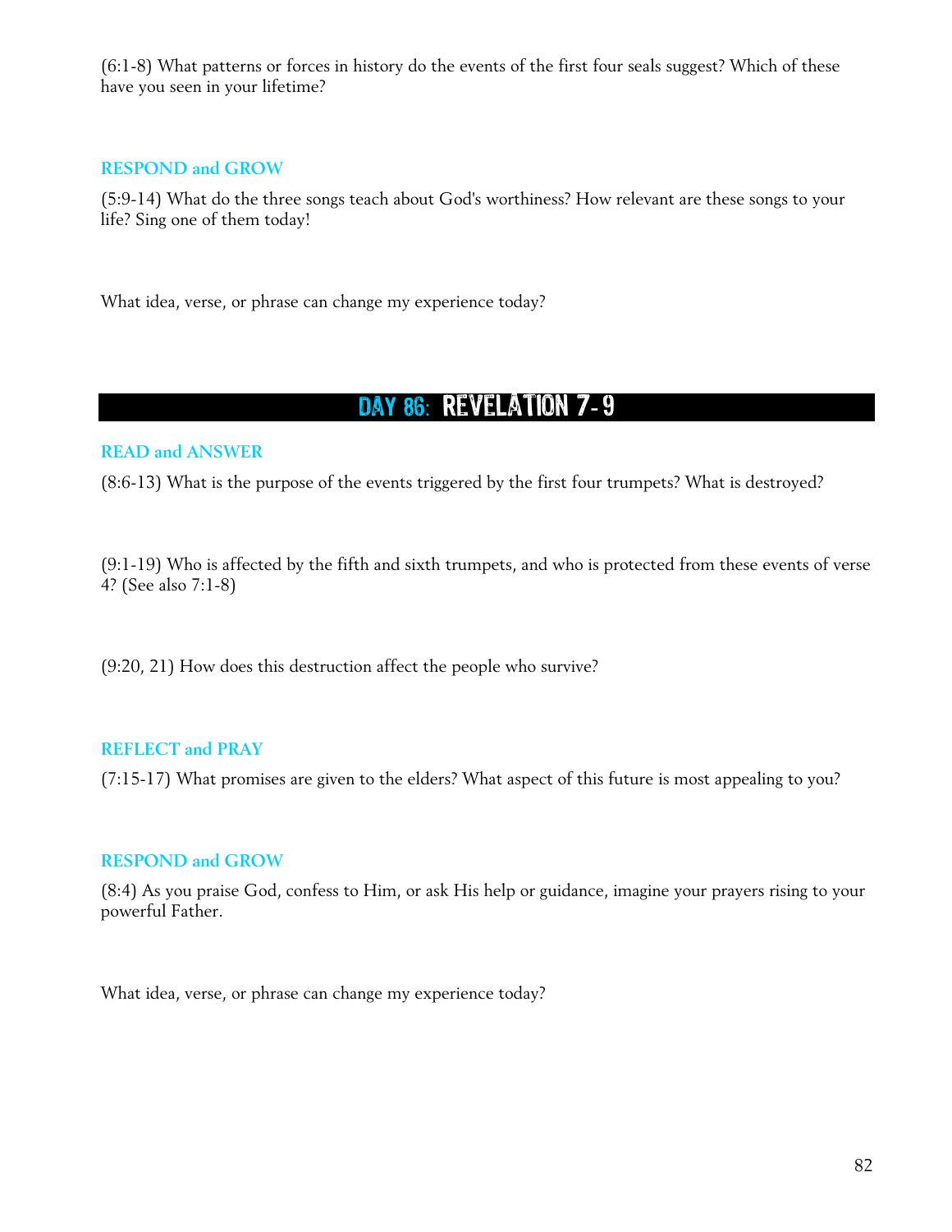(6:1-8) What patterns or forces in history do the events of the first four seals suggest? Which of these have you seen in your lifetime?

### RESPOND and GROW

(5:9-14) What do the three songs teach about God's worthiness? How relevant are these songs to your life? Sing one of them today!

What idea, verse, or phrase can change my experience today?

## DAY 86: REVELATION 7-9

### READ and ANSWER

(8:6-13) What is the purpose of the events triggered by the first four trumpets? What is destroyed?

(9:1-19) Who is affected by the fifth and sixth trumpets, and who is protected from these events of verse 4? (See also 7:1-8)

(9:20, 21) How does this destruction affect the people who survive?

### REFLECT and PRAY

(7:15-17) What promises are given to the elders? What aspect of this future is most appealing to you?

### RESPOND and GROW

(8:4) As you praise God, confess to Him, or ask His help or guidance, imagine your prayers rising to your powerful Father.

What idea, verse, or phrase can change my experience today?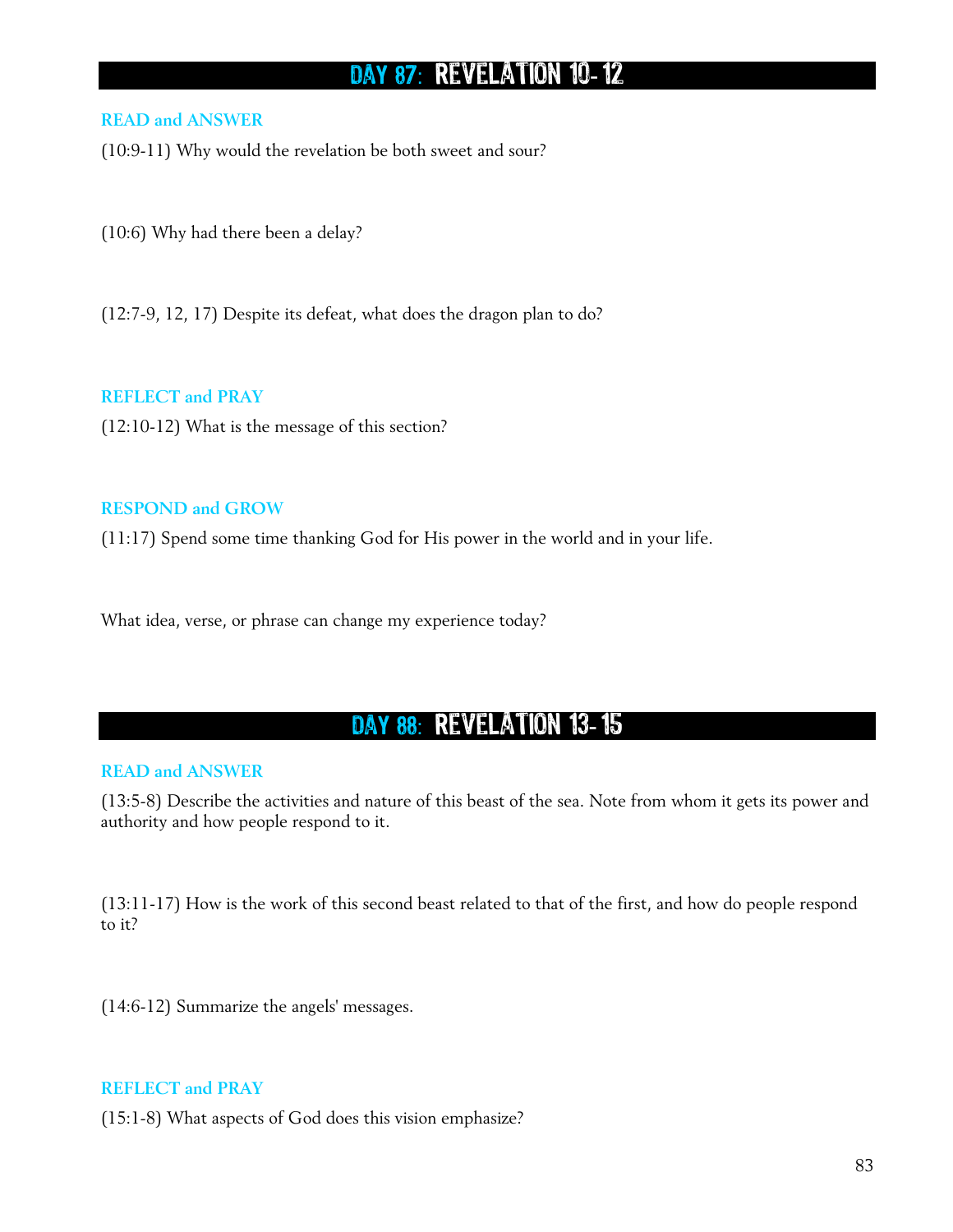## DAY 87: REVELATION 10- 12

### READ and ANSWER

(10:9-11) Why would the revelation be both sweet and sour?

(10:6) Why had there been a delay?

(12:7-9, 12, 17) Despite its defeat, what does the dragon plan to do?

### REFLECT and PRAY

(12:10-12) What is the message of this section?

### RESPOND and GROW

(11:17) Spend some time thanking God for His power in the world and in your life.

What idea, verse, or phrase can change my experience today?

## DAY 88: REVELATION 13- 15

### READ and ANSWER

(13:5-8) Describe the activities and nature of this beast of the sea. Note from whom it gets its power and authority and how people respond to it.

(13:11-17) How is the work of this second beast related to that of the first, and how do people respond to it?

(14:6-12) Summarize the angels' messages.

### REFLECT and PRAY

(15:1-8) What aspects of God does this vision emphasize?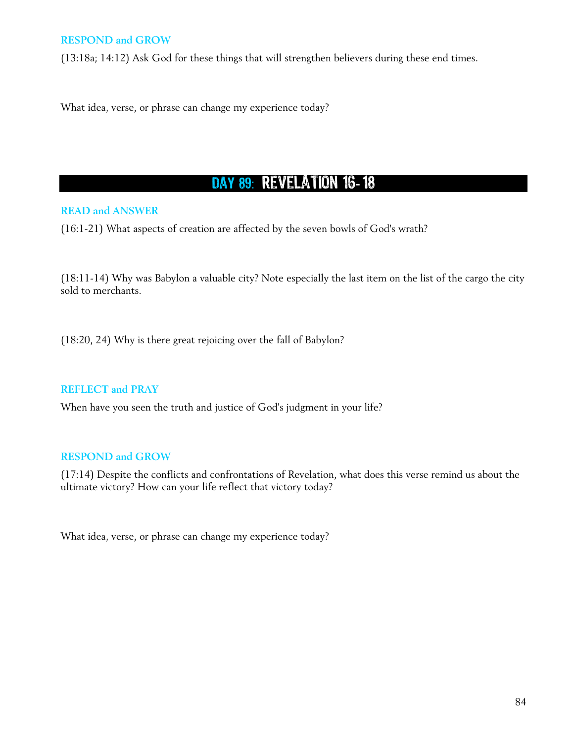### RESPOND and GROW

(13:18a; 14:12) Ask God for these things that will strengthen believers during these end times.

What idea, verse, or phrase can change my experience today?

## DAY 89: REVELATION 16-18

### READ and ANSWER

(16:1-21) What aspects of creation are affected by the seven bowls of God's wrath?

(18:11-14) Why was Babylon a valuable city? Note especially the last item on the list of the cargo the city sold to merchants.

(18:20, 24) Why is there great rejoicing over the fall of Babylon?

### REFLECT and PRAY

When have you seen the truth and justice of God's judgment in your life?

### RESPOND and GROW

(17:14) Despite the conflicts and confrontations of Revelation, what does this verse remind us about the ultimate victory? How can your life reflect that victory today?

What idea, verse, or phrase can change my experience today?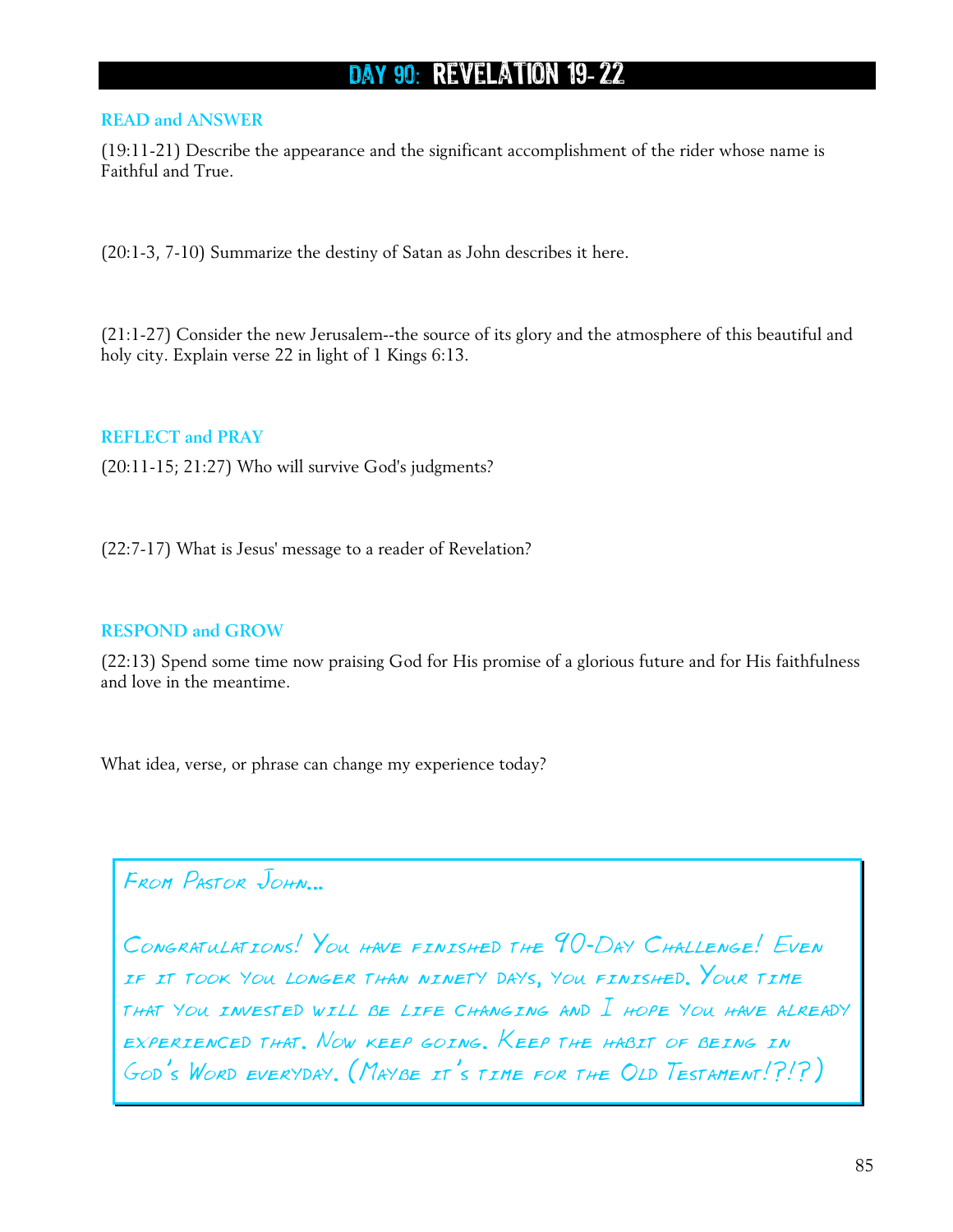# DAY 90: REVELATION 19- 22

### READ and ANSWER

(19:11-21) Describe the appearance and the significant accomplishment of the rider whose name is Faithful and True.

(20:1-3, 7-10) Summarize the destiny of Satan as John describes it here.

(21:1-27) Consider the new Jerusalem--the source of its glory and the atmosphere of this beautiful and holy city. Explain verse 22 in light of 1 Kings 6:13.

### REFLECT and PRAY

(20:11-15; 21:27) Who will survive God's judgments?

(22:7-17) What is Jesus' message to a reader of Revelation?

### RESPOND and GROW

(22:13) Spend some time now praising God for His promise of a glorious future and for His faithfulness and love in the meantime.

What idea, verse, or phrase can change my experience today?

> *From Pastor John...*
>
> *Congratulations! You have finished the 90-Day Challenge! Even if it took you longer than ninety days, you finished. Your time that you invested will be life changing and I hope you have already experienced that. Now keep going. Keep the habit of being in God's Word everyday. (Maybe it's time for the Old Testament!?!?)*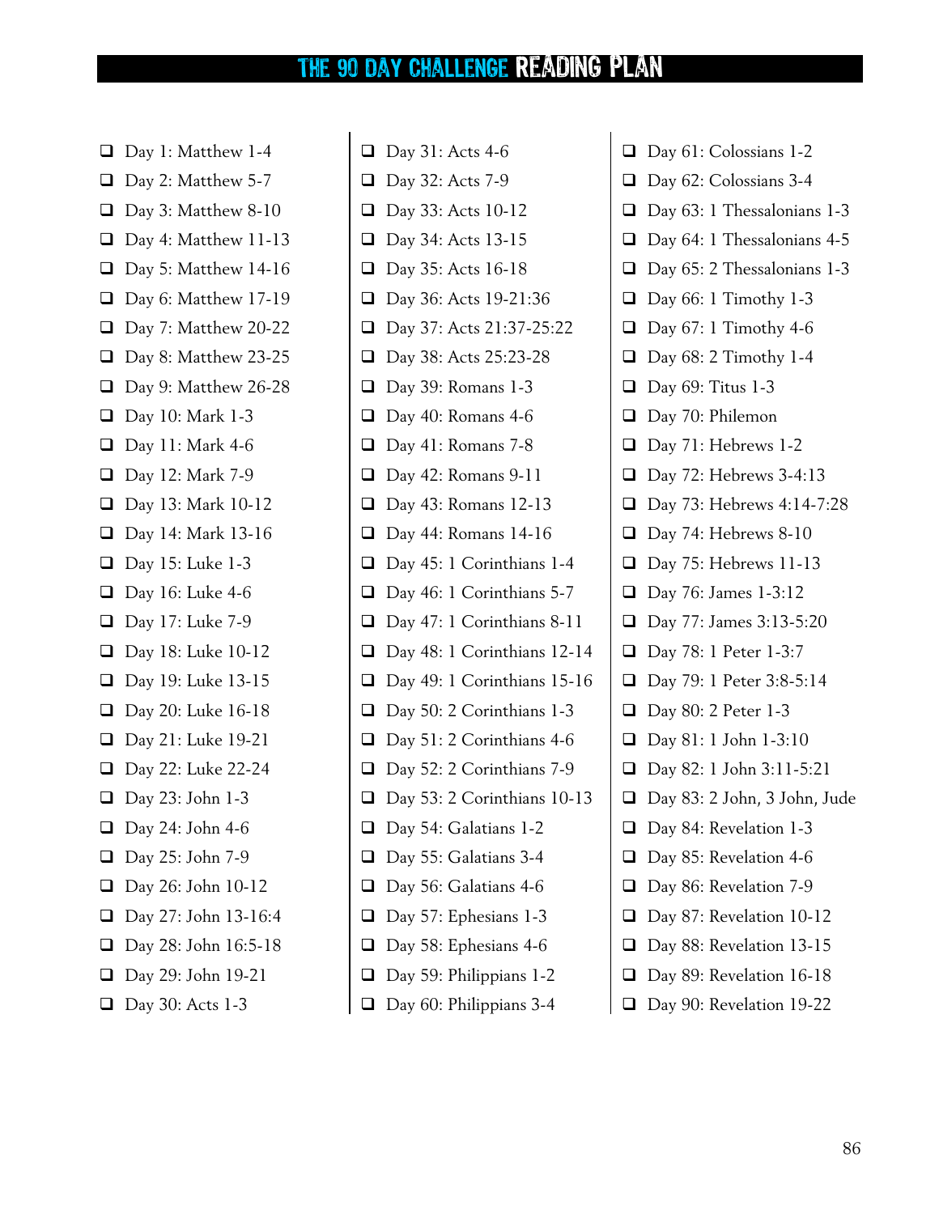# THE 90 DAY CHALLENGE READING PLAN

- ❑ Day 1: Matthew 1-4
- ❑ Day 2: Matthew 5-7
- ❑ Day 3: Matthew 8-10
- ❑ Day 4: Matthew 11-13
- ❑ Day 5: Matthew 14-16
- ❑ Day 6: Matthew 17-19
- ❑ Day 7: Matthew 20-22
- ❑ Day 8: Matthew 23-25
- ❑ Day 9: Matthew 26-28
- ❑ Day 10: Mark 1-3
- ❑ Day 11: Mark 4-6
- ❑ Day 12: Mark 7-9
- ❑ Day 13: Mark 10-12
- ❑ Day 14: Mark 13-16
- ❑ Day 15: Luke 1-3
- ❑ Day 16: Luke 4-6
- ❑ Day 17: Luke 7-9
- ❑ Day 18: Luke 10-12
- ❑ Day 19: Luke 13-15
- ❑ Day 20: Luke 16-18
- ❑ Day 21: Luke 19-21
- ❑ Day 22: Luke 22-24
- ❑ Day 23: John 1-3
- ❑ Day 24: John 4-6
- ❑ Day 25: John 7-9
- ❑ Day 26: John 10-12
- ❑ Day 27: John 13-16:4
- ❑ Day 28: John 16:5-18
- ❑ Day 29: John 19-21
- ❑ Day 30: Acts 1-3
- ❑ Day 31: Acts 4-6
- ❑ Day 32: Acts 7-9
- ❑ Day 33: Acts 10-12
- ❑ Day 34: Acts 13-15
- ❑ Day 35: Acts 16-18
- ❑ Day 36: Acts 19-21:36
- ❑ Day 37: Acts 21:37-25:22
- ❑ Day 38: Acts 25:23-28
- ❑ Day 39: Romans 1-3
- ❑ Day 40: Romans 4-6
- ❑ Day 41: Romans 7-8
- ❑ Day 42: Romans 9-11
- ❑ Day 43: Romans 12-13
- ❑ Day 44: Romans 14-16
- ❑ Day 45: 1 Corinthians 1-4
- ❑ Day 46: 1 Corinthians 5-7
- ❑ Day 47: 1 Corinthians 8-11
- ❑ Day 48: 1 Corinthians 12-14
- ❑ Day 49: 1 Corinthians 15-16
- ❑ Day 50: 2 Corinthians 1-3
- ❑ Day 51: 2 Corinthians 4-6
- ❑ Day 52: 2 Corinthians 7-9
- ❑ Day 53: 2 Corinthians 10-13
- ❑ Day 54: Galatians 1-2
- ❑ Day 55: Galatians 3-4
- ❑ Day 56: Galatians 4-6
- ❑ Day 57: Ephesians 1-3
- ❑ Day 58: Ephesians 4-6
- ❑ Day 59: Philippians 1-2
- ❑ Day 60: Philippians 3-4
- ❑ Day 61: Colossians 1-2
- ❑ Day 62: Colossians 3-4
- ❑ Day 63: 1 Thessalonians 1-3
- ❑ Day 64: 1 Thessalonians 4-5
- ❑ Day 65: 2 Thessalonians 1-3
- ❑ Day 66: 1 Timothy 1-3
- ❑ Day 67: 1 Timothy 4-6
- ❑ Day 68: 2 Timothy 1-4
- ❑ Day 69: Titus 1-3
- ❑ Day 70: Philemon
- ❑ Day 71: Hebrews 1-2
- ❑ Day 72: Hebrews 3-4:13
- ❑ Day 73: Hebrews 4:14-7:28
- ❑ Day 74: Hebrews 8-10
- ❑ Day 75: Hebrews 11-13
- ❑ Day 76: James 1-3:12
- ❑ Day 77: James 3:13-5:20
- ❑ Day 78: 1 Peter 1-3:7
- ❑ Day 79: 1 Peter 3:8-5:14
- ❑ Day 80: 2 Peter 1-3
- ❑ Day 81: 1 John 1-3:10
- ❑ Day 82: 1 John 3:11-5:21
- ❑ Day 83: 2 John, 3 John, Jude
- ❑ Day 84: Revelation 1-3
- ❑ Day 85: Revelation 4-6
- ❑ Day 86: Revelation 7-9
- ❑ Day 87: Revelation 10-12
- ❑ Day 88: Revelation 13-15
- ❑ Day 89: Revelation 16-18
- ❑ Day 90: Revelation 19-22